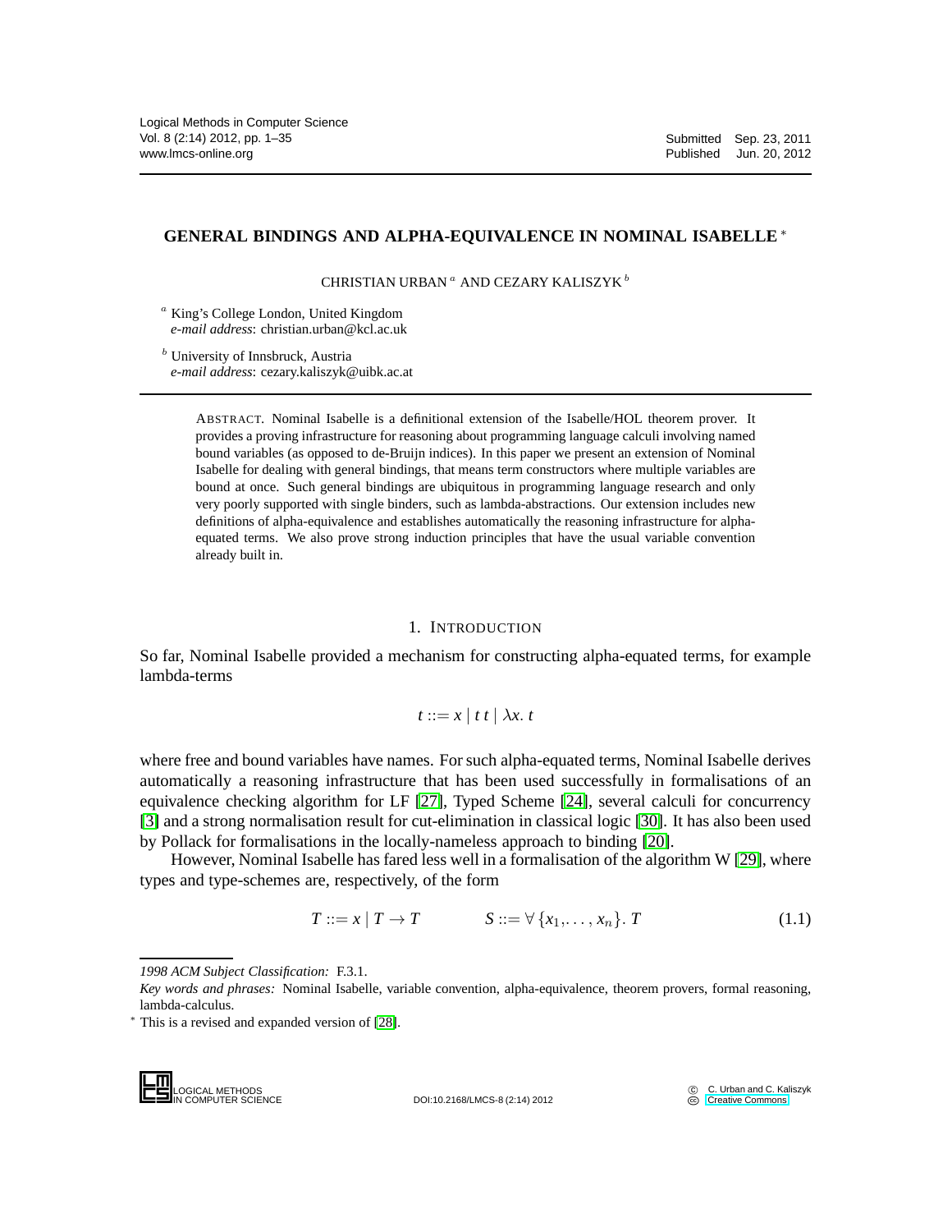# GENERAL BINDINGS AND ALPHA-EQUIVALENCE IN NOMINAL ISABELLE *

CHRISTIAN URBAN [a] AND CEZARY KALISZYK [b]

[a] King's College London, United Kingdom
*e-mail address*: christian.urban@kcl.ac.uk

[b] University of Innsbruck, Austria
*e-mail address*: cezary.kaliszyk@uibk.ac.at

ABSTRACT. Nominal Isabelle is a definitional extension of the Isabelle/HOL theorem prover. It provides a proving infrastructure for reasoning about programming language calculi involving named bound variables (as opposed to de-Bruijn indices). In this paper we present an extension of Nominal Isabelle for dealing with general bindings, that means term constructors where multiple variables are bound at once. Such general bindings are ubiquitous in programming language research and only very poorly supported with single binders, such as lambda-abstractions. Our extension includes new definitions of alpha-equivalence and establishes automatically the reasoning infrastructure for alpha-equated terms. We also prove strong induction principles that have the usual variable convention already built in.

## 1. INTRODUCTION

So far, Nominal Isabelle provided a mechanism for constructing alpha-equated terms, for example lambda-terms

$$t ::= x \mid t\ t \mid \lambda x.\ t$$

where free and bound variables have names. For such alpha-equated terms, Nominal Isabelle derives automatically a reasoning infrastructure that has been used successfully in formalisations of an equivalence checking algorithm for LF [27], Typed Scheme [24], several calculi for concurrency [3] and a strong normalisation result for cut-elimination in classical logic [30]. It has also been used by Pollack for formalisations in the locally-nameless approach to binding [20].

However, Nominal Isabelle has fared less well in a formalisation of the algorithm W [29], where types and type-schemes are, respectively, of the form

$$T ::= x \mid T \to T \qquad\qquad S ::= \forall\, \{x_1, \ldots, x_n\}.\ T \tag{1.1}$$

*1998 ACM Subject Classification:* F.3.1.

*Key words and phrases:* Nominal Isabelle, variable convention, alpha-equivalence, theorem provers, formal reasoning, lambda-calculus.

* This is a revised and expanded version of [28].

DOI:10.2168/LMCS-8 (2:14) 2012

© C. Urban and C. Kaliszyk
Creative Commons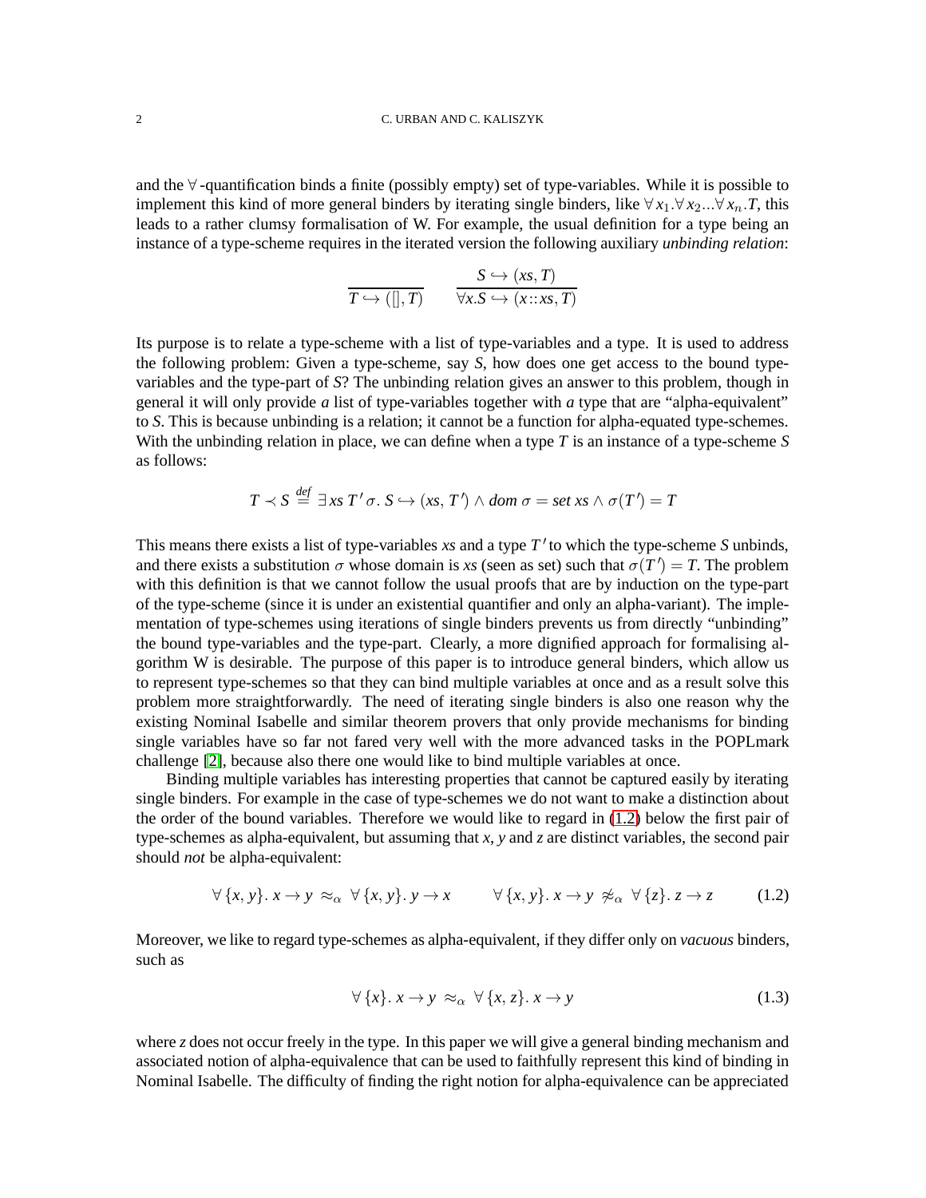and the $\forall$-quantification binds a finite (possibly empty) set of type-variables. While it is possible to implement this kind of more general binders by iterating single binders, like $\forall x_1.\forall x_2...\forall x_n.T$, this leads to a rather clumsy formalisation of W. For example, the usual definition for a type being an instance of a type-scheme requires in the iterated version the following auxiliary *unbinding relation*:

$$\frac{}{T \hookrightarrow ([], T)} \qquad \frac{S \hookrightarrow (xs, T)}{\forall x.S \hookrightarrow (x{::}xs, T)}$$

Its purpose is to relate a type-scheme with a list of type-variables and a type. It is used to address the following problem: Given a type-scheme, say $S$, how does one get access to the bound type-variables and the type-part of $S$? The unbinding relation gives an answer to this problem, though in general it will only provide *a* list of type-variables together with *a* type that are "alpha-equivalent" to $S$. This is because unbinding is a relation; it cannot be a function for alpha-equated type-schemes. With the unbinding relation in place, we can define when a type $T$ is an instance of a type-scheme $S$ as follows:

$$T \prec S \stackrel{def}{=} \exists xs\; T'\, \sigma.\; S \hookrightarrow (xs,\, T') \wedge dom\; \sigma = set\; xs \wedge \sigma(T') = T$$

This means there exists a list of type-variables $xs$ and a type $T'$ to which the type-scheme $S$ unbinds, and there exists a substitution $\sigma$ whose domain is $xs$ (seen as set) such that $\sigma(T') = T$. The problem with this definition is that we cannot follow the usual proofs that are by induction on the type-part of the type-scheme (since it is under an existential quantifier and only an alpha-variant). The implementation of type-schemes using iterations of single binders prevents us from directly "unbinding" the bound type-variables and the type-part. Clearly, a more dignified approach for formalising algorithm W is desirable. The purpose of this paper is to introduce general binders, which allow us to represent type-schemes so that they can bind multiple variables at once and as a result solve this problem more straightforwardly. The need of iterating single binders is also one reason why the existing Nominal Isabelle and similar theorem provers that only provide mechanisms for binding single variables have so far not fared very well with the more advanced tasks in the POPLmark challenge [2], because also there one would like to bind multiple variables at once.

Binding multiple variables has interesting properties that cannot be captured easily by iterating single binders. For example in the case of type-schemes we do not want to make a distinction about the order of the bound variables. Therefore we would like to regard in (1.2) below the first pair of type-schemes as alpha-equivalent, but assuming that $x$, $y$ and $z$ are distinct variables, the second pair should *not* be alpha-equivalent:

$$\forall \{x, y\}.\, x \rightarrow y \;\approx_\alpha\; \forall \{x, y\}.\, y \rightarrow x \qquad \forall \{x, y\}.\, x \rightarrow y \;\not\approx_\alpha\; \forall \{z\}.\, z \rightarrow z \tag{1.2}$$

Moreover, we like to regard type-schemes as alpha-equivalent, if they differ only on *vacuous* binders, such as

$$\forall \{x\}.\, x \rightarrow y \;\approx_\alpha\; \forall \{x, z\}.\, x \rightarrow y \tag{1.3}$$

where $z$ does not occur freely in the type. In this paper we will give a general binding mechanism and associated notion of alpha-equivalence that can be used to faithfully represent this kind of binding in Nominal Isabelle. The difficulty of finding the right notion for alpha-equivalence can be appreciated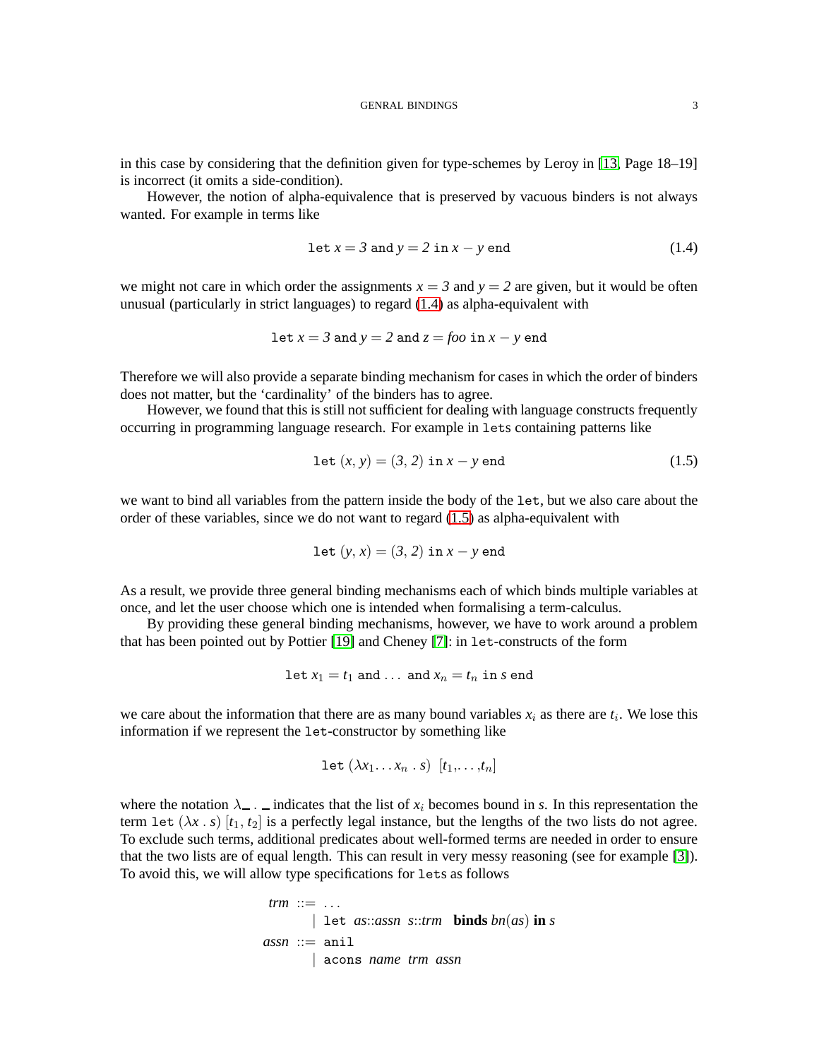in this case by considering that the definition given for type-schemes by Leroy in [13, Page 18–19] is incorrect (it omits a side-condition).

However, the notion of alpha-equivalence that is preserved by vacuous binders is not always wanted. For example in terms like

$$\texttt{let}\ x = 3\ \texttt{and}\ y = 2\ \texttt{in}\ x - y\ \texttt{end} \tag{1.4}$$

we might not care in which order the assignments $x = 3$ and $y = 2$ are given, but it would be often unusual (particularly in strict languages) to regard (1.4) as alpha-equivalent with

$$\texttt{let}\ x = 3\ \texttt{and}\ y = 2\ \texttt{and}\ z = foo\ \texttt{in}\ x - y\ \texttt{end}$$

Therefore we will also provide a separate binding mechanism for cases in which the order of binders does not matter, but the 'cardinality' of the binders has to agree.

However, we found that this is still not sufficient for dealing with language constructs frequently occurring in programming language research. For example in `let`s containing patterns like

$$\texttt{let}\ (x, y) = (3, 2)\ \texttt{in}\ x - y\ \texttt{end} \tag{1.5}$$

we want to bind all variables from the pattern inside the body of the `let`, but we also care about the order of these variables, since we do not want to regard (1.5) as alpha-equivalent with

$$\texttt{let}\ (y, x) = (3, 2)\ \texttt{in}\ x - y\ \texttt{end}$$

As a result, we provide three general binding mechanisms each of which binds multiple variables at once, and let the user choose which one is intended when formalising a term-calculus.

By providing these general binding mechanisms, however, we have to work around a problem that has been pointed out by Pottier [19] and Cheney [7]: in `let`-constructs of the form

$$\texttt{let}\ x_1 = t_1\ \texttt{and}\ \ldots\ \texttt{and}\ x_n = t_n\ \texttt{in}\ s\ \texttt{end}$$

we care about the information that there are as many bound variables $x_i$ as there are $t_i$. We lose this information if we represent the `let`-constructor by something like

$$\texttt{let}\ (\lambda x_1 \ldots x_n\ .\ s)\ \ [t_1, \ldots, t_n]$$

where the notation $\lambda\_\ .\ \_$ indicates that the list of $x_i$ becomes bound in $s$. In this representation the term $\texttt{let}\ (\lambda x\ .\ s)\ [t_1, t_2]$ is a perfectly legal instance, but the lengths of the two lists do not agree. To exclude such terms, additional predicates about well-formed terms are needed in order to ensure that the two lists are of equal length. This can result in very messy reasoning (see for example [3]). To avoid this, we will allow type specifications for `let`s as follows

$$
\begin{array}{rcl}
\mathit{trm} & ::= & \ldots \\
& | & \texttt{let}\ \ \mathit{as}{::}\mathit{assn}\ \ s{::}\mathit{trm}\ \ \ \textbf{binds}\ \mathit{bn}(\mathit{as})\ \textbf{in}\ s \\
\mathit{assn} & ::= & \texttt{anil} \\
& | & \texttt{acons}\ \ \mathit{name}\ \ \mathit{trm}\ \ \mathit{assn}
\end{array}
$$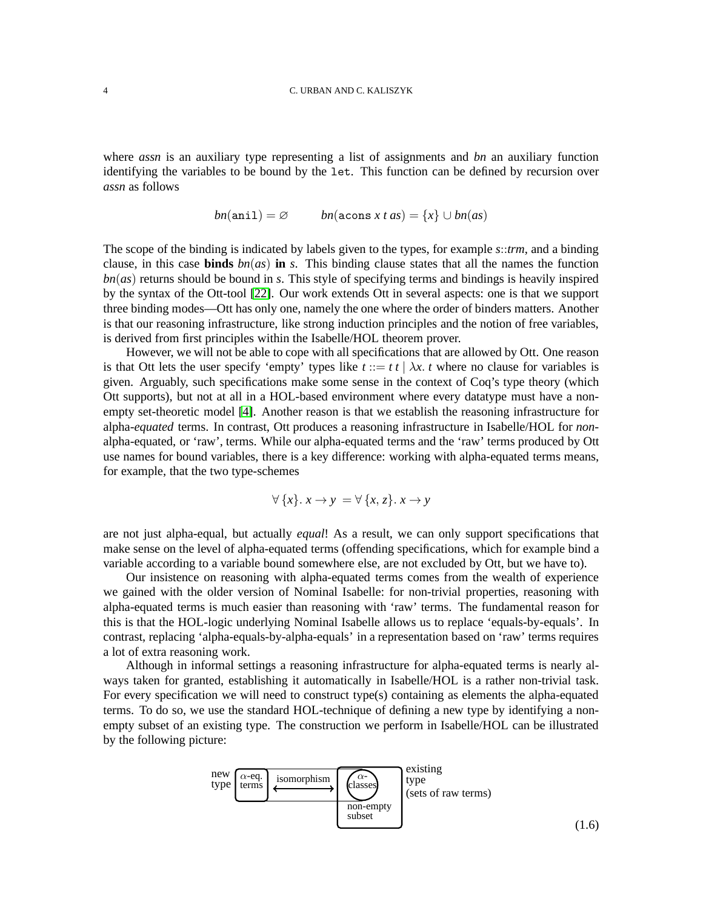where *assn* is an auxiliary type representing a list of assignments and *bn* an auxiliary function identifying the variables to be bound by the `let`. This function can be defined by recursion over *assn* as follows

$$bn(\texttt{anil}) = \varnothing \qquad bn(\texttt{acons}\ x\ t\ as) = \{x\} \cup bn(as)$$

The scope of the binding is indicated by labels given to the types, for example $s::trm$, and a binding clause, in this case **binds** $bn(as)$ **in** $s$. This binding clause states that all the names the function $bn(as)$ returns should be bound in $s$. This style of specifying terms and bindings is heavily inspired by the syntax of the Ott-tool [22]. Our work extends Ott in several aspects: one is that we support three binding modes—Ott has only one, namely the one where the order of binders matters. Another is that our reasoning infrastructure, like strong induction principles and the notion of free variables, is derived from first principles within the Isabelle/HOL theorem prover.

However, we will not be able to cope with all specifications that are allowed by Ott. One reason is that Ott lets the user specify 'empty' types like $t ::= t\ t \mid \lambda x.\ t$ where no clause for variables is given. Arguably, such specifications make some sense in the context of Coq's type theory (which Ott supports), but not at all in a HOL-based environment where every datatype must have a non-empty set-theoretic model [4]. Another reason is that we establish the reasoning infrastructure for alpha-*equated* terms. In contrast, Ott produces a reasoning infrastructure in Isabelle/HOL for *non*-alpha-equated, or 'raw', terms. While our alpha-equated terms and the 'raw' terms produced by Ott use names for bound variables, there is a key difference: working with alpha-equated terms means, for example, that the two type-schemes

$$\forall\,\{x\}.\ x \rightarrow y \ = \forall\,\{x, z\}.\ x \rightarrow y$$

are not just alpha-equal, but actually *equal*! As a result, we can only support specifications that make sense on the level of alpha-equated terms (offending specifications, which for example bind a variable according to a variable bound somewhere else, are not excluded by Ott, but we have to).

Our insistence on reasoning with alpha-equated terms comes from the wealth of experience we gained with the older version of Nominal Isabelle: for non-trivial properties, reasoning with alpha-equated terms is much easier than reasoning with 'raw' terms. The fundamental reason for this is that the HOL-logic underlying Nominal Isabelle allows us to replace 'equals-by-equals'. In contrast, replacing 'alpha-equals-by-alpha-equals' in a representation based on 'raw' terms requires a lot of extra reasoning work.

Although in informal settings a reasoning infrastructure for alpha-equated terms is nearly always taken for granted, establishing it automatically in Isabelle/HOL is a rather non-trivial task. For every specification we will need to construct type(s) containing as elements the alpha-equated terms. To do so, we use the standard HOL-technique of defining a new type by identifying a non-empty subset of an existing type. The construction we perform in Isabelle/HOL can be illustrated by the following picture:

new type: $\alpha$-eq. terms ⟷ (isomorphism) ⟷ $\alpha$-classes (non-empty subset) — existing type (sets of raw terms)

(1.6)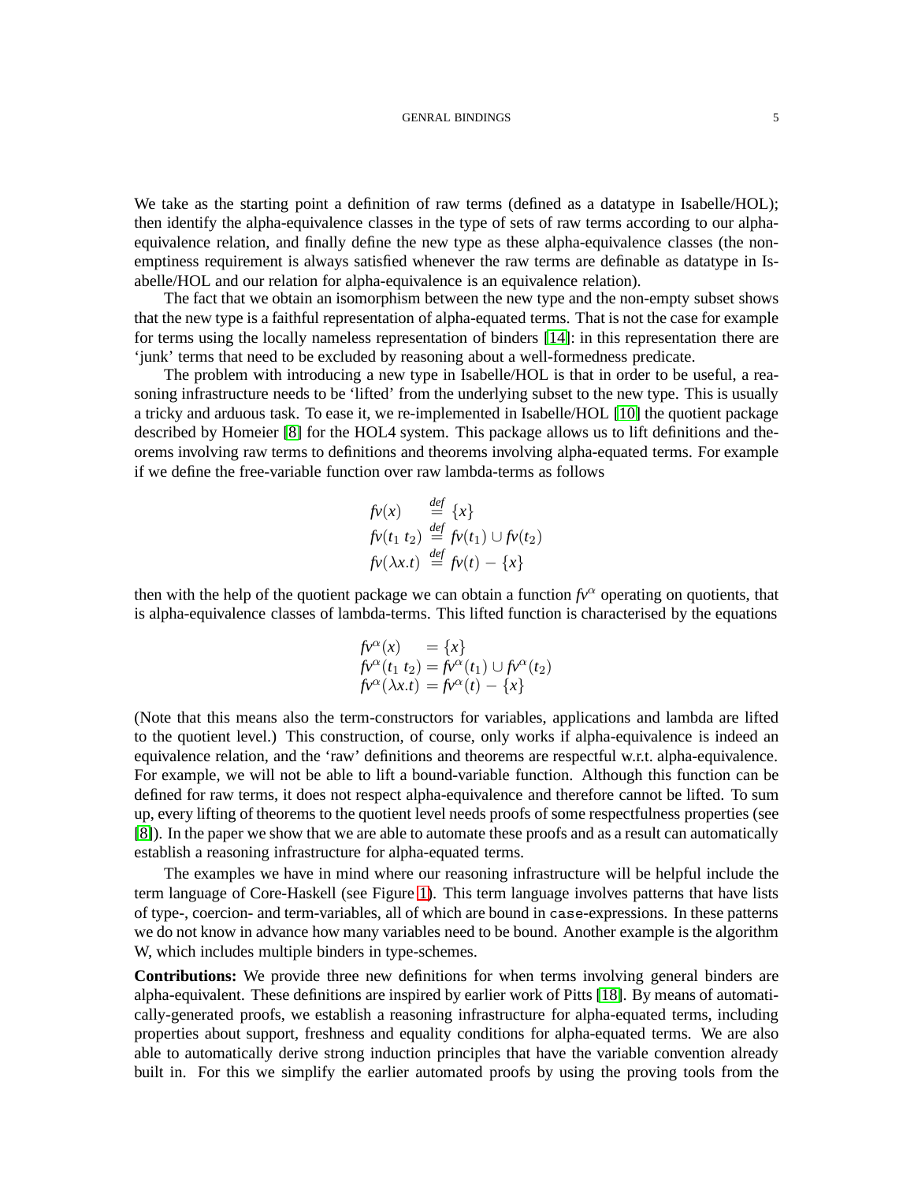We take as the starting point a definition of raw terms (defined as a datatype in Isabelle/HOL); then identify the alpha-equivalence classes in the type of sets of raw terms according to our alpha-equivalence relation, and finally define the new type as these alpha-equivalence classes (the non-emptiness requirement is always satisfied whenever the raw terms are definable as datatype in Isabelle/HOL and our relation for alpha-equivalence is an equivalence relation).

The fact that we obtain an isomorphism between the new type and the non-empty subset shows that the new type is a faithful representation of alpha-equated terms. That is not the case for example for terms using the locally nameless representation of binders [14]: in this representation there are 'junk' terms that need to be excluded by reasoning about a well-formedness predicate.

The problem with introducing a new type in Isabelle/HOL is that in order to be useful, a reasoning infrastructure needs to be 'lifted' from the underlying subset to the new type. This is usually a tricky and arduous task. To ease it, we re-implemented in Isabelle/HOL [10] the quotient package described by Homeier [8] for the HOL4 system. This package allows us to lift definitions and theorems involving raw terms to definitions and theorems involving alpha-equated terms. For example if we define the free-variable function over raw lambda-terms as follows

$$
\begin{aligned}
fv(x) &\stackrel{def}{=} \{x\} \\
fv(t_1\ t_2) &\stackrel{def}{=} fv(t_1) \cup fv(t_2) \\
fv(\lambda x.t) &\stackrel{def}{=} fv(t) - \{x\}
\end{aligned}
$$

then with the help of the quotient package we can obtain a function $fv^\alpha$ operating on quotients, that is alpha-equivalence classes of lambda-terms. This lifted function is characterised by the equations

$$
\begin{aligned}
fv^\alpha(x) &= \{x\} \\
fv^\alpha(t_1\ t_2) &= fv^\alpha(t_1) \cup fv^\alpha(t_2) \\
fv^\alpha(\lambda x.t) &= fv^\alpha(t) - \{x\}
\end{aligned}
$$

(Note that this means also the term-constructors for variables, applications and lambda are lifted to the quotient level.) This construction, of course, only works if alpha-equivalence is indeed an equivalence relation, and the 'raw' definitions and theorems are respectful w.r.t. alpha-equivalence. For example, we will not be able to lift a bound-variable function. Although this function can be defined for raw terms, it does not respect alpha-equivalence and therefore cannot be lifted. To sum up, every lifting of theorems to the quotient level needs proofs of some respectfulness properties (see [8]). In the paper we show that we are able to automate these proofs and as a result can automatically establish a reasoning infrastructure for alpha-equated terms.

The examples we have in mind where our reasoning infrastructure will be helpful include the term language of Core-Haskell (see Figure 1). This term language involves patterns that have lists of type-, coercion- and term-variables, all of which are bound in `case`-expressions. In these patterns we do not know in advance how many variables need to be bound. Another example is the algorithm W, which includes multiple binders in type-schemes.

**Contributions:** We provide three new definitions for when terms involving general binders are alpha-equivalent. These definitions are inspired by earlier work of Pitts [18]. By means of automatically-generated proofs, we establish a reasoning infrastructure for alpha-equated terms, including properties about support, freshness and equality conditions for alpha-equated terms. We are also able to automatically derive strong induction principles that have the variable convention already built in. For this we simplify the earlier automated proofs by using the proving tools from the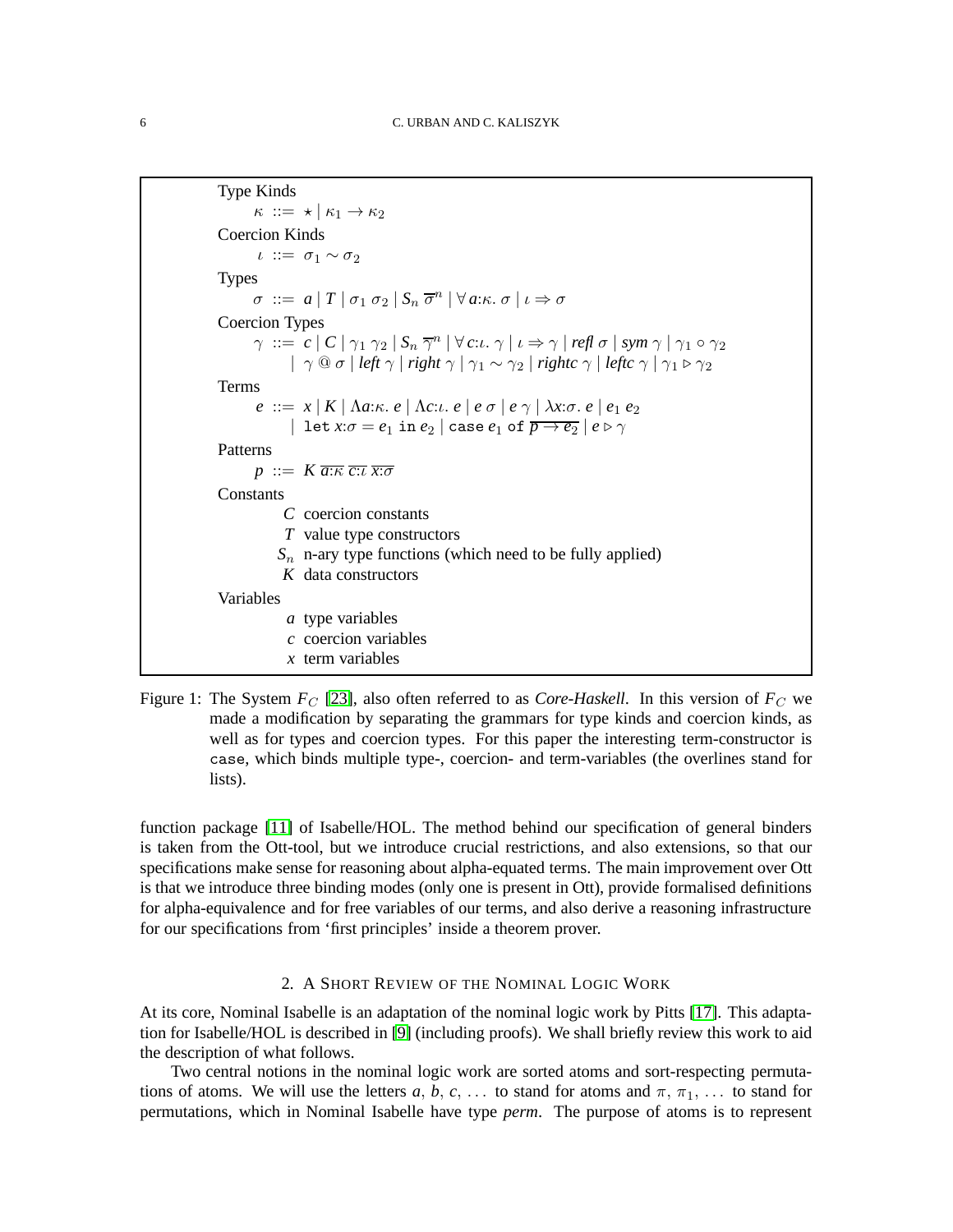Type Kinds

$$\kappa \;::=\; \star \mid \kappa_1 \rightarrow \kappa_2$$

Coercion Kinds

$$\iota \;::=\; \sigma_1 \sim \sigma_2$$

Types

$$\sigma \;::=\; a \mid T \mid \sigma_1\;\sigma_2 \mid S_n\;\overline{\sigma}^n \mid \forall\, a{:}\kappa.\;\sigma \mid \iota \Rightarrow \sigma$$

Coercion Types

$$\begin{aligned}\gamma \;::=\;& c \mid C \mid \gamma_1\;\gamma_2 \mid S_n\;\overline{\gamma}^n \mid \forall\, c{:}\iota.\;\gamma \mid \iota \Rightarrow \gamma \mid \mathit{refl}\;\sigma \mid \mathit{sym}\;\gamma \mid \gamma_1 \circ \gamma_2\\ \mid\;& \gamma \mathbin{@} \sigma \mid \mathit{left}\;\gamma \mid \mathit{right}\;\gamma \mid \gamma_1 \sim \gamma_2 \mid \mathit{rightc}\;\gamma \mid \mathit{leftc}\;\gamma \mid \gamma_1 \rhd \gamma_2\end{aligned}$$

Terms

$$\begin{aligned}e \;::=\;& x \mid K \mid \Lambda a{:}\kappa.\;e \mid \Lambda c{:}\iota.\;e \mid e\;\sigma \mid e\;\gamma \mid \lambda x{:}\sigma.\;e \mid e_1\;e_2\\ \mid\;& \texttt{let}\;x{:}\sigma = e_1\;\texttt{in}\;e_2 \mid \texttt{case}\;e_1\;\texttt{of}\;\overline{p \rightarrow e_2} \mid e \rhd \gamma\end{aligned}$$

Patterns

$$p \;::=\; K\;\overline{a{:}\kappa}\;\overline{c{:}\iota}\;\overline{x{:}\sigma}$$

Constants

- $C$ coercion constants
- $T$ value type constructors
- $S_n$ n-ary type functions (which need to be fully applied)
- $K$ data constructors

Variables

- $a$ type variables
- $c$ coercion variables
- $x$ term variables

Figure 1: The System $F_C$ [23], also often referred to as *Core-Haskell*. In this version of $F_C$ we made a modification by separating the grammars for type kinds and coercion kinds, as well as for types and coercion types. For this paper the interesting term-constructor is `case`, which binds multiple type-, coercion- and term-variables (the overlines stand for lists).

function package [11] of Isabelle/HOL. The method behind our specification of general binders is taken from the Ott-tool, but we introduce crucial restrictions, and also extensions, so that our specifications make sense for reasoning about alpha-equated terms. The main improvement over Ott is that we introduce three binding modes (only one is present in Ott), provide formalised definitions for alpha-equivalence and for free variables of our terms, and also derive a reasoning infrastructure for our specifications from 'first principles' inside a theorem prover.

## 2. A Short Review of the Nominal Logic Work

At its core, Nominal Isabelle is an adaptation of the nominal logic work by Pitts [17]. This adaptation for Isabelle/HOL is described in [9] (including proofs). We shall briefly review this work to aid the description of what follows.

Two central notions in the nominal logic work are sorted atoms and sort-respecting permutations of atoms. We will use the letters $a, b, c, \ldots$ to stand for atoms and $\pi, \pi_1, \ldots$ to stand for permutations, which in Nominal Isabelle have type *perm*. The purpose of atoms is to represent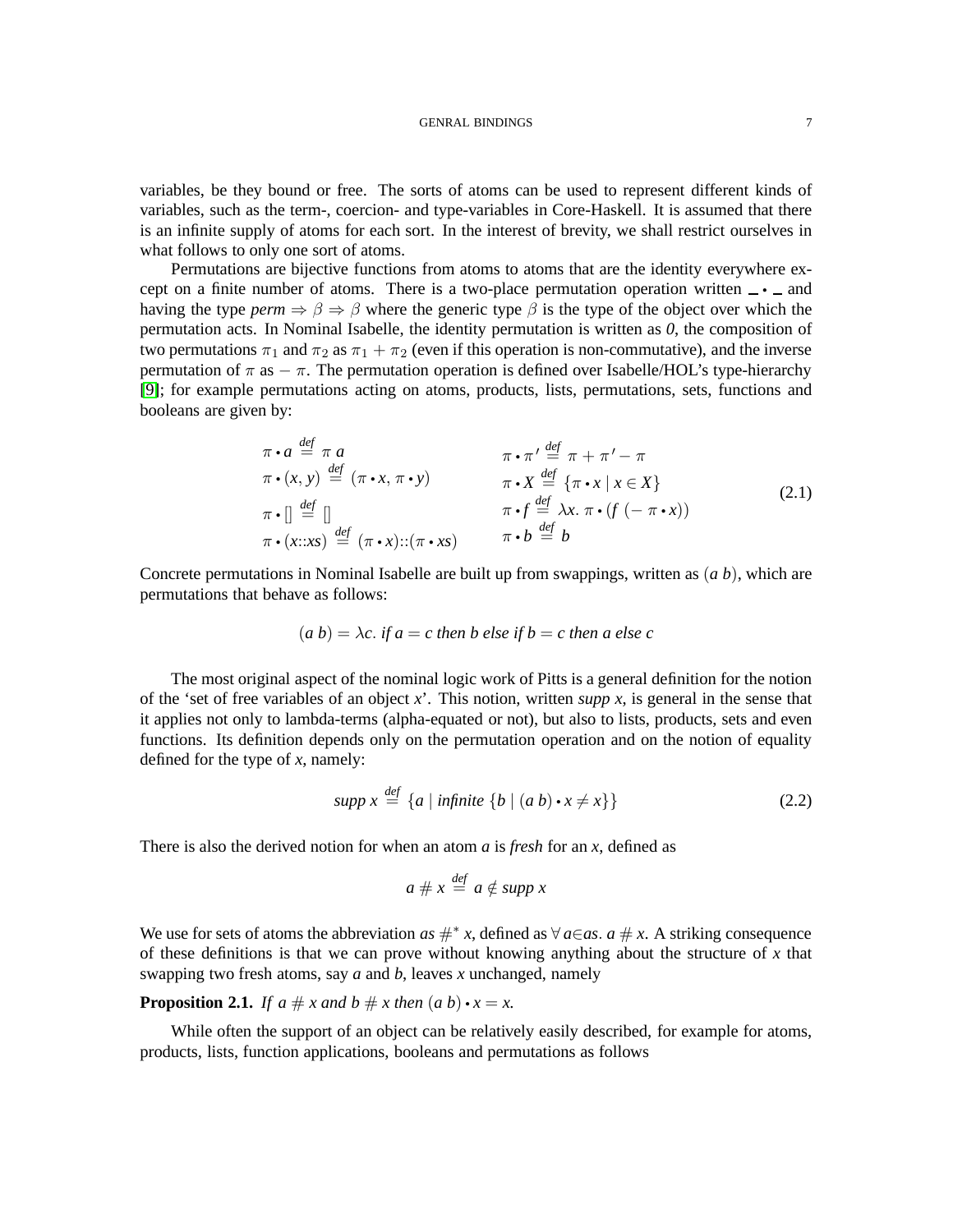variables, be they bound or free. The sorts of atoms can be used to represent different kinds of variables, such as the term-, coercion- and type-variables in Core-Haskell. It is assumed that there is an infinite supply of atoms for each sort. In the interest of brevity, we shall restrict ourselves in what follows to only one sort of atoms.

Permutations are bijective functions from atoms to atoms that are the identity everywhere except on a finite number of atoms. There is a two-place permutation operation written $\_ \bullet \_$ and having the type $perm \Rightarrow \beta \Rightarrow \beta$ where the generic type $\beta$ is the type of the object over which the permutation acts. In Nominal Isabelle, the identity permutation is written as *0*, the composition of two permutations $\pi_1$ and $\pi_2$ as $\pi_1 + \pi_2$ (even if this operation is non-commutative), and the inverse permutation of $\pi$ as $-\pi$. The permutation operation is defined over Isabelle/HOL's type-hierarchy [9]; for example permutations acting on atoms, products, lists, permutations, sets, functions and booleans are given by:

$$
\begin{array}{ll}
\pi \bullet a \stackrel{\text{def}}{=} \pi\, a & \pi \bullet \pi' \stackrel{\text{def}}{=} \pi + \pi' - \pi \\
\pi \bullet (x, y) \stackrel{\text{def}}{=} (\pi \bullet x, \pi \bullet y) & \pi \bullet X \stackrel{\text{def}}{=} \{\pi \bullet x \mid x \in X\} \\
\pi \bullet [] \stackrel{\text{def}}{=} [] & \pi \bullet f \stackrel{\text{def}}{=} \lambda x.\, \pi \bullet (f\ (-\pi \bullet x)) \\
\pi \bullet (x{::}xs) \stackrel{\text{def}}{=} (\pi \bullet x){::}(\pi \bullet xs) & \pi \bullet b \stackrel{\text{def}}{=} b
\end{array}
\tag{2.1}
$$

Concrete permutations in Nominal Isabelle are built up from swappings, written as $(a\ b)$, which are permutations that behave as follows:

$$(a\ b) = \lambda c.\ \textit{if}\ a = c\ \textit{then}\ b\ \textit{else if}\ b = c\ \textit{then}\ a\ \textit{else}\ c$$

The most original aspect of the nominal logic work of Pitts is a general definition for the notion of the 'set of free variables of an object $x$'. This notion, written *supp* $x$, is general in the sense that it applies not only to lambda-terms (alpha-equated or not), but also to lists, products, sets and even functions. Its definition depends only on the permutation operation and on the notion of equality defined for the type of $x$, namely:

$$\textit{supp}\ x \stackrel{\text{def}}{=} \{a \mid \textit{infinite}\ \{b \mid (a\ b) \bullet x \neq x\}\} \tag{2.2}$$

There is also the derived notion for when an atom $a$ is *fresh* for an $x$, defined as

$$a \# x \stackrel{\text{def}}{=} a \notin \textit{supp}\ x$$

We use for sets of atoms the abbreviation $as \#^* x$, defined as $\forall a{\in}as.\ a \# x$. A striking consequence of these definitions is that we can prove without knowing anything about the structure of $x$ that swapping two fresh atoms, say $a$ and $b$, leaves $x$ unchanged, namely

**Proposition 2.1.** *If $a \# x$ and $b \# x$ then $(a\ b) \bullet x = x$.*

While often the support of an object can be relatively easily described, for example for atoms, products, lists, function applications, booleans and permutations as follows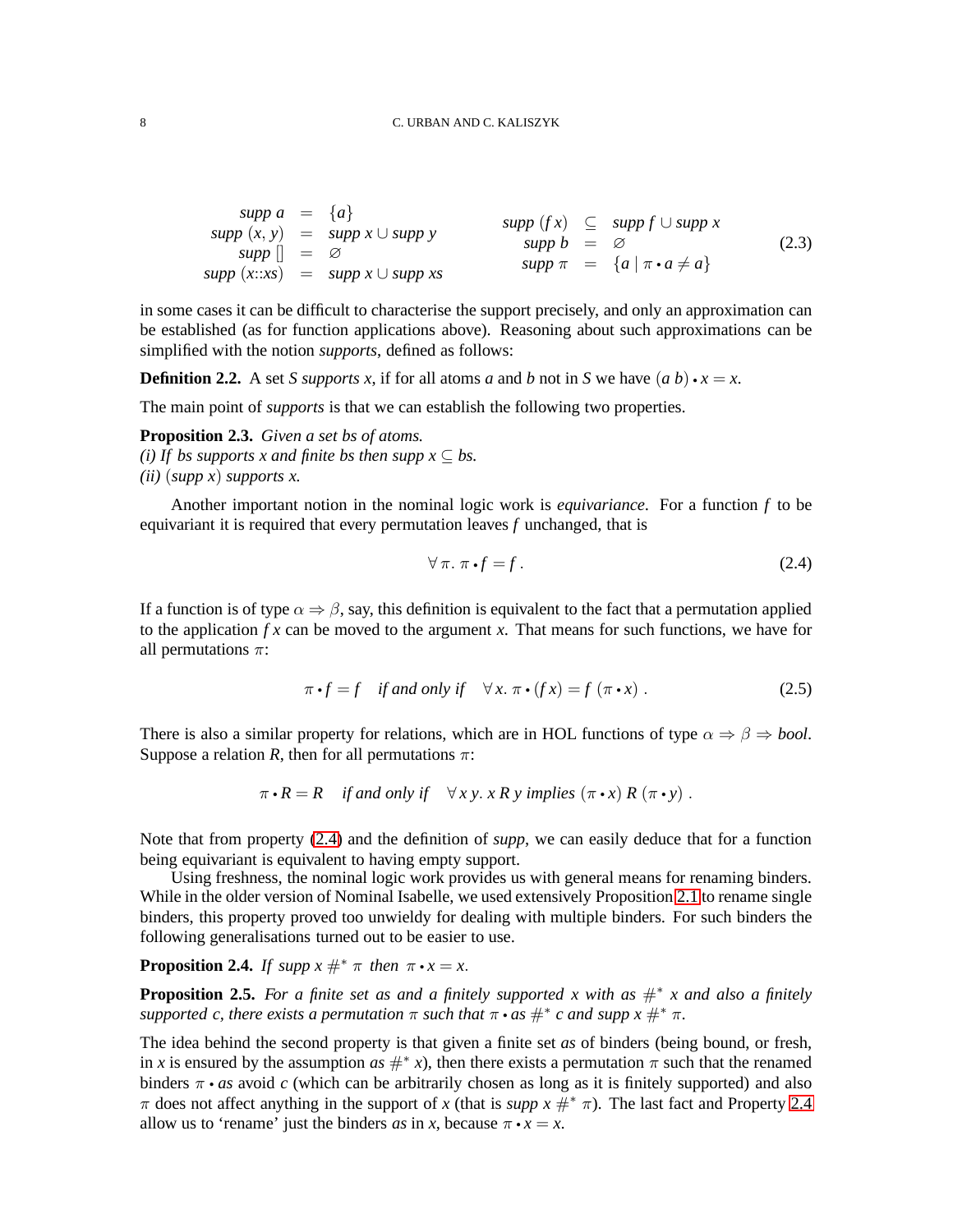$$
\begin{array}{rcl}
\textit{supp}\ a & = & \{a\} \\
\textit{supp}\ (x,y) & = & \textit{supp}\ x \cup \textit{supp}\ y \\
\textit{supp}\ [] & = & \varnothing \\
\textit{supp}\ (x{::}xs) & = & \textit{supp}\ x \cup \textit{supp}\ xs
\end{array}
\qquad
\begin{array}{rcl}
\textit{supp}\ (f\,x) & \subseteq & \textit{supp}\ f \cup \textit{supp}\ x \\
\textit{supp}\ b & = & \varnothing \\
\textit{supp}\ \pi & = & \{a \mid \pi \bullet a \neq a\}
\end{array}
\tag{2.3}
$$

in some cases it can be difficult to characterise the support precisely, and only an approximation can be established (as for function applications above). Reasoning about such approximations can be simplified with the notion *supports*, defined as follows:

**Definition 2.2.** A set $S$ *supports* $x$, if for all atoms $a$ and $b$ not in $S$ we have $(a\ b) \bullet x = x$.

The main point of *supports* is that we can establish the following two properties.

**Proposition 2.3.** *Given a set bs of atoms.*
*(i) If bs supports x and finite bs then* $\textit{supp}\ x \subseteq \textit{bs}$.
*(ii)* $(\textit{supp}\ x)$ *supports x.*

Another important notion in the nominal logic work is *equivariance*. For a function $f$ to be equivariant it is required that every permutation leaves $f$ unchanged, that is

$$
\forall\,\pi.\ \pi \bullet f = f\,. \tag{2.4}
$$

If a function is of type $\alpha \Rightarrow \beta$, say, this definition is equivalent to the fact that a permutation applied to the application $f\,x$ can be moved to the argument $x$. That means for such functions, we have for all permutations $\pi$:

$$
\pi \bullet f = f \quad \textit{if and only if} \quad \forall\,x.\ \pi \bullet (f\,x) = f\ (\pi \bullet x)\,. \tag{2.5}
$$

There is also a similar property for relations, which are in HOL functions of type $\alpha \Rightarrow \beta \Rightarrow \textit{bool}$. Suppose a relation $R$, then for all permutations $\pi$:

$$
\pi \bullet R = R \quad \textit{if and only if} \quad \forall\,x\,y.\ x\ R\ y\ \textit{implies}\ (\pi \bullet x)\ R\ (\pi \bullet y)\,.
$$

Note that from property (2.4) and the definition of *supp*, we can easily deduce that for a function being equivariant is equivalent to having empty support.

Using freshness, the nominal logic work provides us with general means for renaming binders. While in the older version of Nominal Isabelle, we used extensively Proposition 2.1 to rename single binders, this property proved too unwieldy for dealing with multiple binders. For such binders the following generalisations turned out to be easier to use.

**Proposition 2.4.** *If* $\textit{supp}\ x \mathrel{\#^*} \pi$ *then* $\pi \bullet x = x$.

**Proposition 2.5.** *For a finite set as and a finitely supported x with* $\textit{as} \mathrel{\#^*} x$ *and also a finitely supported c, there exists a permutation* $\pi$ *such that* $\pi \bullet \textit{as} \mathrel{\#^*} c$ *and* $\textit{supp}\ x \mathrel{\#^*} \pi$.

The idea behind the second property is that given a finite set *as* of binders (being bound, or fresh, in $x$ is ensured by the assumption $\textit{as} \mathrel{\#^*} x$), then there exists a permutation $\pi$ such that the renamed binders $\pi \bullet \textit{as}$ avoid $c$ (which can be arbitrarily chosen as long as it is finitely supported) and also $\pi$ does not affect anything in the support of $x$ (that is $\textit{supp}\ x \mathrel{\#^*} \pi$). The last fact and Property 2.4 allow us to 'rename' just the binders *as* in $x$, because $\pi \bullet x = x$.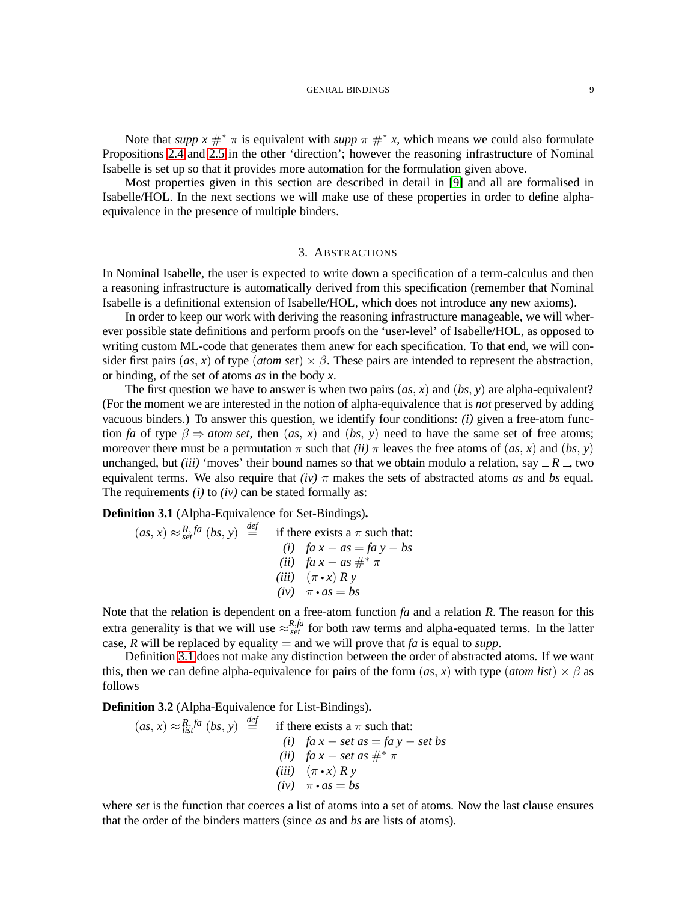Note that *supp x* $\#^*$ $\pi$ is equivalent with *supp* $\pi$ $\#^*$ *x*, which means we could also formulate Propositions 2.4 and 2.5 in the other 'direction'; however the reasoning infrastructure of Nominal Isabelle is set up so that it provides more automation for the formulation given above.

Most properties given in this section are described in detail in [9] and all are formalised in Isabelle/HOL. In the next sections we will make use of these properties in order to define alpha-equivalence in the presence of multiple binders.

## 3. Abstractions

In Nominal Isabelle, the user is expected to write down a specification of a term-calculus and then a reasoning infrastructure is automatically derived from this specification (remember that Nominal Isabelle is a definitional extension of Isabelle/HOL, which does not introduce any new axioms).

In order to keep our work with deriving the reasoning infrastructure manageable, we will wherever possible state definitions and perform proofs on the 'user-level' of Isabelle/HOL, as opposed to writing custom ML-code that generates them anew for each specification. To that end, we will consider first pairs $(as, x)$ of type $(\textit{atom set}) \times \beta$. These pairs are intended to represent the abstraction, or binding, of the set of atoms *as* in the body *x*.

The first question we have to answer is when two pairs $(as, x)$ and $(bs, y)$ are alpha-equivalent? (For the moment we are interested in the notion of alpha-equivalence that is *not* preserved by adding vacuous binders.) To answer this question, we identify four conditions: *(i)* given a free-atom function *fa* of type $\beta \Rightarrow \textit{atom set}$, then $(as, x)$ and $(bs, y)$ need to have the same set of free atoms; moreover there must be a permutation $\pi$ such that *(ii)* $\pi$ leaves the free atoms of $(as, x)$ and $(bs, y)$ unchanged, but *(iii)* 'moves' their bound names so that we obtain modulo a relation, say $\_\ R\ \_$, two equivalent terms. We also require that *(iv)* $\pi$ makes the sets of abstracted atoms *as* and *bs* equal. The requirements *(i)* to *(iv)* can be stated formally as:

**Definition 3.1** (Alpha-Equivalence for Set-Bindings)**.**

$$
(as, x) \approx_{set}^{R, fa} (bs, y) \stackrel{def}{=} \quad \text{if there exists a } \pi \text{ such that:}
$$

$$
\begin{array}{rl}
(i) & fa\ x - as = fa\ y - bs \\
(ii) & fa\ x - as\ \#^*\ \pi \\
(iii) & (\pi \bullet x)\ R\ y \\
(iv) & \pi \bullet as = bs
\end{array}
$$

Note that the relation is dependent on a free-atom function *fa* and a relation *R*. The reason for this extra generality is that we will use $\approx_{set}^{R,fa}$ for both raw terms and alpha-equated terms. In the latter case, *R* will be replaced by equality $=$ and we will prove that *fa* is equal to *supp*.

Definition 3.1 does not make any distinction between the order of abstracted atoms. If we want this, then we can define alpha-equivalence for pairs of the form $(as, x)$ with type $(\textit{atom list}) \times \beta$ as follows

**Definition 3.2** (Alpha-Equivalence for List-Bindings)**.**

$$
(as, x) \approx_{list}^{R, fa} (bs, y) \stackrel{def}{=} \quad \text{if there exists a } \pi \text{ such that:}
$$

$$
\begin{array}{rl}
(i) & fa\ x - set\ as = fa\ y - set\ bs \\
(ii) & fa\ x - set\ as\ \#^*\ \pi \\
(iii) & (\pi \bullet x)\ R\ y \\
(iv) & \pi \bullet as = bs
\end{array}
$$

where *set* is the function that coerces a list of atoms into a set of atoms. Now the last clause ensures that the order of the binders matters (since *as* and *bs* are lists of atoms).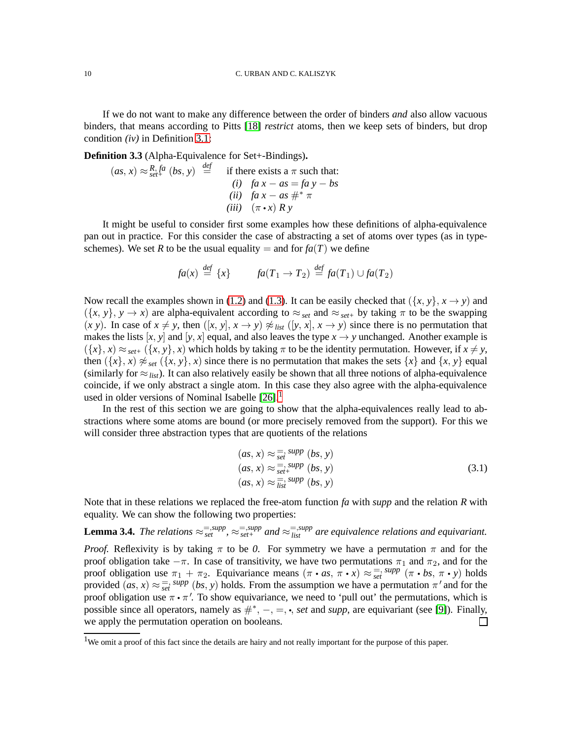If we do not want to make any difference between the order of binders *and* also allow vacuous binders, that means according to Pitts [18] *restrict* atoms, then we keep sets of binders, but drop condition *(iv)* in Definition 3.1:

**Definition 3.3** (Alpha-Equivalence for Set+-Bindings)**.**

$$
(as,\, x) \approx_{set+}^{R,\,fa} (bs,\, y) \;\stackrel{def}{=}\; \text{if there exists a } \pi \text{ such that:}
\begin{array}{rl}
(i) & fa\ x - as = fa\ y - bs\\
(ii) & fa\ x - as \ \#^*\ \pi\\
(iii) & (\pi \bullet x)\ R\ y
\end{array}
$$

It might be useful to consider first some examples how these definitions of alpha-equivalence pan out in practice. For this consider the case of abstracting a set of atoms over types (as in type-schemes). We set $R$ to be the usual equality $=$ and for $fa(T)$ we define

$$
fa(x) \stackrel{def}{=} \{x\} \qquad\qquad fa(T_1 \to T_2) \stackrel{def}{=} fa(T_1) \cup fa(T_2)
$$

Now recall the examples shown in (1.2) and (1.3). It can be easily checked that $(\{x,\, y\},\, x \to y)$ and $(\{x,\, y\},\, y \to x)$ are alpha-equivalent according to $\approx_{set}$ and $\approx_{set+}$ by taking $\pi$ to be the swapping $(x\ y)$. In case of $x \neq y$, then $([x,\, y],\, x \to y) \not\approx_{list} ([y,\, x],\, x \to y)$ since there is no permutation that makes the lists $[x,\, y]$ and $[y,\, x]$ equal, and also leaves the type $x \to y$ unchanged. Another example is $(\{x\},\, x) \approx_{set+} (\{x,\, y\},\, x)$ which holds by taking $\pi$ to be the identity permutation. However, if $x \neq y$, then $(\{x\},\, x) \not\approx_{set} (\{x,\, y\},\, x)$ since there is no permutation that makes the sets $\{x\}$ and $\{x,\, y\}$ equal (similarly for $\approx_{list}$). It can also relatively easily be shown that all three notions of alpha-equivalence coincide, if we only abstract a single atom. In this case they also agree with the alpha-equivalence used in older versions of Nominal Isabelle [26].[1]

In the rest of this section we are going to show that the alpha-equivalences really lead to abstractions where some atoms are bound (or more precisely removed from the support). For this we will consider three abstraction types that are quotients of the relations

$$
\begin{array}{l}
(as,\, x) \approx_{set}^{=,\ supp} (bs,\, y)\\
(as,\, x) \approx_{set+}^{=,\ supp} (bs,\, y)\\
(as,\, x) \approx_{list}^{=,\ supp} (bs,\, y)
\end{array}
\tag{3.1}
$$

Note that in these relations we replaced the free-atom function *fa* with *supp* and the relation $R$ with equality. We can show the following two properties:

**Lemma 3.4.** *The relations* $\approx_{set}^{=,supp}$, $\approx_{set+}^{=,supp}$ *and* $\approx_{list}^{=,supp}$ *are equivalence relations and equivariant.*

*Proof.* Reflexivity is by taking $\pi$ to be *0*. For symmetry we have a permutation $\pi$ and for the proof obligation take $-\pi$. In case of transitivity, we have two permutations $\pi_1$ and $\pi_2$, and for the proof obligation use $\pi_1 + \pi_2$. Equivariance means $(\pi \bullet as,\, \pi \bullet x) \approx_{set}^{=,\ supp} (\pi \bullet bs,\, \pi \bullet y)$ holds provided $(as,\, x) \approx_{set}^{=,\ supp} (bs,\, y)$ holds. From the assumption we have a permutation $\pi'$ and for the proof obligation use $\pi \bullet \pi'$. To show equivariance, we need to 'pull out' the permutations, which is possible since all operators, namely as $\#^*$, $-$, $=$, $\bullet$, *set* and *supp*, are equivariant (see [9]). Finally, we apply the permutation operation on booleans. □

[1] We omit a proof of this fact since the details are hairy and not really important for the purpose of this paper.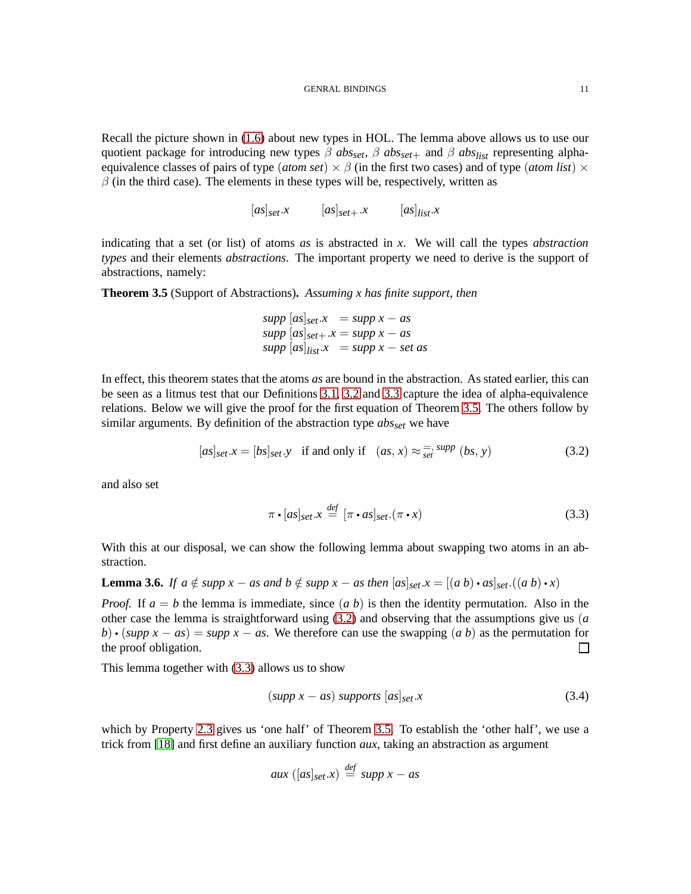Recall the picture shown in (1.6) about new types in HOL. The lemma above allows us to use our quotient package for introducing new types $\beta$ *abs*$_{set}$, $\beta$ *abs*$_{set+}$ and $\beta$ *abs*$_{list}$ representing alpha-equivalence classes of pairs of type (*atom set*) $\times$ $\beta$ (in the first two cases) and of type (*atom list*) $\times$ $\beta$ (in the third case). The elements in these types will be, respectively, written as

$$[as]_{set}.x \qquad [as]_{set+}.x \qquad [as]_{list}.x$$

indicating that a set (or list) of atoms *as* is abstracted in *x*. We will call the types *abstraction types* and their elements *abstractions*. The important property we need to derive is the support of abstractions, namely:

**Theorem 3.5** (Support of Abstractions)**.** *Assuming x has finite support, then*

$$\begin{aligned}
supp\ [as]_{set}.x &= supp\ x - as\\
supp\ [as]_{set+}.x &= supp\ x - as\\
supp\ [as]_{list}.x &= supp\ x - set\ as
\end{aligned}$$

In effect, this theorem states that the atoms *as* are bound in the abstraction. As stated earlier, this can be seen as a litmus test that our Definitions 3.1, 3.2 and 3.3 capture the idea of alpha-equivalence relations. Below we will give the proof for the first equation of Theorem 3.5. The others follow by similar arguments. By definition of the abstraction type *abs*$_{set}$ we have

$$[as]_{set}.x = [bs]_{set}.y \quad \text{if and only if} \quad (as,\, x) \approx_{set}^{=,\, supp} (bs,\, y) \tag{3.2}$$

and also set

$$\pi \bullet [as]_{set}.x \stackrel{def}{=} [\pi \bullet as]_{set}.(\pi \bullet x) \tag{3.3}$$

With this at our disposal, we can show the following lemma about swapping two atoms in an abstraction.

**Lemma 3.6.** *If $a \notin supp\ x - as$ and $b \notin supp\ x - as$ then $[as]_{set}.x = [(a\ b) \bullet as]_{set}.((a\ b) \bullet x)$*

*Proof.* If $a = b$ the lemma is immediate, since $(a\ b)$ is then the identity permutation. Also in the other case the lemma is straightforward using (3.2) and observing that the assumptions give us $(a\ b) \bullet (supp\ x - as) = supp\ x - as$. We therefore can use the swapping $(a\ b)$ as the permutation for the proof obligation. □

This lemma together with (3.3) allows us to show

$$(supp\ x - as)\ supports\ [as]_{set}.x \tag{3.4}$$

which by Property 2.3 gives us 'one half' of Theorem 3.5. To establish the 'other half', we use a trick from [18] and first define an auxiliary function *aux*, taking an abstraction as argument

$$aux\ ([as]_{set}.x) \stackrel{def}{=} supp\ x - as$$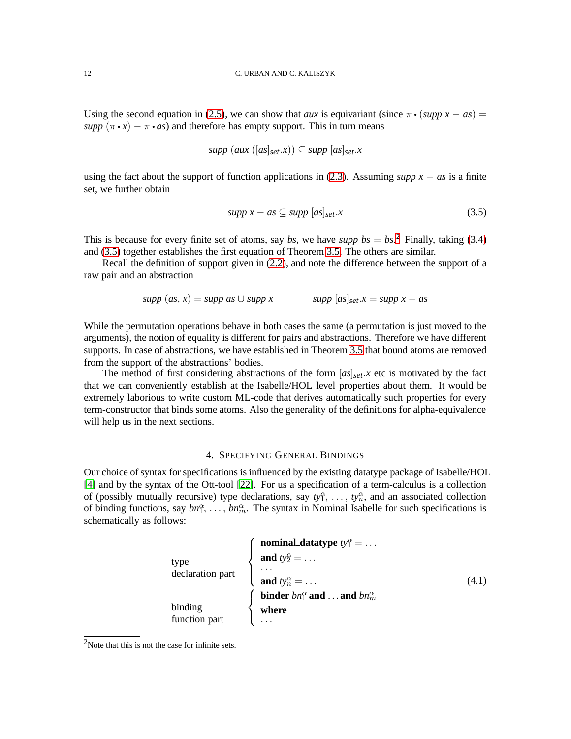Using the second equation in (2.5), we can show that *aux* is equivariant (since $\pi \bullet (supp\ x - as) = supp\ (\pi \bullet x) - \pi \bullet as$) and therefore has empty support. This in turn means

$$supp\ (aux\ ([as]_{set}.x)) \subseteq supp\ [as]_{set}.x$$

using the fact about the support of function applications in (2.3). Assuming $supp\ x - as$ is a finite set, we further obtain

$$supp\ x - as \subseteq supp\ [as]_{set}.x \tag{3.5}$$

This is because for every finite set of atoms, say *bs*, we have $supp\ bs = bs$.[2] Finally, taking (3.4) and (3.5) together establishes the first equation of Theorem 3.5. The others are similar.

Recall the definition of support given in (2.2), and note the difference between the support of a raw pair and an abstraction

$$supp\ (as, x) = supp\ as \cup supp\ x \qquad\qquad supp\ [as]_{set}.x = supp\ x - as$$

While the permutation operations behave in both cases the same (a permutation is just moved to the arguments), the notion of equality is different for pairs and abstractions. Therefore we have different supports. In case of abstractions, we have established in Theorem 3.5 that bound atoms are removed from the support of the abstractions' bodies.

The method of first considering abstractions of the form $[as]_{set}.x$ etc is motivated by the fact that we can conveniently establish at the Isabelle/HOL level properties about them. It would be extremely laborious to write custom ML-code that derives automatically such properties for every term-constructor that binds some atoms. Also the generality of the definitions for alpha-equivalence will help us in the next sections.

## 4. Specifying General Bindings

Our choice of syntax for specifications is influenced by the existing datatype package of Isabelle/HOL [4] and by the syntax of the Ott-tool [22]. For us a specification of a term-calculus is a collection of (possibly mutually recursive) type declarations, say $ty^\alpha_1, \ldots, ty^\alpha_n$, and an associated collection of binding functions, say $bn^\alpha_1, \ldots, bn^\alpha_m$. The syntax in Nominal Isabelle for such specifications is schematically as follows:

$$\begin{array}{ll}
\begin{array}{l}\text{type}\\ \text{declaration part}\end{array} & \left\{\begin{array}{l}
\textbf{nominal\_datatype}\ ty^\alpha_1 = \ldots\\
\textbf{and}\ ty^\alpha_2 = \ldots\\
\ldots\\
\textbf{and}\ ty^\alpha_n = \ldots
\end{array}\right.\\
\begin{array}{l}\text{binding}\\ \text{function part}\end{array} & \left\{\begin{array}{l}
\textbf{binder}\ bn^\alpha_1\ \textbf{and}\ \ldots\ \textbf{and}\ bn^\alpha_m\\
\textbf{where}\\
\ldots
\end{array}\right.
\end{array} \tag{4.1}$$

[2] Note that this is not the case for infinite sets.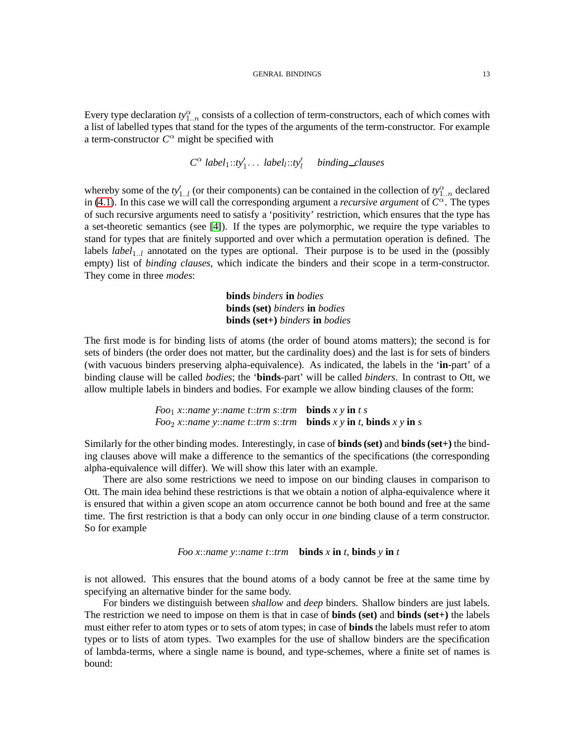Every type declaration $ty^{\alpha}_{1..n}$ consists of a collection of term-constructors, each of which comes with a list of labelled types that stand for the types of the arguments of the term-constructor. For example a term-constructor $C^{\alpha}$ might be specified with

$$C^{\alpha}\ \mathit{label}_1{::}\mathit{ty}'_1 \ldots\ \mathit{label}_l{::}\mathit{ty}'_l \quad \mathit{binding\_clauses}$$

whereby some of the $ty'_{1..l}$ (or their components) can be contained in the collection of $ty^{\alpha}_{1..n}$ declared in (4.1). In this case we will call the corresponding argument a *recursive argument* of $C^{\alpha}$. The types of such recursive arguments need to satisfy a 'positivity' restriction, which ensures that the type has a set-theoretic semantics (see [4]). If the types are polymorphic, we require the type variables to stand for types that are finitely supported and over which a permutation operation is defined. The labels $label_{1..l}$ annotated on the types are optional. Their purpose is to be used in the (possibly empty) list of *binding clauses*, which indicate the binders and their scope in a term-constructor. They come in three *modes*:

**binds** *binders* **in** *bodies*
**binds (set)** *binders* **in** *bodies*
**binds (set+)** *binders* **in** *bodies*

The first mode is for binding lists of atoms (the order of bound atoms matters); the second is for sets of binders (the order does not matter, but the cardinality does) and the last is for sets of binders (with vacuous binders preserving alpha-equivalence). As indicated, the labels in the '**in**-part' of a binding clause will be called *bodies*; the '**binds**-part' will be called *binders*. In contrast to Ott, we allow multiple labels in binders and bodies. For example we allow binding clauses of the form:

$\mathit{Foo}_1$ *x*::*name* *y*::*name* *t*::*trm* *s*::*trm* **binds** *x y* **in** *t s*
$\mathit{Foo}_2$ *x*::*name* *y*::*name* *t*::*trm* *s*::*trm* **binds** *x y* **in** *t*, **binds** *x y* **in** *s*

Similarly for the other binding modes. Interestingly, in case of **binds (set)** and **binds (set+)** the binding clauses above will make a difference to the semantics of the specifications (the corresponding alpha-equivalence will differ). We will show this later with an example.

There are also some restrictions we need to impose on our binding clauses in comparison to Ott. The main idea behind these restrictions is that we obtain a notion of alpha-equivalence where it is ensured that within a given scope an atom occurrence cannot be both bound and free at the same time. The first restriction is that a body can only occur in *one* binding clause of a term constructor. So for example

*Foo* *x*::*name* *y*::*name* *t*::*trm* **binds** *x* **in** *t*, **binds** *y* **in** *t*

is not allowed. This ensures that the bound atoms of a body cannot be free at the same time by specifying an alternative binder for the same body.

For binders we distinguish between *shallow* and *deep* binders. Shallow binders are just labels. The restriction we need to impose on them is that in case of **binds (set)** and **binds (set+)** the labels must either refer to atom types or to sets of atom types; in case of **binds** the labels must refer to atom types or to lists of atom types. Two examples for the use of shallow binders are the specification of lambda-terms, where a single name is bound, and type-schemes, where a finite set of names is bound: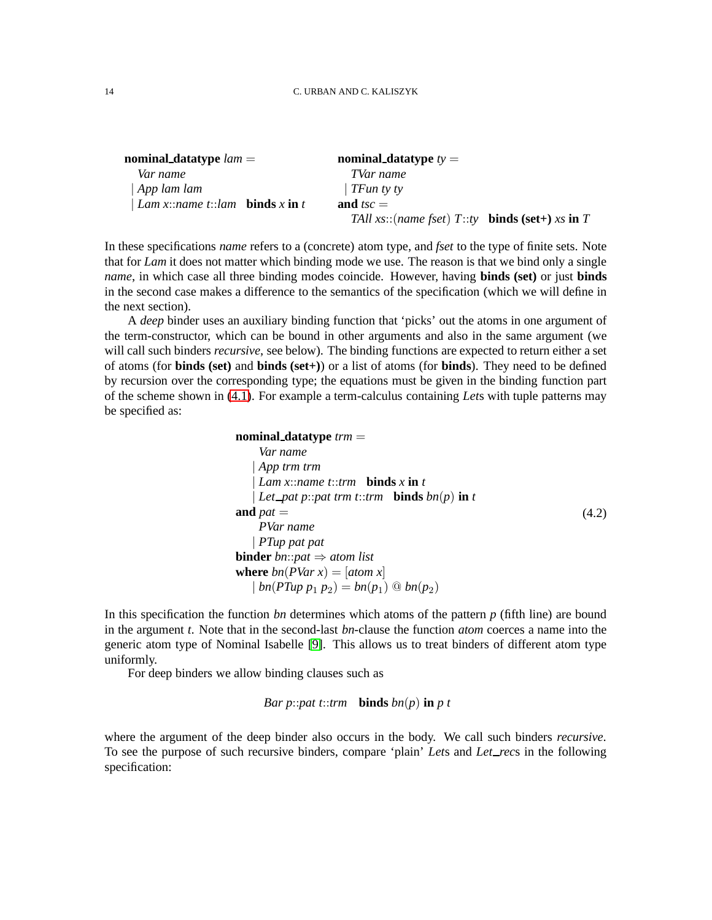**nominal_datatype** *lam* =
  *Var name*
  | *App lam lam*
  | *Lam x*::*name t*::*lam*   **binds** *x* **in** *t*

**nominal_datatype** *ty* =
  *TVar name*
  | *TFun ty ty*
**and** *tsc* =
  *TAll xs*::(*name fset*) *T*::*ty*   **binds (set+)** *xs* **in** *T*

In these specifications *name* refers to a (concrete) atom type, and *fset* to the type of finite sets. Note that for *Lam* it does not matter which binding mode we use. The reason is that we bind only a single *name*, in which case all three binding modes coincide. However, having **binds (set)** or just **binds** in the second case makes a difference to the semantics of the specification (which we will define in the next section).

A *deep* binder uses an auxiliary binding function that 'picks' out the atoms in one argument of the term-constructor, which can be bound in other arguments and also in the same argument (we will call such binders *recursive*, see below). The binding functions are expected to return either a set of atoms (for **binds (set)** and **binds (set+)**) or a list of atoms (for **binds**). They need to be defined by recursion over the corresponding type; the equations must be given in the binding function part of the scheme shown in (4.1). For example a term-calculus containing *Let*s with tuple patterns may be specified as:

**nominal_datatype** *trm* =
  *Var name*
  | *App trm trm*
  | *Lam x*::*name t*::*trm*   **binds** *x* **in** *t*
  | *Let_pat p*::*pat trm t*::*trm*   **binds** *bn*(*p*) **in** *t*
**and** *pat* =                                                                 (4.2)
  *PVar name*
  | *PTup pat pat*
**binder** *bn*::*pat* ⇒ *atom list*
**where** *bn*(*PVar x*) = [*atom x*]
  | $bn(PTup\ p_1\ p_2) = bn(p_1)\ @\ bn(p_2)$

In this specification the function *bn* determines which atoms of the pattern *p* (fifth line) are bound in the argument *t*. Note that in the second-last *bn*-clause the function *atom* coerces a name into the generic atom type of Nominal Isabelle [9]. This allows us to treat binders of different atom type uniformly.

For deep binders we allow binding clauses such as

*Bar p*::*pat t*::*trm*   **binds** *bn*(*p*) **in** *p t*

where the argument of the deep binder also occurs in the body. We call such binders *recursive*. To see the purpose of such recursive binders, compare 'plain' *Let*s and *Let_rec*s in the following specification: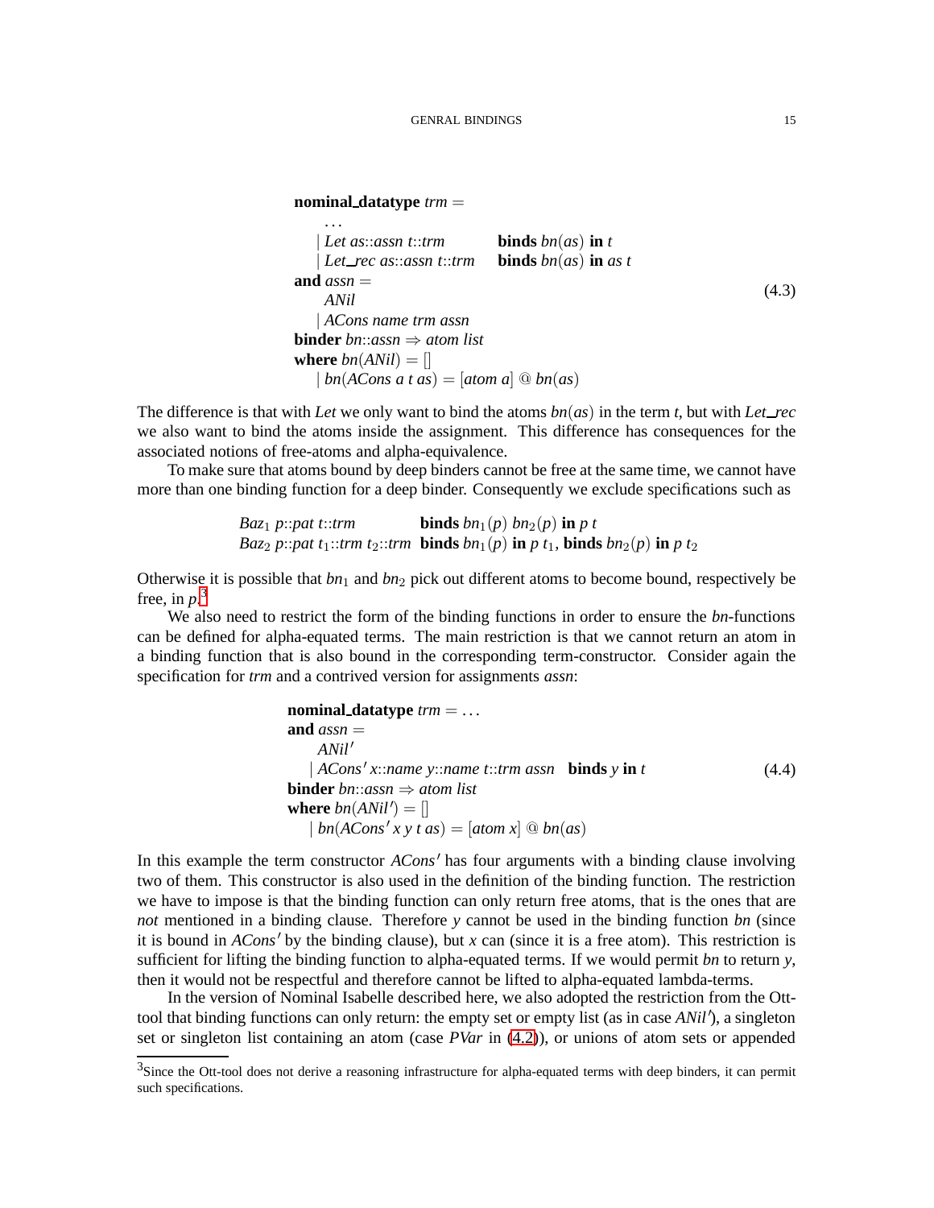$$
\begin{array}{l}
\textbf{nominal\_datatype}\ \mathit{trm} = \\
\quad \ldots \\
\quad \mid \mathit{Let}\ \mathit{as}{::}\mathit{assn}\ t{::}\mathit{trm} \qquad \textbf{binds}\ \mathit{bn}(\mathit{as})\ \textbf{in}\ t \\
\quad \mid \mathit{Let\_rec}\ \mathit{as}{::}\mathit{assn}\ t{::}\mathit{trm} \quad \textbf{binds}\ \mathit{bn}(\mathit{as})\ \textbf{in}\ \mathit{as}\ t \\
\textbf{and}\ \mathit{assn} = \\
\quad \mathit{ANil} \\
\quad \mid \mathit{ACons}\ \mathit{name}\ \mathit{trm}\ \mathit{assn} \\
\textbf{binder}\ \mathit{bn}{::}\mathit{assn} \Rightarrow \mathit{atom}\ \mathit{list} \\
\textbf{where}\ \mathit{bn}(\mathit{ANil}) = [] \\
\quad \mid \mathit{bn}(\mathit{ACons}\ a\ t\ \mathit{as}) = [\mathit{atom}\ a]\ @\ \mathit{bn}(\mathit{as})
\end{array}
\tag{4.3}
$$

The difference is that with *Let* we only want to bind the atoms $bn(as)$ in the term $t$, but with *Let_rec* we also want to bind the atoms inside the assignment. This difference has consequences for the associated notions of free-atoms and alpha-equivalence.

To make sure that atoms bound by deep binders cannot be free at the same time, we cannot have more than one binding function for a deep binder. Consequently we exclude specifications such as

$$
\begin{array}{ll}
\mathit{Baz}_1\ p{::}\mathit{pat}\ t{::}\mathit{trm} & \textbf{binds}\ \mathit{bn}_1(p)\ \mathit{bn}_2(p)\ \textbf{in}\ p\ t \\
\mathit{Baz}_2\ p{::}\mathit{pat}\ t_1{::}\mathit{trm}\ t_2{::}\mathit{trm} & \textbf{binds}\ \mathit{bn}_1(p)\ \textbf{in}\ p\ t_1,\ \textbf{binds}\ \mathit{bn}_2(p)\ \textbf{in}\ p\ t_2
\end{array}
$$

Otherwise it is possible that $bn_1$ and $bn_2$ pick out different atoms to become bound, respectively be free, in $p$.[3]

We also need to restrict the form of the binding functions in order to ensure the *bn*-functions can be defined for alpha-equated terms. The main restriction is that we cannot return an atom in a binding function that is also bound in the corresponding term-constructor. Consider again the specification for *trm* and a contrived version for assignments *assn*:

$$
\begin{array}{l}
\textbf{nominal\_datatype}\ \mathit{trm} = \ldots \\
\textbf{and}\ \mathit{assn} = \\
\quad \mathit{ANil}' \\
\quad \mid \mathit{ACons}'\ x{::}\mathit{name}\ y{::}\mathit{name}\ t{::}\mathit{trm}\ \mathit{assn} \quad \textbf{binds}\ y\ \textbf{in}\ t \\
\textbf{binder}\ \mathit{bn}{::}\mathit{assn} \Rightarrow \mathit{atom}\ \mathit{list} \\
\textbf{where}\ \mathit{bn}(\mathit{ANil}') = [] \\
\quad \mid \mathit{bn}(\mathit{ACons}'\ x\ y\ t\ \mathit{as}) = [\mathit{atom}\ x]\ @\ \mathit{bn}(\mathit{as})
\end{array}
\tag{4.4}
$$

In this example the term constructor $ACons'$ has four arguments with a binding clause involving two of them. This constructor is also used in the definition of the binding function. The restriction we have to impose is that the binding function can only return free atoms, that is the ones that are *not* mentioned in a binding clause. Therefore $y$ cannot be used in the binding function $bn$ (since it is bound in $ACons'$ by the binding clause), but $x$ can (since it is a free atom). This restriction is sufficient for lifting the binding function to alpha-equated terms. If we would permit $bn$ to return $y$, then it would not be respectful and therefore cannot be lifted to alpha-equated lambda-terms.

In the version of Nominal Isabelle described here, we also adopted the restriction from the Ott-tool that binding functions can only return: the empty set or empty list (as in case $ANil'$), a singleton set or singleton list containing an atom (case *PVar* in (4.2)), or unions of atom sets or appended

[3] Since the Ott-tool does not derive a reasoning infrastructure for alpha-equated terms with deep binders, it can permit such specifications.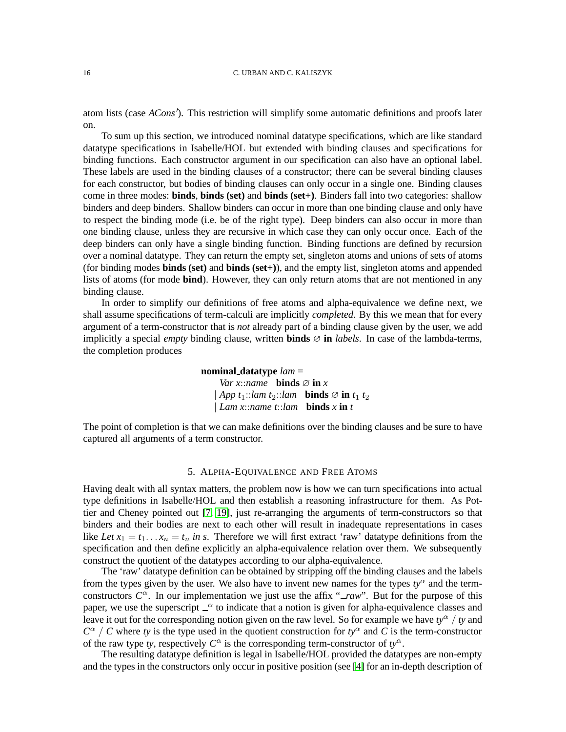atom lists (case *ACons'*). This restriction will simplify some automatic definitions and proofs later on.

To sum up this section, we introduced nominal datatype specifications, which are like standard datatype specifications in Isabelle/HOL but extended with binding clauses and specifications for binding functions. Each constructor argument in our specification can also have an optional label. These labels are used in the binding clauses of a constructor; there can be several binding clauses for each constructor, but bodies of binding clauses can only occur in a single one. Binding clauses come in three modes: **binds**, **binds (set)** and **binds (set+)**. Binders fall into two categories: shallow binders and deep binders. Shallow binders can occur in more than one binding clause and only have to respect the binding mode (i.e. be of the right type). Deep binders can also occur in more than one binding clause, unless they are recursive in which case they can only occur once. Each of the deep binders can only have a single binding function. Binding functions are defined by recursion over a nominal datatype. They can return the empty set, singleton atoms and unions of sets of atoms (for binding modes **binds (set)** and **binds (set+)**), and the empty list, singleton atoms and appended lists of atoms (for mode **bind**). However, they can only return atoms that are not mentioned in any binding clause.

In order to simplify our definitions of free atoms and alpha-equivalence we define next, we shall assume specifications of term-calculi are implicitly *completed*. By this we mean that for every argument of a term-constructor that is *not* already part of a binding clause given by the user, we add implicitly a special *empty* binding clause, written **binds** $\varnothing$ **in** *labels*. In case of the lambda-terms, the completion produces

**nominal_datatype** *lam* =
  *Var* $x$::*name* **binds** $\varnothing$ **in** $x$
  | *App* $t_1$::*lam* $t_2$::*lam* **binds** $\varnothing$ **in** $t_1$ $t_2$
  | *Lam* $x$::*name* $t$::*lam* **binds** $x$ **in** $t$

The point of completion is that we can make definitions over the binding clauses and be sure to have captured all arguments of a term constructor.

## 5. Alpha-Equivalence and Free Atoms

Having dealt with all syntax matters, the problem now is how we can turn specifications into actual type definitions in Isabelle/HOL and then establish a reasoning infrastructure for them. As Pottier and Cheney pointed out [7, 19], just re-arranging the arguments of term-constructors so that binders and their bodies are next to each other will result in inadequate representations in cases like *Let* $x_1 = t_1 \ldots x_n = t_n$ *in* $s$. Therefore we will first extract 'raw' datatype definitions from the specification and then define explicitly an alpha-equivalence relation over them. We subsequently construct the quotient of the datatypes according to our alpha-equivalence.

The 'raw' datatype definition can be obtained by stripping off the binding clauses and the labels from the types given by the user. We also have to invent new names for the types $ty^\alpha$ and the term-constructors $C^\alpha$. In our implementation we just use the affix "_raw". But for the purpose of this paper, we use the superscript $\_^\alpha$ to indicate that a notion is given for alpha-equivalence classes and leave it out for the corresponding notion given on the raw level. So for example we have $ty^\alpha$ / $ty$ and $C^\alpha$ / $C$ where $ty$ is the type used in the quotient construction for $ty^\alpha$ and $C$ is the term-constructor of the raw type $ty$, respectively $C^\alpha$ is the corresponding term-constructor of $ty^\alpha$.

The resulting datatype definition is legal in Isabelle/HOL provided the datatypes are non-empty and the types in the constructors only occur in positive position (see [4] for an in-depth description of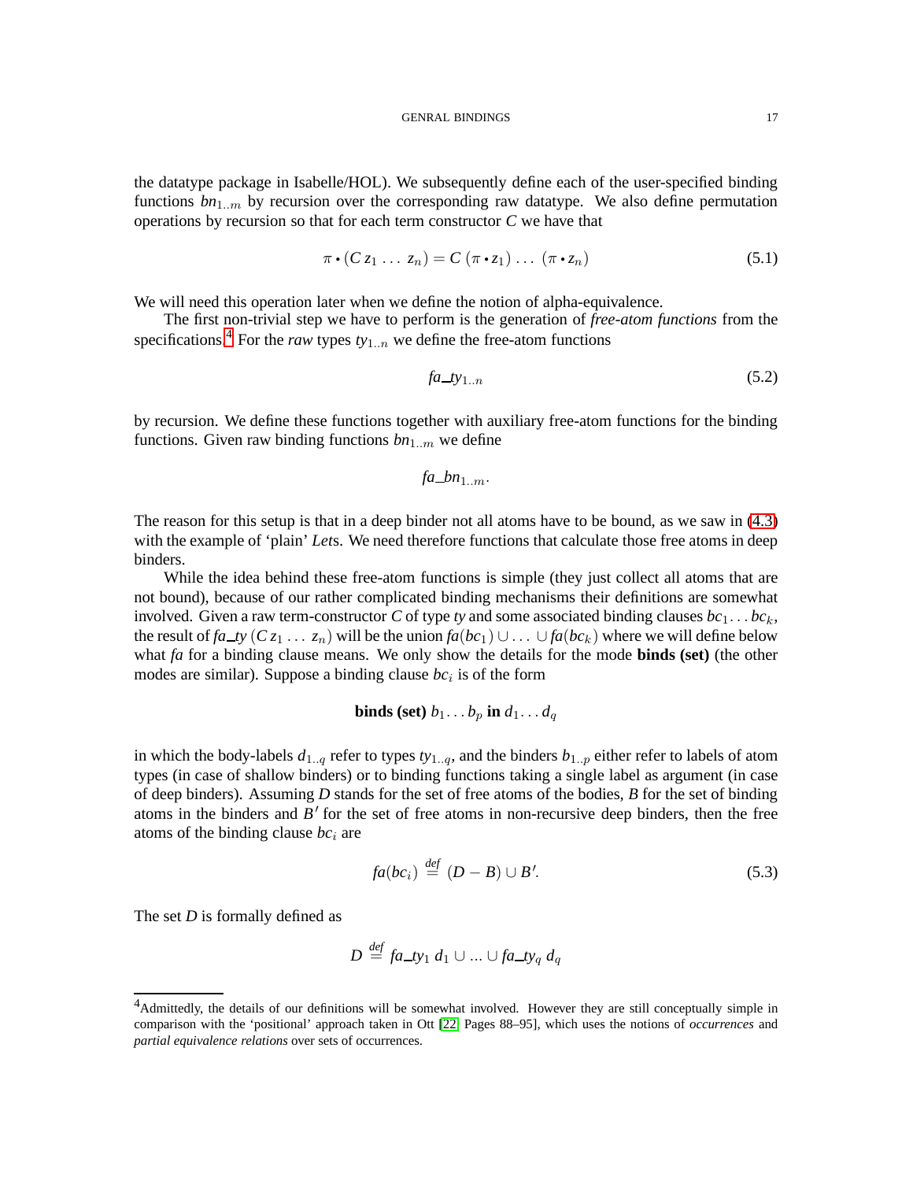the datatype package in Isabelle/HOL). We subsequently define each of the user-specified binding functions $bn_{1..m}$ by recursion over the corresponding raw datatype. We also define permutation operations by recursion so that for each term constructor $C$ we have that

$$\pi \bullet (C\, z_1 \,\ldots\, z_n) = C\; (\pi \bullet z_1) \,\ldots\, (\pi \bullet z_n) \tag{5.1}$$

We will need this operation later when we define the notion of alpha-equivalence.

The first non-trivial step we have to perform is the generation of *free-atom functions* from the specifications.[4] For the *raw* types $ty_{1..n}$ we define the free-atom functions

$$fa\_ty_{1..n} \tag{5.2}$$

by recursion. We define these functions together with auxiliary free-atom functions for the binding functions. Given raw binding functions $bn_{1..m}$ we define

$$fa\_bn_{1..m}.$$

The reason for this setup is that in a deep binder not all atoms have to be bound, as we saw in (4.3) with the example of 'plain' *Let*s. We need therefore functions that calculate those free atoms in deep binders.

While the idea behind these free-atom functions is simple (they just collect all atoms that are not bound), because of our rather complicated binding mechanisms their definitions are somewhat involved. Given a raw term-constructor $C$ of type $ty$ and some associated binding clauses $bc_1 \ldots bc_k$, the result of $fa\_ty\;(C\, z_1 \,\ldots\, z_n)$ will be the union $fa(bc_1) \cup \ldots \cup fa(bc_k)$ where we will define below what $fa$ for a binding clause means. We only show the details for the mode **binds (set)** (the other modes are similar). Suppose a binding clause $bc_i$ is of the form

$$\textbf{binds (set)}\; b_1 \ldots b_p \;\textbf{in}\; d_1 \ldots d_q$$

in which the body-labels $d_{1..q}$ refer to types $ty_{1..q}$, and the binders $b_{1..p}$ either refer to labels of atom types (in case of shallow binders) or to binding functions taking a single label as argument (in case of deep binders). Assuming $D$ stands for the set of free atoms of the bodies, $B$ for the set of binding atoms in the binders and $B'$ for the set of free atoms in non-recursive deep binders, then the free atoms of the binding clause $bc_i$ are

$$fa(bc_i) \stackrel{def}{=} (D - B) \cup B'. \tag{5.3}$$

The set $D$ is formally defined as

$$D \stackrel{def}{=} fa\_ty_1\; d_1 \cup \ldots \cup fa\_ty_q\; d_q$$

---

[4] Admittedly, the details of our definitions will be somewhat involved. However they are still conceptually simple in comparison with the 'positional' approach taken in Ott [22, Pages 88–95], which uses the notions of *occurrences* and *partial equivalence relations* over sets of occurrences.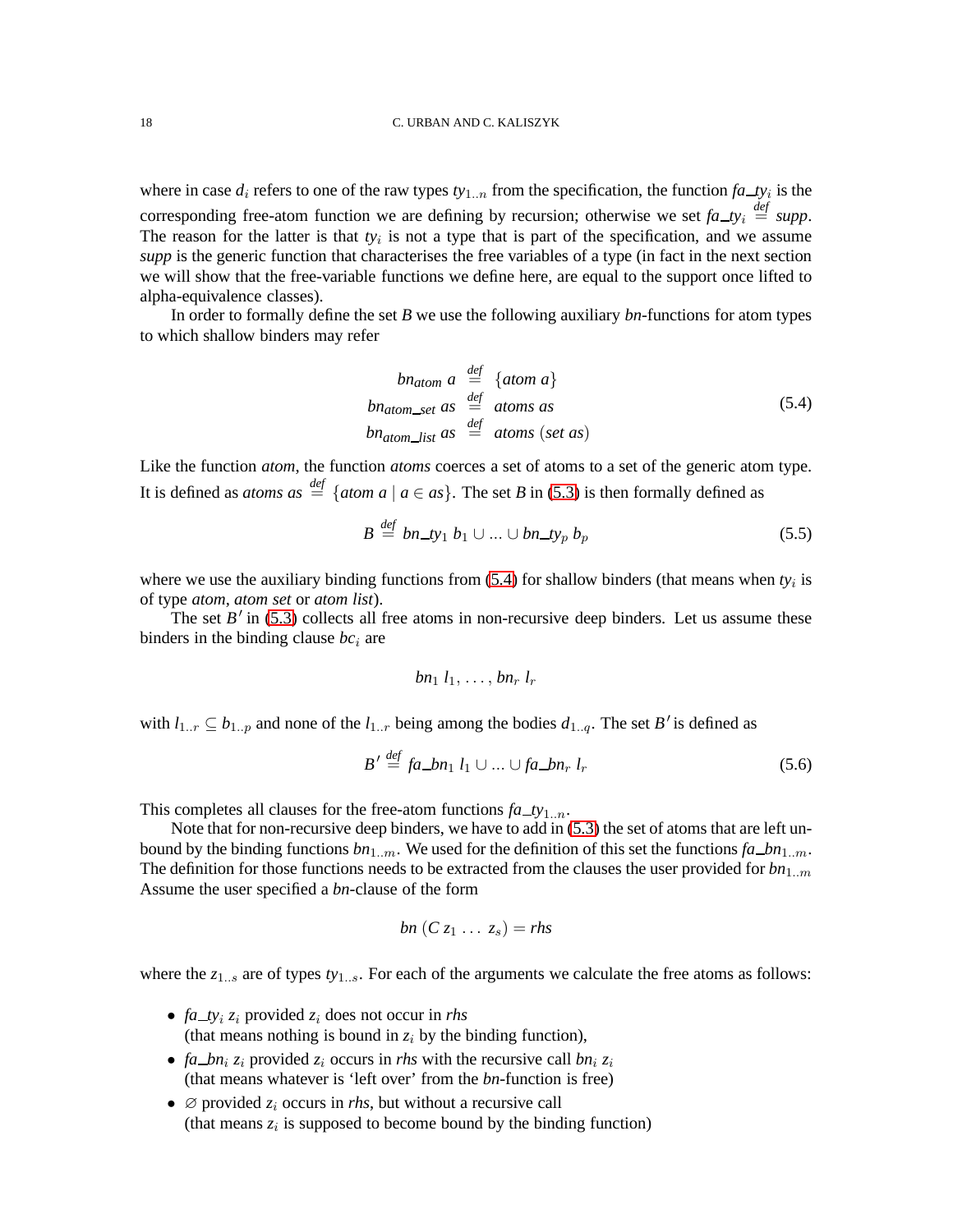where in case $d_i$ refers to one of the raw types $ty_{1..n}$ from the specification, the function $fa\_ty_i$ is the corresponding free-atom function we are defining by recursion; otherwise we set $fa\_ty_i \stackrel{def}{=} supp$. The reason for the latter is that $ty_i$ is not a type that is part of the specification, and we assume *supp* is the generic function that characterises the free variables of a type (in fact in the next section we will show that the free-variable functions we define here, are equal to the support once lifted to alpha-equivalence classes).

In order to formally define the set $B$ we use the following auxiliary *bn*-functions for atom types to which shallow binders may refer

$$
\begin{array}{rcl}
bn_{atom}\ a & \stackrel{def}{=} & \{atom\ a\} \\
bn_{atom\_set}\ as & \stackrel{def}{=} & atoms\ as \\
bn_{atom\_list}\ as & \stackrel{def}{=} & atoms\ (set\ as)
\end{array}
\tag{5.4}
$$

Like the function *atom*, the function *atoms* coerces a set of atoms to a set of the generic atom type. It is defined as $atoms\ as \stackrel{def}{=} \{atom\ a \mid a \in as\}$. The set $B$ in (5.3) is then formally defined as

$$
B \stackrel{def}{=} bn\_ty_1\ b_1 \cup \ldots \cup bn\_ty_p\ b_p \tag{5.5}
$$

where we use the auxiliary binding functions from (5.4) for shallow binders (that means when $ty_i$ is of type *atom*, *atom set* or *atom list*).

The set $B'$ in (5.3) collects all free atoms in non-recursive deep binders. Let us assume these binders in the binding clause $bc_i$ are

$$
bn_1\ l_1,\ \ldots,\ bn_r\ l_r
$$

with $l_{1..r} \subseteq b_{1..p}$ and none of the $l_{1..r}$ being among the bodies $d_{1..q}$. The set $B'$ is defined as

$$
B' \stackrel{def}{=} fa\_bn_1\ l_1 \cup \ldots \cup fa\_bn_r\ l_r \tag{5.6}
$$

This completes all clauses for the free-atom functions $fa\_ty_{1..n}$.

Note that for non-recursive deep binders, we have to add in (5.3) the set of atoms that are left unbound by the binding functions $bn_{1..m}$. We used for the definition of this set the functions $fa\_bn_{1..m}$. The definition for those functions needs to be extracted from the clauses the user provided for $bn_{1..m}$. Assume the user specified a *bn*-clause of the form

$$
bn\ (C\ z_1\ \ldots\ z_s) = rhs
$$

where the $z_{1..s}$ are of types $ty_{1..s}$. For each of the arguments we calculate the free atoms as follows:

- $fa\_ty_i\ z_i$ provided $z_i$ does not occur in *rhs*
  (that means nothing is bound in $z_i$ by the binding function),
- $fa\_bn_i\ z_i$ provided $z_i$ occurs in *rhs* with the recursive call $bn_i\ z_i$
  (that means whatever is 'left over' from the *bn*-function is free)
- $\varnothing$ provided $z_i$ occurs in *rhs*, but without a recursive call
  (that means $z_i$ is supposed to become bound by the binding function)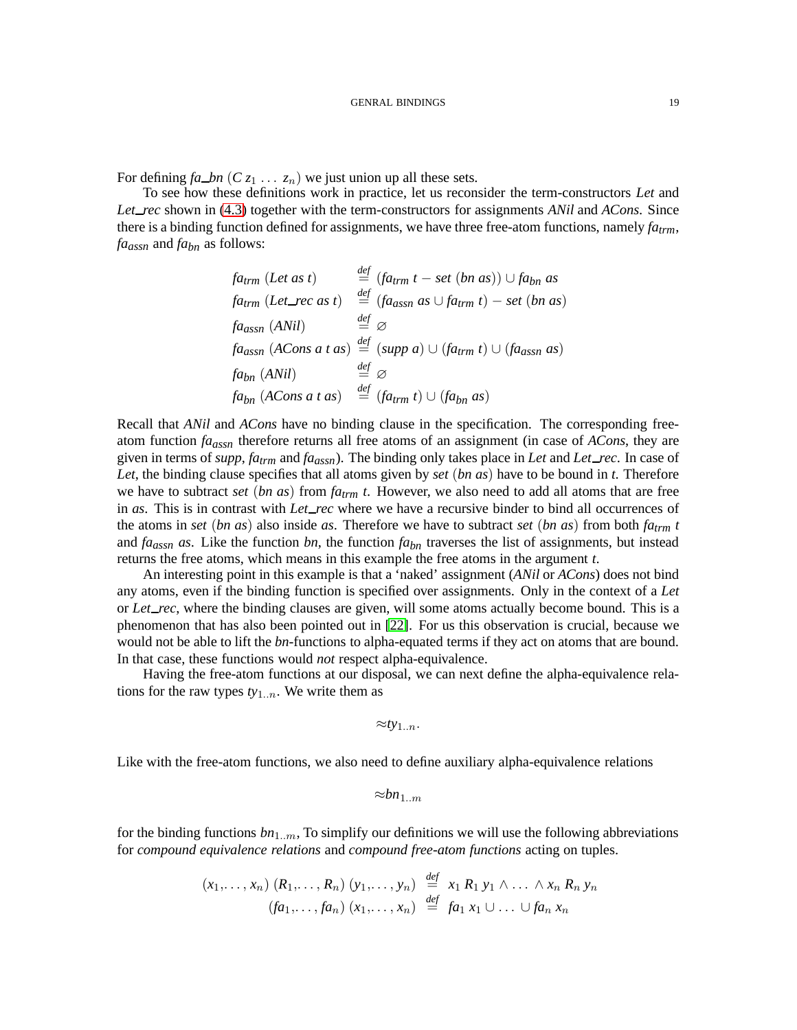For defining $fa\_bn\ (C\ z_1\ \ldots\ z_n)$ we just union up all these sets.

To see how these definitions work in practice, let us reconsider the term-constructors *Let* and *Let_rec* shown in (4.3) together with the term-constructors for assignments *ANil* and *ACons*. Since there is a binding function defined for assignments, we have three free-atom functions, namely $fa_{trm}$, $fa_{assn}$ and $fa_{bn}$ as follows:

$$
\begin{array}{lcl}
fa_{trm}\ (Let\ as\ t) & \stackrel{def}{=} & (fa_{trm}\ t - set\ (bn\ as)) \cup fa_{bn}\ as \\
fa_{trm}\ (Let\_rec\ as\ t) & \stackrel{def}{=} & (fa_{assn}\ as \cup fa_{trm}\ t) - set\ (bn\ as) \\
fa_{assn}\ (ANil) & \stackrel{def}{=} & \varnothing \\
fa_{assn}\ (ACons\ a\ t\ as) & \stackrel{def}{=} & (supp\ a) \cup (fa_{trm}\ t) \cup (fa_{assn}\ as) \\
fa_{bn}\ (ANil) & \stackrel{def}{=} & \varnothing \\
fa_{bn}\ (ACons\ a\ t\ as) & \stackrel{def}{=} & (fa_{trm}\ t) \cup (fa_{bn}\ as)
\end{array}
$$

Recall that *ANil* and *ACons* have no binding clause in the specification. The corresponding free-atom function $fa_{assn}$ therefore returns all free atoms of an assignment (in case of *ACons*, they are given in terms of *supp*, $fa_{trm}$ and $fa_{assn}$). The binding only takes place in *Let* and *Let_rec*. In case of *Let*, the binding clause specifies that all atoms given by $set\ (bn\ as)$ have to be bound in *t*. Therefore we have to subtract $set\ (bn\ as)$ from $fa_{trm}\ t$. However, we also need to add all atoms that are free in *as*. This is in contrast with *Let_rec* where we have a recursive binder to bind all occurrences of the atoms in $set\ (bn\ as)$ also inside *as*. Therefore we have to subtract $set\ (bn\ as)$ from both $fa_{trm}\ t$ and $fa_{assn}\ as$. Like the function *bn*, the function $fa_{bn}$ traverses the list of assignments, but instead returns the free atoms, which means in this example the free atoms in the argument *t*.

An interesting point in this example is that a 'naked' assignment (*ANil* or *ACons*) does not bind any atoms, even if the binding function is specified over assignments. Only in the context of a *Let* or *Let_rec*, where the binding clauses are given, will some atoms actually become bound. This is a phenomenon that has also been pointed out in [22]. For us this observation is crucial, because we would not be able to lift the *bn*-functions to alpha-equated terms if they act on atoms that are bound. In that case, these functions would *not* respect alpha-equivalence.

Having the free-atom functions at our disposal, we can next define the alpha-equivalence relations for the raw types $ty_{1..n}$. We write them as

$$\approx ty_{1..n}.$$

Like with the free-atom functions, we also need to define auxiliary alpha-equivalence relations

$$\approx bn_{1..m}$$

for the binding functions $bn_{1..m}$, To simplify our definitions we will use the following abbreviations for *compound equivalence relations* and *compound free-atom functions* acting on tuples.

$$
\begin{array}{rcl}
(x_1,\ldots, x_n)\ (R_1,\ldots, R_n)\ (y_1,\ldots, y_n) & \stackrel{def}{=} & x_1\ R_1\ y_1 \wedge \ldots \wedge x_n\ R_n\ y_n \\
(fa_1,\ldots, fa_n)\ (x_1,\ldots, x_n) & \stackrel{def}{=} & fa_1\ x_1 \cup \ldots \cup fa_n\ x_n
\end{array}
$$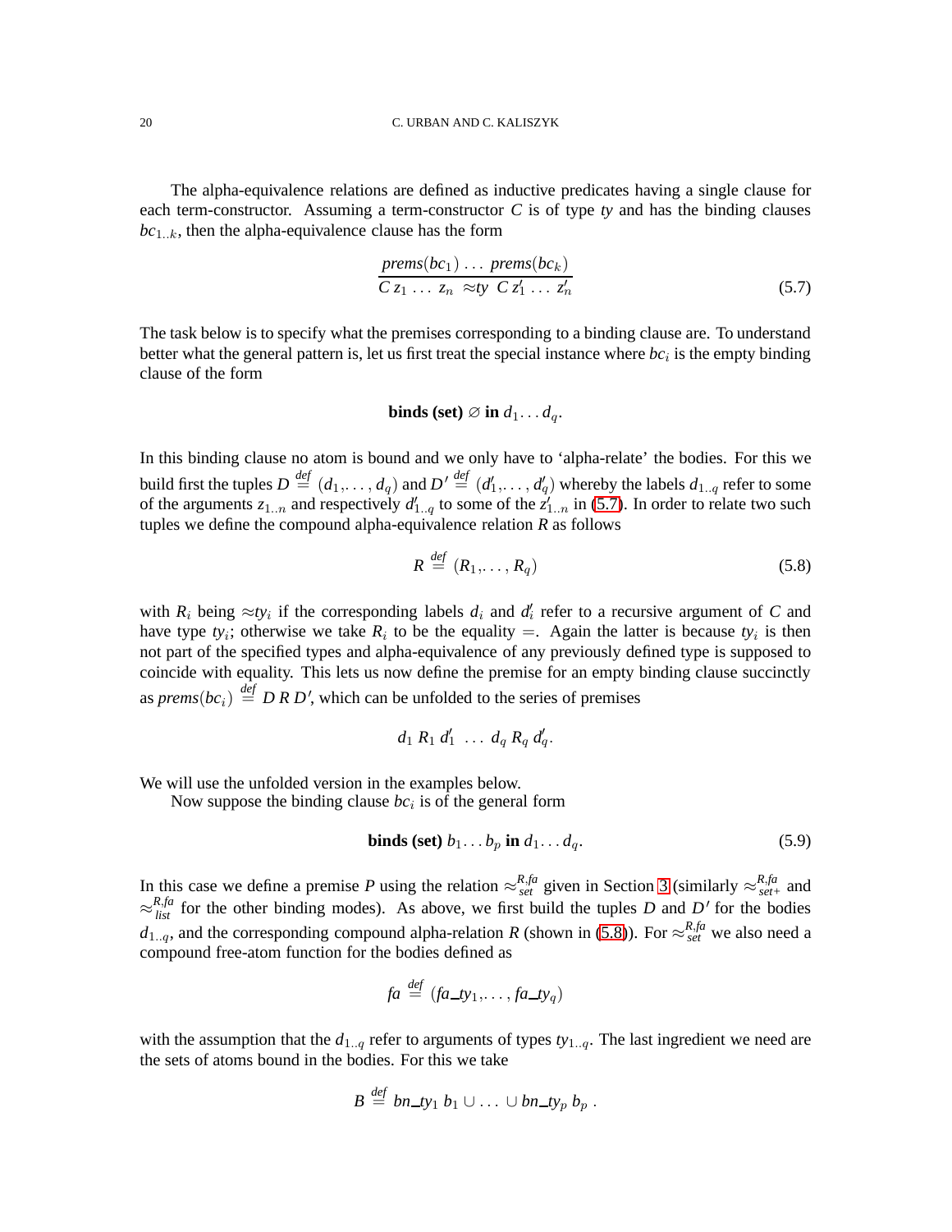The alpha-equivalence relations are defined as inductive predicates having a single clause for each term-constructor. Assuming a term-constructor $C$ is of type *ty* and has the binding clauses $bc_{1..k}$, then the alpha-equivalence clause has the form

$$\frac{prems(bc_1)\ \ldots\ prems(bc_k)}{C\, z_1\ \ldots\ z_n\ \approx ty\ \ C\, z'_1\ \ldots\ z'_n} \tag{5.7}$$

The task below is to specify what the premises corresponding to a binding clause are. To understand better what the general pattern is, let us first treat the special instance where $bc_i$ is the empty binding clause of the form

$$\textbf{binds (set)}\ \varnothing\ \textbf{in}\ d_1 \ldots d_q.$$

In this binding clause no atom is bound and we only have to 'alpha-relate' the bodies. For this we build first the tuples $D \overset{def}{=} (d_1,\ldots, d_q)$ and $D' \overset{def}{=} (d'_1,\ldots, d'_q)$ whereby the labels $d_{1..q}$ refer to some of the arguments $z_{1..n}$ and respectively $d'_{1..q}$ to some of the $z'_{1..n}$ in (5.7). In order to relate two such tuples we define the compound alpha-equivalence relation $R$ as follows

$$R \overset{def}{=} (R_1,\ldots, R_q) \tag{5.8}$$

with $R_i$ being $\approx ty_i$ if the corresponding labels $d_i$ and $d'_i$ refer to a recursive argument of $C$ and have type $ty_i$; otherwise we take $R_i$ to be the equality $=$. Again the latter is because $ty_i$ is then not part of the specified types and alpha-equivalence of any previously defined type is supposed to coincide with equality. This lets us now define the premise for an empty binding clause succinctly as $prems(bc_i) \overset{def}{=} D\ R\ D'$, which can be unfolded to the series of premises

$$d_1\ R_1\ d'_1\ \ \ldots\ d_q\ R_q\ d'_q.$$

We will use the unfolded version in the examples below.

Now suppose the binding clause $bc_i$ is of the general form

$$\textbf{binds (set)}\ b_1 \ldots b_p\ \textbf{in}\ d_1 \ldots d_q. \tag{5.9}$$

In this case we define a premise $P$ using the relation $\approx^{R,fa}_{set}$ given in Section 3 (similarly $\approx^{R,fa}_{set+}$ and $\approx^{R,fa}_{list}$ for the other binding modes). As above, we first build the tuples $D$ and $D'$ for the bodies $d_{1..q}$, and the corresponding compound alpha-relation $R$ (shown in (5.8)). For $\approx^{R,fa}_{set}$ we also need a compound free-atom function for the bodies defined as

$$fa \overset{def}{=} (fa\_ty_1,\ldots, fa\_ty_q)$$

with the assumption that the $d_{1..q}$ refer to arguments of types $ty_{1..q}$. The last ingredient we need are the sets of atoms bound in the bodies. For this we take

$$B \overset{def}{=} bn\_ty_1\ b_1 \cup \ldots \cup bn\_ty_p\ b_p\ .$$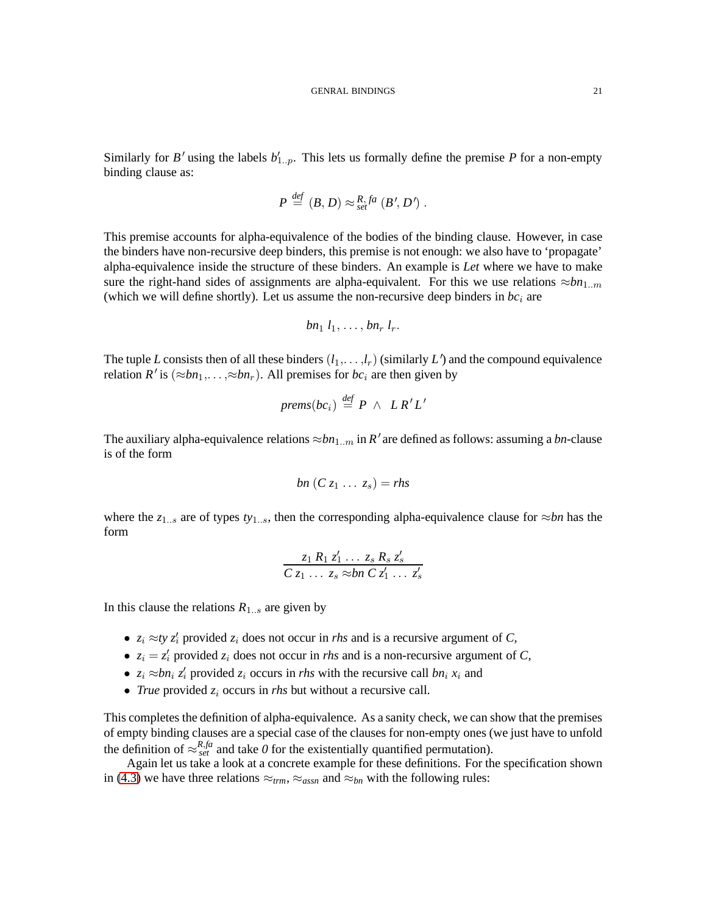Similarly for $B'$ using the labels $b'_{1..p}$. This lets us formally define the premise $P$ for a non-empty binding clause as:

$$P \stackrel{\text{def}}{=} (B, D) \approx_{set}^{R, fa} (B', D') \ .$$

This premise accounts for alpha-equivalence of the bodies of the binding clause. However, in case the binders have non-recursive deep binders, this premise is not enough: we also have to 'propagate' alpha-equivalence inside the structure of these binders. An example is *Let* where we have to make sure the right-hand sides of assignments are alpha-equivalent. For this we use relations $\approx bn_{1..m}$ (which we will define shortly). Let us assume the non-recursive deep binders in $bc_i$ are

$$bn_1\ l_1, \ldots, bn_r\ l_r.$$

The tuple $L$ consists then of all these binders $(l_1, \ldots, l_r)$ (similarly $L'$) and the compound equivalence relation $R'$ is $(\approx bn_1, \ldots, \approx bn_r)$. All premises for $bc_i$ are then given by

$$prems(bc_i) \stackrel{\text{def}}{=} P \ \wedge \ \ L\, R'\, L'$$

The auxiliary alpha-equivalence relations $\approx bn_{1..m}$ in $R'$ are defined as follows: assuming a *bn*-clause is of the form

$$bn\ (C\ z_1\ \ldots\ z_s) = rhs$$

where the $z_{1..s}$ are of types $ty_{1..s}$, then the corresponding alpha-equivalence clause for $\approx bn$ has the form

$$\frac{z_1\ R_1\ z'_1\ \ldots\ z_s\ R_s\ z'_s}{C\ z_1\ \ldots\ z_s \approx bn\ C\ z'_1\ \ldots\ z'_s}$$

In this clause the relations $R_{1..s}$ are given by

- $z_i \approx ty\ z'_i$ provided $z_i$ does not occur in *rhs* and is a recursive argument of $C$,
- $z_i = z'_i$ provided $z_i$ does not occur in *rhs* and is a non-recursive argument of $C$,
- $z_i \approx bn_i\ z'_i$ provided $z_i$ occurs in *rhs* with the recursive call $bn_i\ x_i$ and
- *True* provided $z_i$ occurs in *rhs* but without a recursive call.

This completes the definition of alpha-equivalence. As a sanity check, we can show that the premises of empty binding clauses are a special case of the clauses for non-empty ones (we just have to unfold the definition of $\approx_{set}^{R,fa}$ and take $0$ for the existentially quantified permutation).

Again let us take a look at a concrete example for these definitions. For the specification shown in (4.3) we have three relations $\approx_{trm}$, $\approx_{assn}$ and $\approx_{bn}$ with the following rules: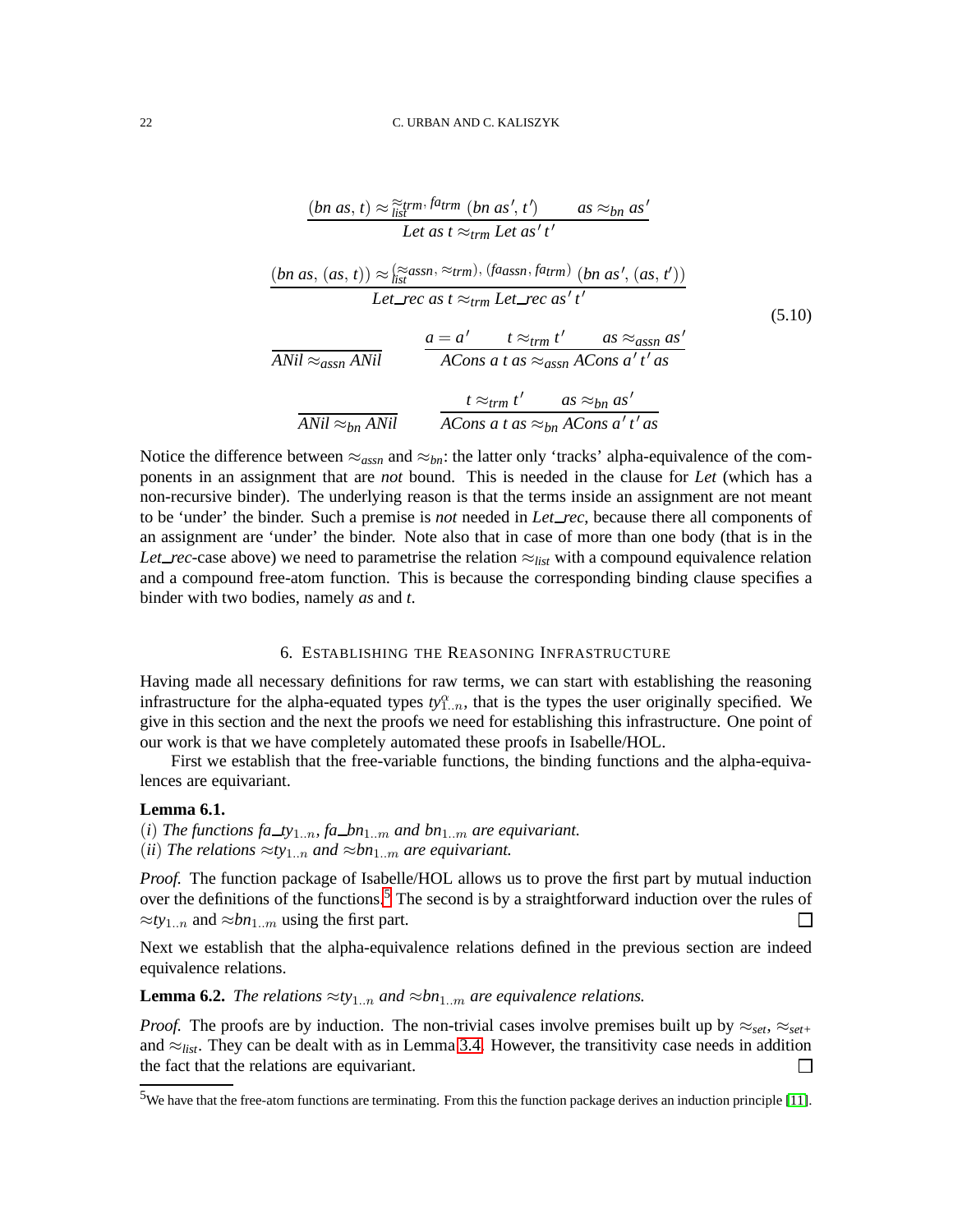$$
\frac{(bn\ as,\ t) \approx_{list}^{\approx trm,\ fa_{trm}} (bn\ as',\ t') \qquad as \approx_{bn} as'}{Let\ as\ t \approx_{trm} Let\ as'\ t'}
$$

$$
\frac{(bn\ as,\ (as,\ t)) \approx_{list}^{(\approx assn,\ \approx trm),\ (fa_{assn},\ fa_{trm})} (bn\ as',\ (as,\ t'))}{Let\_rec\ as\ t \approx_{trm} Let\_rec\ as'\ t'}
$$

$$
\frac{}{ANil \approx_{assn} ANil} \qquad \frac{a = a' \qquad t \approx_{trm} t' \qquad as \approx_{assn} as'}{ACons\ a\ t\ as \approx_{assn} ACons\ a'\ t'\ as} \tag{5.10}
$$

$$
\frac{}{ANil \approx_{bn} ANil} \qquad \frac{t \approx_{trm} t' \qquad as \approx_{bn} as'}{ACons\ a\ t\ as \approx_{bn} ACons\ a'\ t'\ as}
$$

Notice the difference between $\approx_{assn}$ and $\approx_{bn}$: the latter only 'tracks' alpha-equivalence of the components in an assignment that are *not* bound. This is needed in the clause for *Let* (which has a non-recursive binder). The underlying reason is that the terms inside an assignment are not meant to be 'under' the binder. Such a premise is *not* needed in *Let_rec*, because there all components of an assignment are 'under' the binder. Note also that in case of more than one body (that is in the *Let_rec*-case above) we need to parametrise the relation $\approx_{list}$ with a compound equivalence relation and a compound free-atom function. This is because the corresponding binding clause specifies a binder with two bodies, namely *as* and *t*.

## 6. Establishing the Reasoning Infrastructure

Having made all necessary definitions for raw terms, we can start with establishing the reasoning infrastructure for the alpha-equated types $ty^{\alpha}_{1..n}$, that is the types the user originally specified. We give in this section and the next the proofs we need for establishing this infrastructure. One point of our work is that we have completely automated these proofs in Isabelle/HOL.

First we establish that the free-variable functions, the binding functions and the alpha-equivalences are equivariant.

**Lemma 6.1.**
(*i*) *The functions* $fa\_ty_{1..n}$, $fa\_bn_{1..m}$ *and* $bn_{1..m}$ *are equivariant.*
(*ii*) *The relations* $\approx ty_{1..n}$ *and* $\approx bn_{1..m}$ *are equivariant.*

*Proof.* The function package of Isabelle/HOL allows us to prove the first part by mutual induction over the definitions of the functions.[5] The second is by a straightforward induction over the rules of $\approx ty_{1..n}$ and $\approx bn_{1..m}$ using the first part. □

Next we establish that the alpha-equivalence relations defined in the previous section are indeed equivalence relations.

**Lemma 6.2.** *The relations* $\approx ty_{1..n}$ *and* $\approx bn_{1..m}$ *are equivalence relations.*

*Proof.* The proofs are by induction. The non-trivial cases involve premises built up by $\approx_{set}$, $\approx_{set+}$ and $\approx_{list}$. They can be dealt with as in Lemma 3.4. However, the transitivity case needs in addition the fact that the relations are equivariant. □

[5] We have that the free-atom functions are terminating. From this the function package derives an induction principle [11].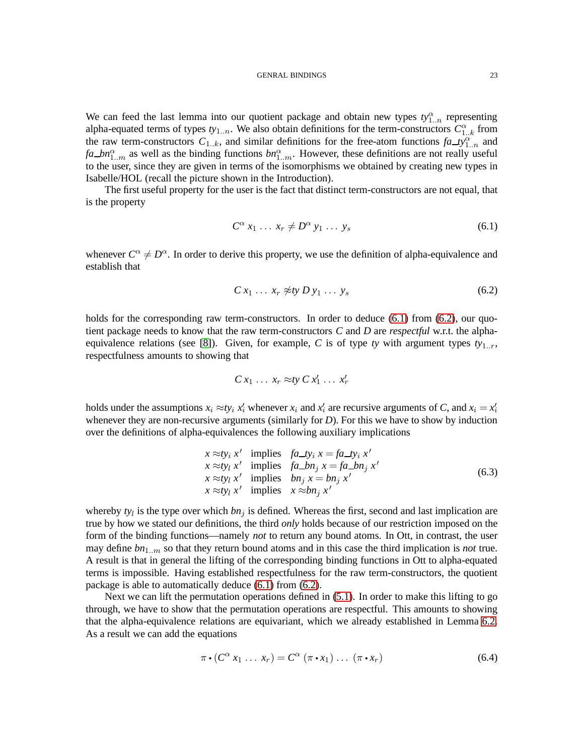We can feed the last lemma into our quotient package and obtain new types $ty^{\alpha}_{1..n}$ representing alpha-equated terms of types $ty_{1..n}$. We also obtain definitions for the term-constructors $C^{\alpha}_{1..k}$ from the raw term-constructors $C_{1..k}$, and similar definitions for the free-atom functions $fa\_ty^{\alpha}_{1..n}$ and $fa\_bn^{\alpha}_{1..m}$ as well as the binding functions $bn^{\alpha}_{1..m}$. However, these definitions are not really useful to the user, since they are given in terms of the isomorphisms we obtained by creating new types in Isabelle/HOL (recall the picture shown in the Introduction).

The first useful property for the user is the fact that distinct term-constructors are not equal, that is the property

$$C^{\alpha}\; x_1 \;\ldots\; x_r \neq D^{\alpha}\; y_1 \;\ldots\; y_s \tag{6.1}$$

whenever $C^{\alpha} \neq D^{\alpha}$. In order to derive this property, we use the definition of alpha-equivalence and establish that

$$C\; x_1 \;\ldots\; x_r \not\approx ty\; D\; y_1 \;\ldots\; y_s \tag{6.2}$$

holds for the corresponding raw term-constructors. In order to deduce (6.1) from (6.2), our quotient package needs to know that the raw term-constructors $C$ and $D$ are *respectful* w.r.t. the alpha-equivalence relations (see [8]). Given, for example, $C$ is of type $ty$ with argument types $ty_{1..r}$, respectfulness amounts to showing that

$$C\; x_1 \;\ldots\; x_r \approx ty\; C\; x'_1 \;\ldots\; x'_r$$

holds under the assumptions $x_i \approx ty_i\; x'_i$ whenever $x_i$ and $x'_i$ are recursive arguments of $C$, and $x_i = x'_i$ whenever they are non-recursive arguments (similarly for $D$). For this we have to show by induction over the definitions of alpha-equivalences the following auxiliary implications

$$\begin{array}{lll}
x \approx ty_i\; x' & \text{implies} & fa\_ty_i\; x = fa\_ty_i\; x' \\
x \approx ty_l\; x' & \text{implies} & fa\_bn_j\; x = fa\_bn_j\; x' \\
x \approx ty_l\; x' & \text{implies} & bn_j\; x = bn_j\; x' \\
x \approx ty_l\; x' & \text{implies} & x \approx bn_j\; x'
\end{array} \tag{6.3}$$

whereby $ty_l$ is the type over which $bn_j$ is defined. Whereas the first, second and last implication are true by how we stated our definitions, the third *only* holds because of our restriction imposed on the form of the binding functions—namely *not* to return any bound atoms. In Ott, in contrast, the user may define $bn_{1..m}$ so that they return bound atoms and in this case the third implication is *not* true. A result is that in general the lifting of the corresponding binding functions in Ott to alpha-equated terms is impossible. Having established respectfulness for the raw term-constructors, the quotient package is able to automatically deduce (6.1) from (6.2).

Next we can lift the permutation operations defined in (5.1). In order to make this lifting to go through, we have to show that the permutation operations are respectful. This amounts to showing that the alpha-equivalence relations are equivariant, which we already established in Lemma 6.2. As a result we can add the equations

$$\pi \bullet (C^{\alpha}\; x_1 \;\ldots\; x_r) = C^{\alpha}\; (\pi \bullet x_1) \;\ldots\; (\pi \bullet x_r) \tag{6.4}$$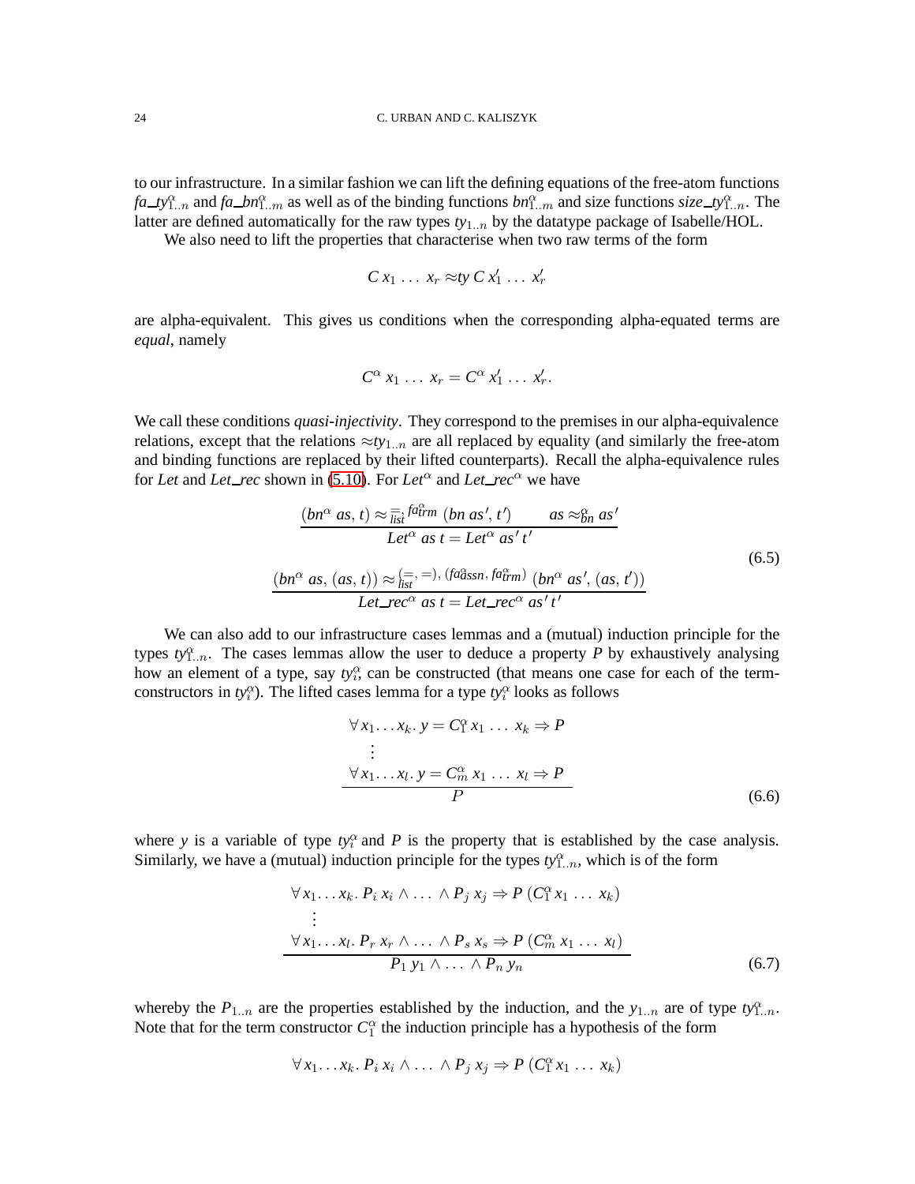to our infrastructure. In a similar fashion we can lift the defining equations of the free-atom functions $\mathit{fa\_ty}^{\alpha}_{1..n}$ and $\mathit{fa\_bn}^{\alpha}_{1..m}$ as well as of the binding functions $\mathit{bn}^{\alpha}_{1..m}$ and size functions $\mathit{size\_ty}^{\alpha}_{1..n}$. The latter are defined automatically for the raw types $\mathit{ty}_{1..n}$ by the datatype package of Isabelle/HOL.

We also need to lift the properties that characterise when two raw terms of the form

$$C\; x_1\; \ldots\; x_r \approx\!\mathit{ty}\; C\; x'_1\; \ldots\; x'_r$$

are alpha-equivalent. This gives us conditions when the corresponding alpha-equated terms are *equal*, namely

$$C^{\alpha}\; x_1\; \ldots\; x_r = C^{\alpha}\; x'_1\; \ldots\; x'_r.$$

We call these conditions *quasi-injectivity*. They correspond to the premises in our alpha-equivalence relations, except that the relations $\approx\!\mathit{ty}_{1..n}$ are all replaced by equality (and similarly the free-atom and binding functions are replaced by their lifted counterparts). Recall the alpha-equivalence rules for *Let* and *Let\_rec* shown in (5.10). For $\mathit{Let}^{\alpha}$ and $\mathit{Let\_rec}^{\alpha}$ we have

$$\frac{(\mathit{bn}^{\alpha}\; \mathit{as},\, t) \approx_{\mathit{list}}^{=,\; \mathit{fa}^{\alpha}_{\mathit{trm}}} (\mathit{bn}\; \mathit{as}',\, t') \qquad \mathit{as} \approx^{\alpha}_{\mathit{bn}} \mathit{as}'}{\mathit{Let}^{\alpha}\; \mathit{as}\; t = \mathit{Let}^{\alpha}\; \mathit{as}'\; t'}$$

$$\frac{(\mathit{bn}^{\alpha}\; \mathit{as},\, (\mathit{as},\, t)) \approx_{\mathit{list}}^{(=,\,=),\; (\mathit{fa}^{\alpha}_{\mathit{assn}},\, \mathit{fa}^{\alpha}_{\mathit{trm}})} (\mathit{bn}^{\alpha}\; \mathit{as}',\, (\mathit{as},\, t'))}{\mathit{Let\_rec}^{\alpha}\; \mathit{as}\; t = \mathit{Let\_rec}^{\alpha}\; \mathit{as}'\; t'} \tag{6.5}$$

We can also add to our infrastructure cases lemmas and a (mutual) induction principle for the types $\mathit{ty}^{\alpha}_{1..n}$. The cases lemmas allow the user to deduce a property $P$ by exhaustively analysing how an element of a type, say $\mathit{ty}^{\alpha}_i$, can be constructed (that means one case for each of the term-constructors in $\mathit{ty}^{\alpha}_i$). The lifted cases lemma for a type $\mathit{ty}^{\alpha}_i$ looks as follows

$$\frac{\begin{array}{l}\forall\, x_1 \ldots x_k.\; y = C^{\alpha}_1\, x_1\; \ldots\; x_k \Rightarrow P\\ \quad\vdots\\ \forall\, x_1 \ldots x_l.\; y = C^{\alpha}_m\, x_1\; \ldots\; x_l \Rightarrow P\end{array}}{P} \tag{6.6}$$

where $y$ is a variable of type $\mathit{ty}^{\alpha}_i$ and $P$ is the property that is established by the case analysis. Similarly, we have a (mutual) induction principle for the types $\mathit{ty}^{\alpha}_{1..n}$, which is of the form

$$\frac{\begin{array}{l}\forall\, x_1 \ldots x_k.\; P_i\; x_i \wedge \ldots \wedge P_j\; x_j \Rightarrow P\; (C^{\alpha}_1\, x_1\; \ldots\; x_k)\\ \quad\vdots\\ \forall\, x_1 \ldots x_l.\; P_r\; x_r \wedge \ldots \wedge P_s\; x_s \Rightarrow P\; (C^{\alpha}_m\, x_1\; \ldots\; x_l)\end{array}}{P_1\; y_1 \wedge \ldots \wedge P_n\; y_n} \tag{6.7}$$

whereby the $P_{1..n}$ are the properties established by the induction, and the $y_{1..n}$ are of type $\mathit{ty}^{\alpha}_{1..n}$. Note that for the term constructor $C^{\alpha}_1$ the induction principle has a hypothesis of the form

$$\forall\, x_1 \ldots x_k.\; P_i\; x_i \wedge \ldots \wedge P_j\; x_j \Rightarrow P\; (C^{\alpha}_1\, x_1\; \ldots\; x_k)$$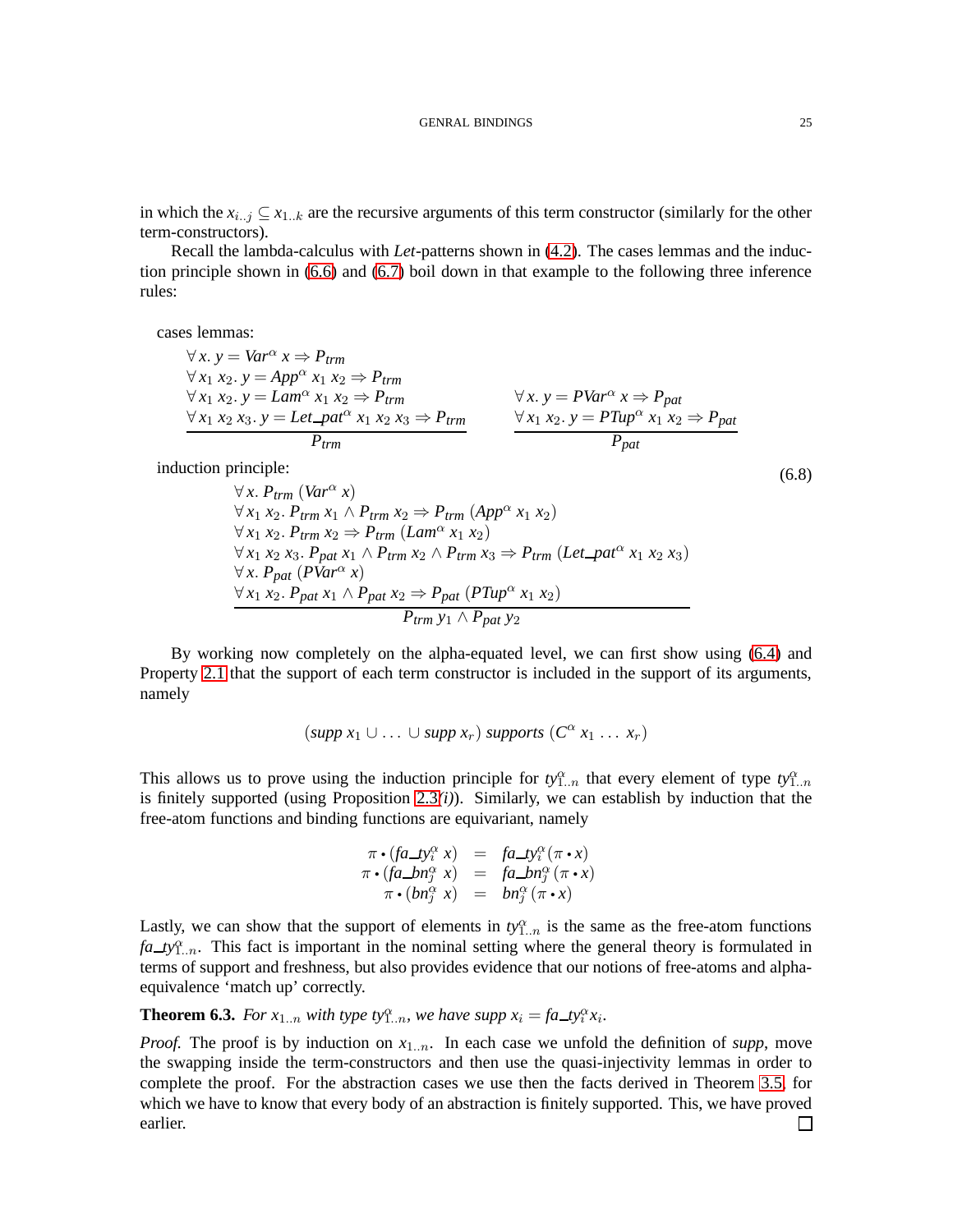in which the $x_{i..j} \subseteq x_{1..k}$ are the recursive arguments of this term constructor (similarly for the other term-constructors).

Recall the lambda-calculus with *Let*-patterns shown in (4.2). The cases lemmas and the induction principle shown in (6.6) and (6.7) boil down in that example to the following three inference rules:

cases lemmas:

$$
\frac{\begin{array}{l}\forall x.\ y = \mathit{Var}^\alpha\ x \Rightarrow P_{trm}\\ \forall x_1\ x_2.\ y = \mathit{App}^\alpha\ x_1\ x_2 \Rightarrow P_{trm}\\ \forall x_1\ x_2.\ y = \mathit{Lam}^\alpha\ x_1\ x_2 \Rightarrow P_{trm}\\ \forall x_1\ x_2\ x_3.\ y = \mathit{Let\_pat}^\alpha\ x_1\ x_2\ x_3 \Rightarrow P_{trm}\end{array}}{P_{trm}}
\qquad
\frac{\begin{array}{l}\forall x.\ y = \mathit{PVar}^\alpha\ x \Rightarrow P_{pat}\\ \forall x_1\ x_2.\ y = \mathit{PTup}^\alpha\ x_1\ x_2 \Rightarrow P_{pat}\end{array}}{P_{pat}}
$$

induction principle:

$$
\frac{\begin{array}{l}\forall x.\ P_{trm}\ (\mathit{Var}^\alpha\ x)\\ \forall x_1\ x_2.\ P_{trm}\ x_1 \wedge P_{trm}\ x_2 \Rightarrow P_{trm}\ (\mathit{App}^\alpha\ x_1\ x_2)\\ \forall x_1\ x_2.\ P_{trm}\ x_2 \Rightarrow P_{trm}\ (\mathit{Lam}^\alpha\ x_1\ x_2)\\ \forall x_1\ x_2\ x_3.\ P_{pat}\ x_1 \wedge P_{trm}\ x_2 \wedge P_{trm}\ x_3 \Rightarrow P_{trm}\ (\mathit{Let\_pat}^\alpha\ x_1\ x_2\ x_3)\\ \forall x.\ P_{pat}\ (\mathit{PVar}^\alpha\ x)\\ \forall x_1\ x_2.\ P_{pat}\ x_1 \wedge P_{pat}\ x_2 \Rightarrow P_{pat}\ (\mathit{PTup}^\alpha\ x_1\ x_2)\end{array}}{P_{trm}\ y_1 \wedge P_{pat}\ y_2} \tag{6.8}
$$

By working now completely on the alpha-equated level, we can first show using (6.4) and Property 2.1 that the support of each term constructor is included in the support of its arguments, namely

$$(\mathit{supp}\ x_1 \cup \ldots \cup \mathit{supp}\ x_r)\ \mathit{supports}\ (C^\alpha\ x_1\ \ldots\ x_r)$$

This allows us to prove using the induction principle for $ty^\alpha_{1..n}$ that every element of type $ty^\alpha_{1..n}$ is finitely supported (using Proposition 2.3*(i)*). Similarly, we can establish by induction that the free-atom functions and binding functions are equivariant, namely

$$
\begin{array}{rcl}
\pi \bullet (\mathit{fa\_ty}^\alpha_i\ x) & = & \mathit{fa\_ty}^\alpha_i\,(\pi \bullet x)\\
\pi \bullet (\mathit{fa\_bn}^\alpha_j\ x) & = & \mathit{fa\_bn}^\alpha_j\,(\pi \bullet x)\\
\pi \bullet (\mathit{bn}^\alpha_j\ x) & = & \mathit{bn}^\alpha_j\,(\pi \bullet x)
\end{array}
$$

Lastly, we can show that the support of elements in $ty^\alpha_{1..n}$ is the same as the free-atom functions $\mathit{fa\_ty}^\alpha_{1..n}$. This fact is important in the nominal setting where the general theory is formulated in terms of support and freshness, but also provides evidence that our notions of free-atoms and alpha-equivalence 'match up' correctly.

**Theorem 6.3.** *For $x_{1..n}$ with type $ty^\alpha_{1..n}$, we have $\mathit{supp}\ x_i = \mathit{fa\_ty}^\alpha_i x_i$.*

*Proof.* The proof is by induction on $x_{1..n}$. In each case we unfold the definition of *supp*, move the swapping inside the term-constructors and then use the quasi-injectivity lemmas in order to complete the proof. For the abstraction cases we use then the facts derived in Theorem 3.5, for which we have to know that every body of an abstraction is finitely supported. This, we have proved earlier. $\square$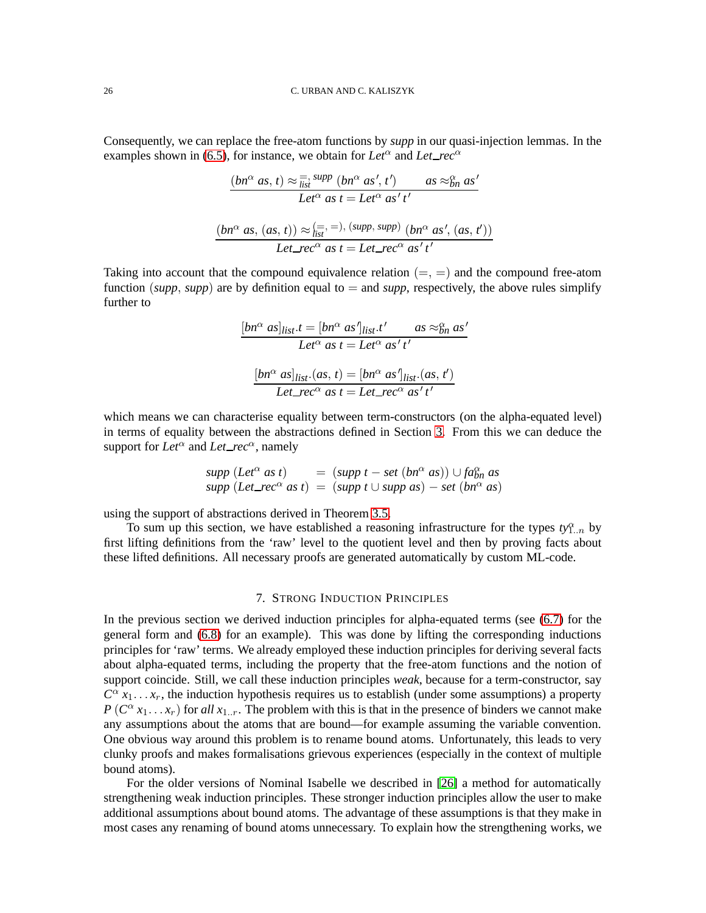Consequently, we can replace the free-atom functions by *supp* in our quasi-injection lemmas. In the examples shown in (6.5), for instance, we obtain for $\mathit{Let}^\alpha$ and $\mathit{Let\_rec}^\alpha$

$$\frac{(\mathit{bn}^\alpha\ \mathit{as},\ t) \approx_{\mathit{list}}^{=,\ \mathit{supp}} (\mathit{bn}^\alpha\ \mathit{as}',\ t') \qquad \mathit{as} \approx_{\mathit{bn}}^{\alpha} \mathit{as}'}{\mathit{Let}^\alpha\ \mathit{as}\ t = \mathit{Let}^\alpha\ \mathit{as}'\ t'}$$

$$\frac{(\mathit{bn}^\alpha\ \mathit{as},\ (\mathit{as},\ t)) \approx_{\mathit{list}}^{(=,\ =),\ (\mathit{supp},\ \mathit{supp})} (\mathit{bn}^\alpha\ \mathit{as}',\ (\mathit{as},\ t'))}{\mathit{Let\_rec}^\alpha\ \mathit{as}\ t = \mathit{Let\_rec}^\alpha\ \mathit{as}'\ t'}$$

Taking into account that the compound equivalence relation $(=,\ =)$ and the compound free-atom function $(\mathit{supp},\ \mathit{supp})$ are by definition equal to $=$ and *supp*, respectively, the above rules simplify further to

$$\frac{[\mathit{bn}^\alpha\ \mathit{as}]_{\mathit{list}}.t = [\mathit{bn}^\alpha\ \mathit{as}']_{\mathit{list}}.t' \qquad \mathit{as} \approx_{\mathit{bn}}^{\alpha} \mathit{as}'}{\mathit{Let}^\alpha\ \mathit{as}\ t = \mathit{Let}^\alpha\ \mathit{as}'\ t'}$$

$$\frac{[\mathit{bn}^\alpha\ \mathit{as}]_{\mathit{list}}.(\mathit{as},\ t) = [\mathit{bn}^\alpha\ \mathit{as}']_{\mathit{list}}.(\mathit{as},\ t')}{\mathit{Let\_rec}^\alpha\ \mathit{as}\ t = \mathit{Let\_rec}^\alpha\ \mathit{as}'\ t'}$$

which means we can characterise equality between term-constructors (on the alpha-equated level) in terms of equality between the abstractions defined in Section 3. From this we can deduce the support for $\mathit{Let}^\alpha$ and $\mathit{Let\_rec}^\alpha$, namely

$$\begin{array}{lcl}
\mathit{supp}\ (\mathit{Let}^\alpha\ \mathit{as}\ t) & = & (\mathit{supp}\ t - \mathit{set}\ (\mathit{bn}^\alpha\ \mathit{as})) \cup \mathit{fa}_{\mathit{bn}}^{\alpha}\ \mathit{as} \\
\mathit{supp}\ (\mathit{Let\_rec}^\alpha\ \mathit{as}\ t) & = & (\mathit{supp}\ t \cup \mathit{supp}\ \mathit{as}) - \mathit{set}\ (\mathit{bn}^\alpha\ \mathit{as})
\end{array}$$

using the support of abstractions derived in Theorem 3.5.

To sum up this section, we have established a reasoning infrastructure for the types $\mathit{ty}^\alpha_{1..n}$ by first lifting definitions from the 'raw' level to the quotient level and then by proving facts about these lifted definitions. All necessary proofs are generated automatically by custom ML-code.

## 7. Strong Induction Principles

In the previous section we derived induction principles for alpha-equated terms (see (6.7) for the general form and (6.8) for an example). This was done by lifting the corresponding inductions principles for 'raw' terms. We already employed these induction principles for deriving several facts about alpha-equated terms, including the property that the free-atom functions and the notion of support coincide. Still, we call these induction principles *weak*, because for a term-constructor, say $C^\alpha\ x_1 \ldots x_r$, the induction hypothesis requires us to establish (under some assumptions) a property $P\ (C^\alpha\ x_1 \ldots x_r)$ for *all* $x_{1..r}$. The problem with this is that in the presence of binders we cannot make any assumptions about the atoms that are bound—for example assuming the variable convention. One obvious way around this problem is to rename bound atoms. Unfortunately, this leads to very clunky proofs and makes formalisations grievous experiences (especially in the context of multiple bound atoms).

For the older versions of Nominal Isabelle we described in [26] a method for automatically strengthening weak induction principles. These stronger induction principles allow the user to make additional assumptions about bound atoms. The advantage of these assumptions is that they make in most cases any renaming of bound atoms unnecessary. To explain how the strengthening works, we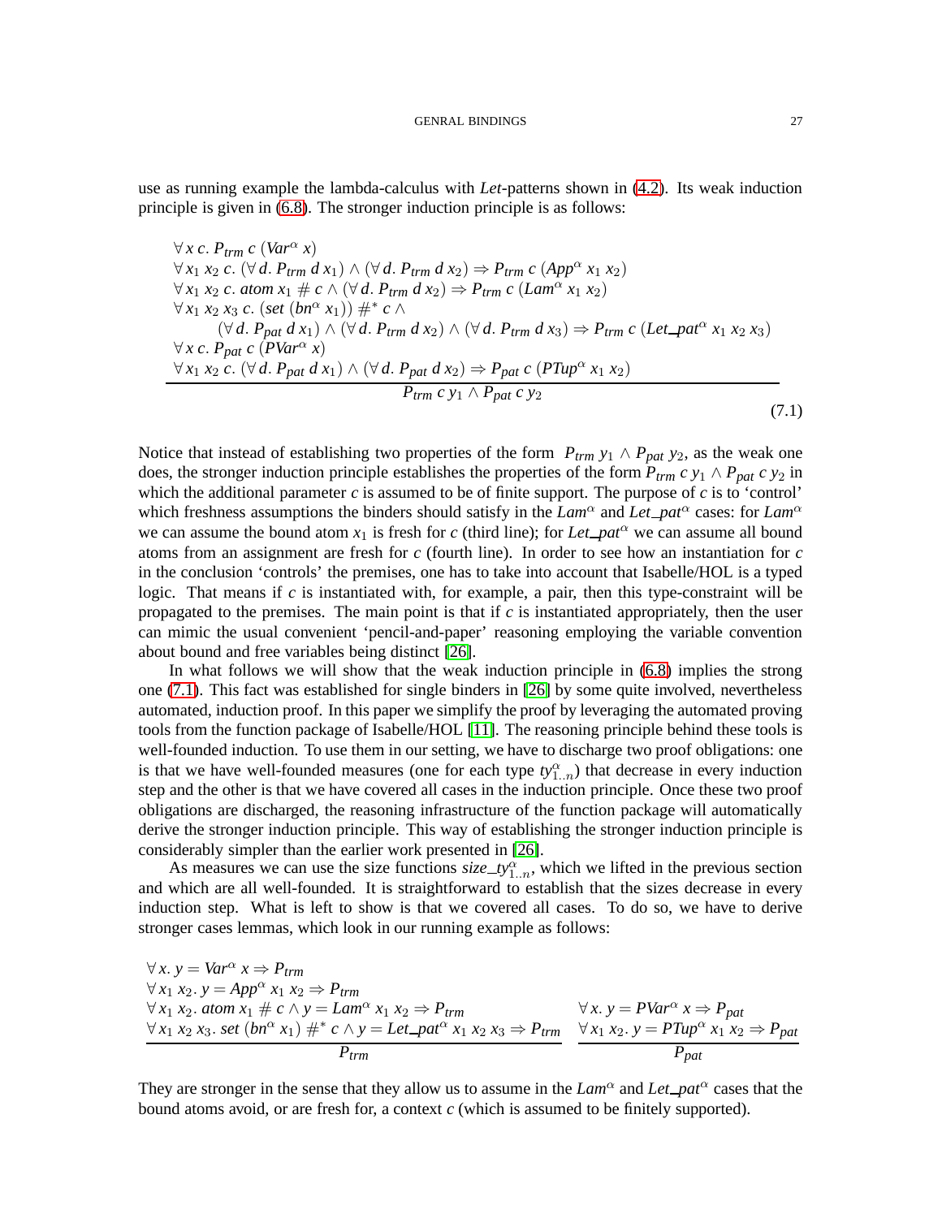use as running example the lambda-calculus with *Let*-patterns shown in (4.2). Its weak induction principle is given in (6.8). The stronger induction principle is as follows:

$$
\frac{\begin{array}{l}
\forall\, x\; c.\; P_{trm}\; c\; (Var^{\alpha}\; x) \\
\forall\, x_1\; x_2\; c.\; (\forall\, d.\; P_{trm}\; d\; x_1) \wedge (\forall\, d.\; P_{trm}\; d\; x_2) \Rightarrow P_{trm}\; c\; (App^{\alpha}\; x_1\; x_2) \\
\forall\, x_1\; x_2\; c.\; atom\; x_1 \;\#\; c \wedge (\forall\, d.\; P_{trm}\; d\; x_2) \Rightarrow P_{trm}\; c\; (Lam^{\alpha}\; x_1\; x_2) \\
\forall\, x_1\; x_2\; x_3\; c.\; (set\; (bn^{\alpha}\; x_1)) \;\#^{*}\; c\; \wedge \\
\qquad (\forall\, d.\; P_{pat}\; d\; x_1) \wedge (\forall\, d.\; P_{trm}\; d\; x_2) \wedge (\forall\, d.\; P_{trm}\; d\; x_3) \Rightarrow P_{trm}\; c\; (Let\_pat^{\alpha}\; x_1\; x_2\; x_3) \\
\forall\, x\; c.\; P_{pat}\; c\; (PVar^{\alpha}\; x) \\
\forall\, x_1\; x_2\; c.\; (\forall\, d.\; P_{pat}\; d\; x_1) \wedge (\forall\, d.\; P_{pat}\; d\; x_2) \Rightarrow P_{pat}\; c\; (PTup^{\alpha}\; x_1\; x_2)
\end{array}}{P_{trm}\; c\; y_1 \wedge P_{pat}\; c\; y_2} \tag{7.1}
$$

Notice that instead of establishing two properties of the form $P_{trm}\; y_1 \wedge P_{pat}\; y_2$, as the weak one does, the stronger induction principle establishes the properties of the form $P_{trm}\; c\; y_1 \wedge P_{pat}\; c\; y_2$ in which the additional parameter $c$ is assumed to be of finite support. The purpose of $c$ is to 'control' which freshness assumptions the binders should satisfy in the $Lam^{\alpha}$ and $Let\_pat^{\alpha}$ cases: for $Lam^{\alpha}$ we can assume the bound atom $x_1$ is fresh for $c$ (third line); for $Let\_pat^{\alpha}$ we can assume all bound atoms from an assignment are fresh for $c$ (fourth line). In order to see how an instantiation for $c$ in the conclusion 'controls' the premises, one has to take into account that Isabelle/HOL is a typed logic. That means if $c$ is instantiated with, for example, a pair, then this type-constraint will be propagated to the premises. The main point is that if $c$ is instantiated appropriately, then the user can mimic the usual convenient 'pencil-and-paper' reasoning employing the variable convention about bound and free variables being distinct [26].

In what follows we will show that the weak induction principle in (6.8) implies the strong one (7.1). This fact was established for single binders in [26] by some quite involved, nevertheless automated, induction proof. In this paper we simplify the proof by leveraging the automated proving tools from the function package of Isabelle/HOL [11]. The reasoning principle behind these tools is well-founded induction. To use them in our setting, we have to discharge two proof obligations: one is that we have well-founded measures (one for each type $ty^{\alpha}_{1..n}$) that decrease in every induction step and the other is that we have covered all cases in the induction principle. Once these two proof obligations are discharged, the reasoning infrastructure of the function package will automatically derive the stronger induction principle. This way of establishing the stronger induction principle is considerably simpler than the earlier work presented in [26].

As measures we can use the size functions $size\_ty^{\alpha}_{1..n}$, which we lifted in the previous section and which are all well-founded. It is straightforward to establish that the sizes decrease in every induction step. What is left to show is that we covered all cases. To do so, we have to derive stronger cases lemmas, which look in our running example as follows:

$$
\frac{\begin{array}{l}
\forall\, x.\; y = Var^{\alpha}\; x \Rightarrow P_{trm} \\
\forall\, x_1\; x_2.\; y = App^{\alpha}\; x_1\; x_2 \Rightarrow P_{trm} \\
\forall\, x_1\; x_2.\; atom\; x_1 \;\#\; c \wedge y = Lam^{\alpha}\; x_1\; x_2 \Rightarrow P_{trm} \\
\forall\, x_1\; x_2\; x_3.\; set\; (bn^{\alpha}\; x_1) \;\#^{*}\; c \wedge y = Let\_pat^{\alpha}\; x_1\; x_2\; x_3 \Rightarrow P_{trm}
\end{array}}{P_{trm}}
\qquad
\frac{\begin{array}{l}
\forall\, x.\; y = PVar^{\alpha}\; x \Rightarrow P_{pat} \\
\forall\, x_1\; x_2.\; y = PTup^{\alpha}\; x_1\; x_2 \Rightarrow P_{pat}
\end{array}}{P_{pat}}
$$

They are stronger in the sense that they allow us to assume in the $Lam^{\alpha}$ and $Let\_pat^{\alpha}$ cases that the bound atoms avoid, or are fresh for, a context $c$ (which is assumed to be finitely supported).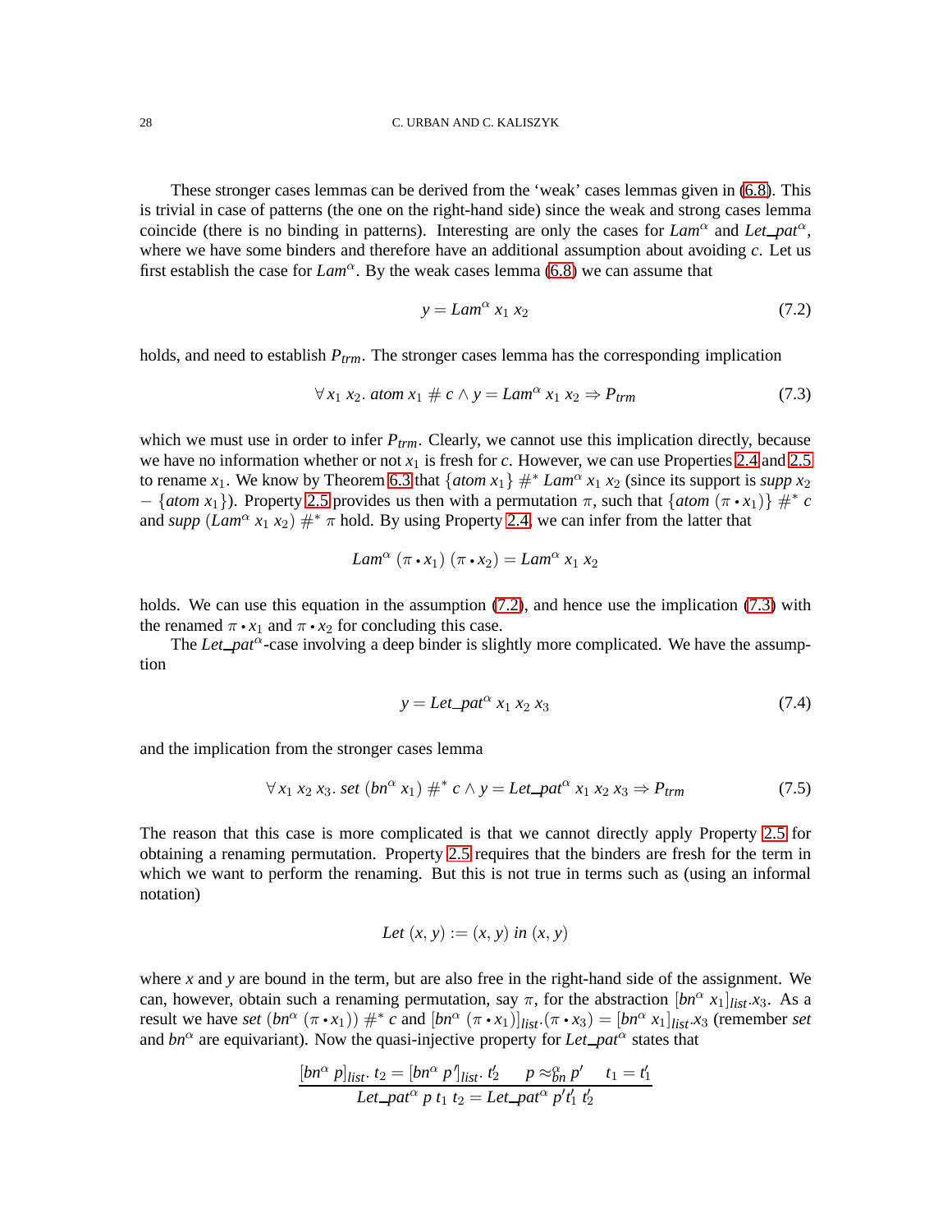These stronger cases lemmas can be derived from the 'weak' cases lemmas given in (6.8). This is trivial in case of patterns (the one on the right-hand side) since the weak and strong cases lemma coincide (there is no binding in patterns). Interesting are only the cases for $Lam^\alpha$ and $Let\_pat^\alpha$, where we have some binders and therefore have an additional assumption about avoiding $c$. Let us first establish the case for $Lam^\alpha$. By the weak cases lemma (6.8) we can assume that

$$y = Lam^\alpha\ x_1\ x_2 \tag{7.2}$$

holds, and need to establish $P_{trm}$. The stronger cases lemma has the corresponding implication

$$\forall\, x_1\ x_2.\ atom\ x_1\ \#\ c \wedge y = Lam^\alpha\ x_1\ x_2 \Rightarrow P_{trm} \tag{7.3}$$

which we must use in order to infer $P_{trm}$. Clearly, we cannot use this implication directly, because we have no information whether or not $x_1$ is fresh for $c$. However, we can use Properties 2.4 and 2.5 to rename $x_1$. We know by Theorem 6.3 that $\{atom\ x_1\}\ \#^*\ Lam^\alpha\ x_1\ x_2$ (since its support is $supp\ x_2 - \{atom\ x_1\}$). Property 2.5 provides us then with a permutation $\pi$, such that $\{atom\ (\pi \bullet x_1)\}\ \#^*\ c$ and $supp\ (Lam^\alpha\ x_1\ x_2)\ \#^*\ \pi$ hold. By using Property 2.4, we can infer from the latter that

$$Lam^\alpha\ (\pi \bullet x_1)\ (\pi \bullet x_2) = Lam^\alpha\ x_1\ x_2$$

holds. We can use this equation in the assumption (7.2), and hence use the implication (7.3) with the renamed $\pi \bullet x_1$ and $\pi \bullet x_2$ for concluding this case.

The $Let\_pat^\alpha$-case involving a deep binder is slightly more complicated. We have the assumption

$$y = Let\_pat^\alpha\ x_1\ x_2\ x_3 \tag{7.4}$$

and the implication from the stronger cases lemma

$$\forall\, x_1\ x_2\ x_3.\ set\ (bn^\alpha\ x_1)\ \#^*\ c \wedge y = Let\_pat^\alpha\ x_1\ x_2\ x_3 \Rightarrow P_{trm} \tag{7.5}$$

The reason that this case is more complicated is that we cannot directly apply Property 2.5 for obtaining a renaming permutation. Property 2.5 requires that the binders are fresh for the term in which we want to perform the renaming. But this is not true in terms such as (using an informal notation)

$$Let\ (x, y) := (x, y)\ in\ (x, y)$$

where $x$ and $y$ are bound in the term, but are also free in the right-hand side of the assignment. We can, however, obtain such a renaming permutation, say $\pi$, for the abstraction $[bn^\alpha\ x_1]_{list}.x_3$. As a result we have $set\ (bn^\alpha\ (\pi \bullet x_1))\ \#^*\ c$ and $[bn^\alpha\ (\pi \bullet x_1)]_{list}.(\pi \bullet x_3) = [bn^\alpha\ x_1]_{list}.x_3$ (remember $set$ and $bn^\alpha$ are equivariant). Now the quasi-injective property for $Let\_pat^\alpha$ states that

$$\frac{[bn^\alpha\ p]_{list}.\ t_2 = [bn^\alpha\ p']_{list}.\ t_2' \qquad p \approx_{bn}^\alpha p' \qquad t_1 = t_1'}{Let\_pat^\alpha\ p\ t_1\ t_2 = Let\_pat^\alpha\ p' t_1'\ t_2'}$$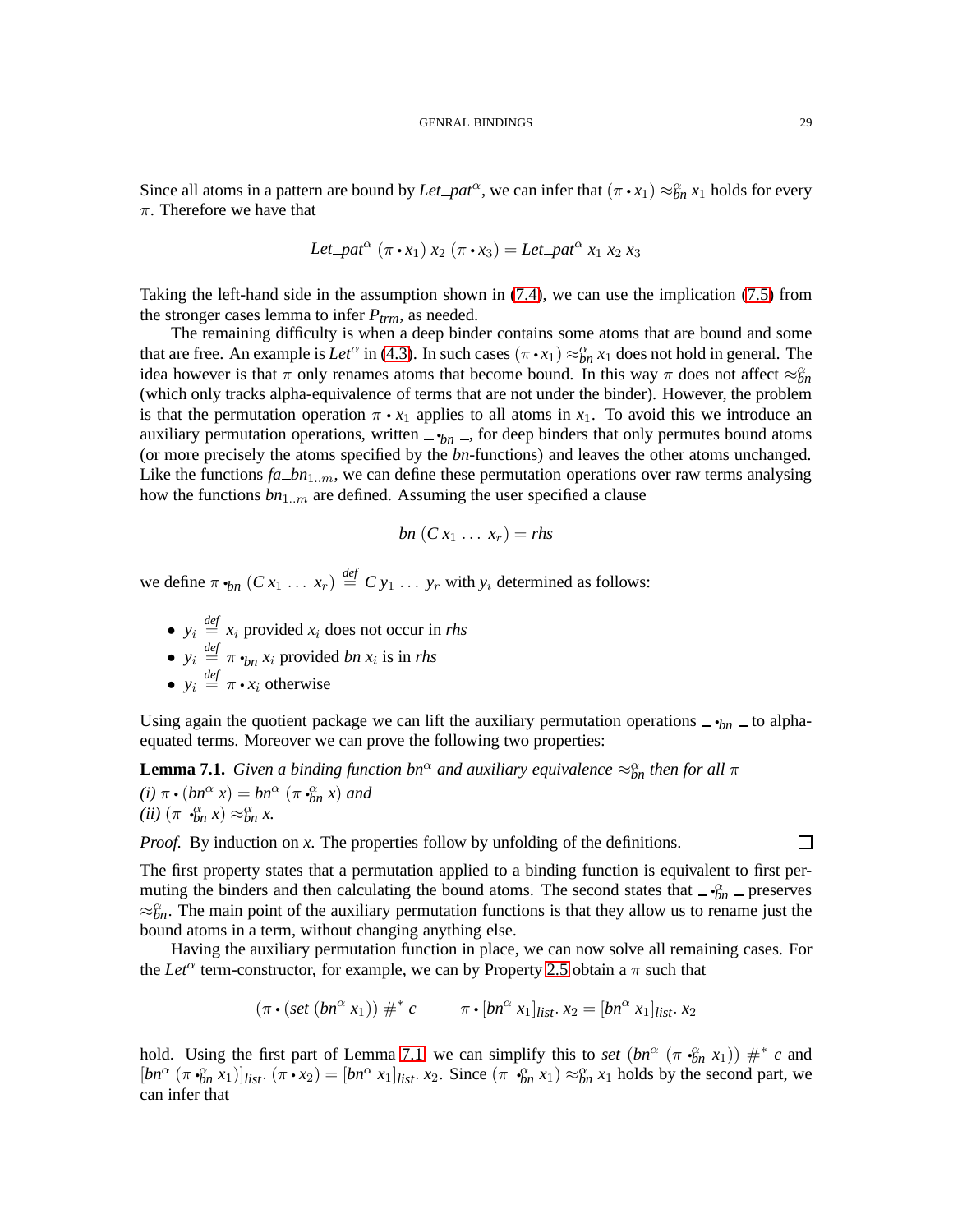Since all atoms in a pattern are bound by $\mathit{Let\_pat}^\alpha$, we can infer that $(\pi \bullet x_1) \approx_{bn}^{\alpha} x_1$ holds for every $\pi$. Therefore we have that

$$\mathit{Let\_pat}^\alpha\ (\pi \bullet x_1)\ x_2\ (\pi \bullet x_3) = \mathit{Let\_pat}^\alpha\ x_1\ x_2\ x_3$$

Taking the left-hand side in the assumption shown in (7.4), we can use the implication (7.5) from the stronger cases lemma to infer $P_{trm}$, as needed.

The remaining difficulty is when a deep binder contains some atoms that are bound and some that are free. An example is $\mathit{Let}^\alpha$ in (4.3). In such cases $(\pi \bullet x_1) \approx_{bn}^{\alpha} x_1$ does not hold in general. The idea however is that $\pi$ only renames atoms that become bound. In this way $\pi$ does not affect $\approx_{bn}^{\alpha}$ (which only tracks alpha-equivalence of terms that are not under the binder). However, the problem is that the permutation operation $\pi \bullet x_1$ applies to all atoms in $x_1$. To avoid this we introduce an auxiliary permutation operations, written $\_ \bullet_{bn} \_$, for deep binders that only permutes bound atoms (or more precisely the atoms specified by the *bn*-functions) and leaves the other atoms unchanged. Like the functions $\mathit{fa\_bn}_{1..m}$, we can define these permutation operations over raw terms analysing how the functions $\mathit{bn}_{1..m}$ are defined. Assuming the user specified a clause

$$\mathit{bn}\ (C\, x_1\ \ldots\ x_r) = \mathit{rhs}$$

we define $\pi \bullet_{bn} (C\, x_1\ \ldots\ x_r) \stackrel{\mathit{def}}{=} C\, y_1\ \ldots\ y_r$ with $y_i$ determined as follows:

- $y_i \stackrel{\mathit{def}}{=} x_i$ provided $x_i$ does not occur in *rhs*
- $y_i \stackrel{\mathit{def}}{=} \pi \bullet_{bn} x_i$ provided $\mathit{bn}\ x_i$ is in *rhs*
- $y_i \stackrel{\mathit{def}}{=} \pi \bullet x_i$ otherwise

Using again the quotient package we can lift the auxiliary permutation operations $\_ \bullet_{bn} \_$ to alpha-equated terms. Moreover we can prove the following two properties:

**Lemma 7.1.** *Given a binding function $\mathit{bn}^\alpha$ and auxiliary equivalence $\approx_{bn}^{\alpha}$ then for all $\pi$*
*(i)* $\pi \bullet (\mathit{bn}^\alpha\ x) = \mathit{bn}^\alpha\ (\pi \bullet_{bn}^{\alpha} x)$ *and*
*(ii)* $(\pi\ \bullet_{bn}^{\alpha} x) \approx_{bn}^{\alpha} x$.

*Proof.* By induction on $x$. The properties follow by unfolding of the definitions. □

The first property states that a permutation applied to a binding function is equivalent to first permuting the binders and then calculating the bound atoms. The second states that $\_ \bullet_{bn}^{\alpha} \_$ preserves $\approx_{bn}^{\alpha}$. The main point of the auxiliary permutation functions is that they allow us to rename just the bound atoms in a term, without changing anything else.

Having the auxiliary permutation function in place, we can now solve all remaining cases. For the $\mathit{Let}^\alpha$ term-constructor, for example, we can by Property 2.5 obtain a $\pi$ such that

$$(\pi \bullet (\mathit{set}\ (\mathit{bn}^\alpha\ x_1))\ \#^*\ c \qquad \pi \bullet [\mathit{bn}^\alpha\ x_1]_{\mathit{list}}.\ x_2 = [\mathit{bn}^\alpha\ x_1]_{\mathit{list}}.\ x_2$$

hold. Using the first part of Lemma 7.1, we can simplify this to $\mathit{set}\ (\mathit{bn}^\alpha\ (\pi \bullet_{bn}^{\alpha} x_1))\ \#^*\ c$ and $[\mathit{bn}^\alpha\ (\pi \bullet_{bn}^{\alpha} x_1)]_{\mathit{list}}.\ (\pi \bullet x_2) = [\mathit{bn}^\alpha\ x_1]_{\mathit{list}}.\ x_2$. Since $(\pi\ \bullet_{bn}^{\alpha} x_1) \approx_{bn}^{\alpha} x_1$ holds by the second part, we can infer that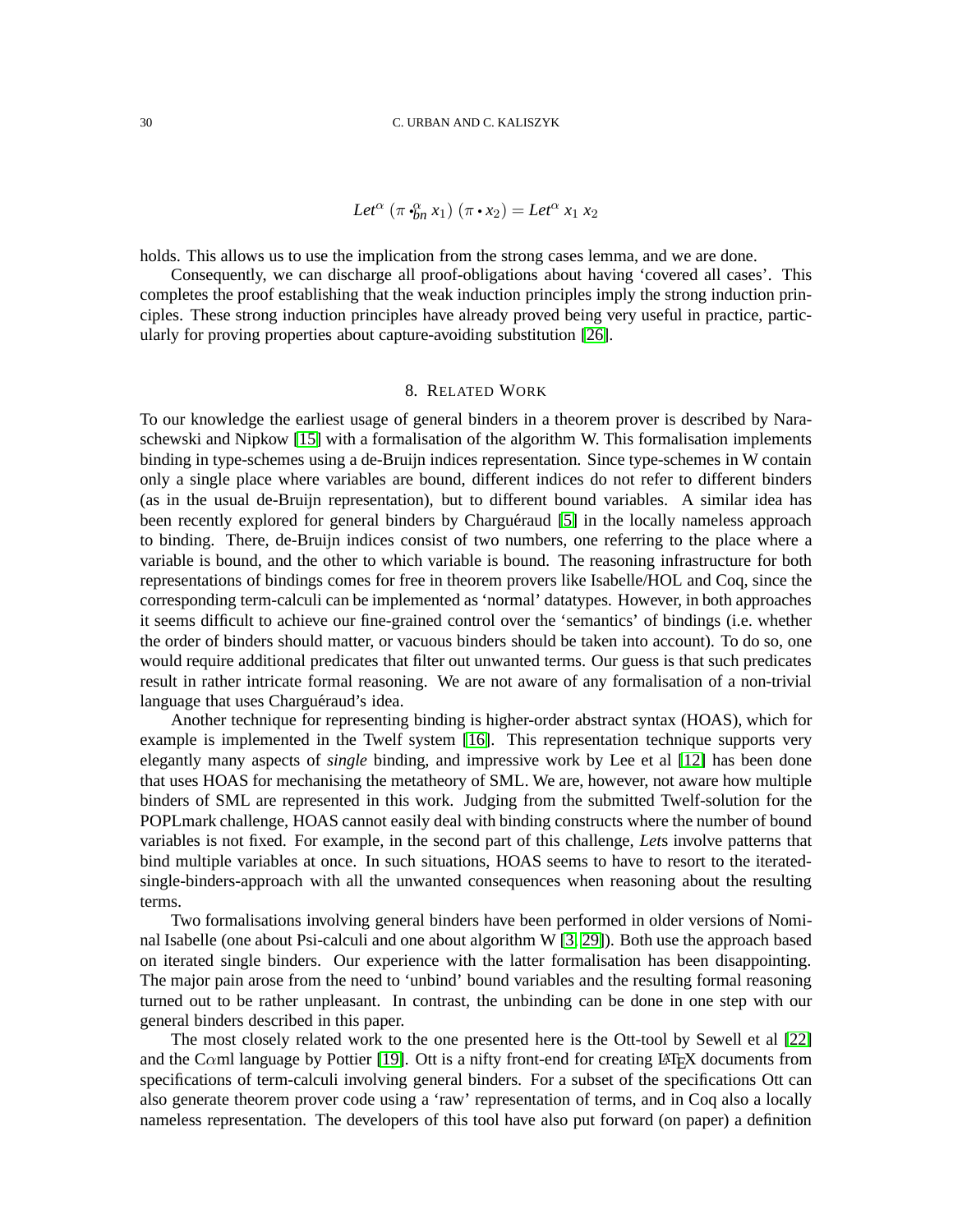$$Let^{\alpha}\ (\pi \bullet^{\alpha}_{bn} x_1)\ (\pi \bullet x_2) = Let^{\alpha}\ x_1\ x_2$$

holds. This allows us to use the implication from the strong cases lemma, and we are done.

Consequently, we can discharge all proof-obligations about having 'covered all cases'. This completes the proof establishing that the weak induction principles imply the strong induction principles. These strong induction principles have already proved being very useful in practice, particularly for proving properties about capture-avoiding substitution [26].

## 8. Related Work

To our knowledge the earliest usage of general binders in a theorem prover is described by Naraschewski and Nipkow [15] with a formalisation of the algorithm W. This formalisation implements binding in type-schemes using a de-Bruijn indices representation. Since type-schemes in W contain only a single place where variables are bound, different indices do not refer to different binders (as in the usual de-Bruijn representation), but to different bound variables. A similar idea has been recently explored for general binders by Charguéraud [5] in the locally nameless approach to binding. There, de-Bruijn indices consist of two numbers, one referring to the place where a variable is bound, and the other to which variable is bound. The reasoning infrastructure for both representations of bindings comes for free in theorem provers like Isabelle/HOL and Coq, since the corresponding term-calculi can be implemented as 'normal' datatypes. However, in both approaches it seems difficult to achieve our fine-grained control over the 'semantics' of bindings (i.e. whether the order of binders should matter, or vacuous binders should be taken into account). To do so, one would require additional predicates that filter out unwanted terms. Our guess is that such predicates result in rather intricate formal reasoning. We are not aware of any formalisation of a non-trivial language that uses Charguéraud's idea.

Another technique for representing binding is higher-order abstract syntax (HOAS), which for example is implemented in the Twelf system [16]. This representation technique supports very elegantly many aspects of *single* binding, and impressive work by Lee et al [12] has been done that uses HOAS for mechanising the metatheory of SML. We are, however, not aware how multiple binders of SML are represented in this work. Judging from the submitted Twelf-solution for the POPLmark challenge, HOAS cannot easily deal with binding constructs where the number of bound variables is not fixed. For example, in the second part of this challenge, *Let*s involve patterns that bind multiple variables at once. In such situations, HOAS seems to have to resort to the iterated-single-binders-approach with all the unwanted consequences when reasoning about the resulting terms.

Two formalisations involving general binders have been performed in older versions of Nominal Isabelle (one about Psi-calculi and one about algorithm W [3, 29]). Both use the approach based on iterated single binders. Our experience with the latter formalisation has been disappointing. The major pain arose from the need to 'unbind' bound variables and the resulting formal reasoning turned out to be rather unpleasant. In contrast, the unbinding can be done in one step with our general binders described in this paper.

The most closely related work to the one presented here is the Ott-tool by Sewell et al [22] and the C$\alpha$ml language by Pottier [19]. Ott is a nifty front-end for creating LaTeX documents from specifications of term-calculi involving general binders. For a subset of the specifications Ott can also generate theorem prover code using a 'raw' representation of terms, and in Coq also a locally nameless representation. The developers of this tool have also put forward (on paper) a definition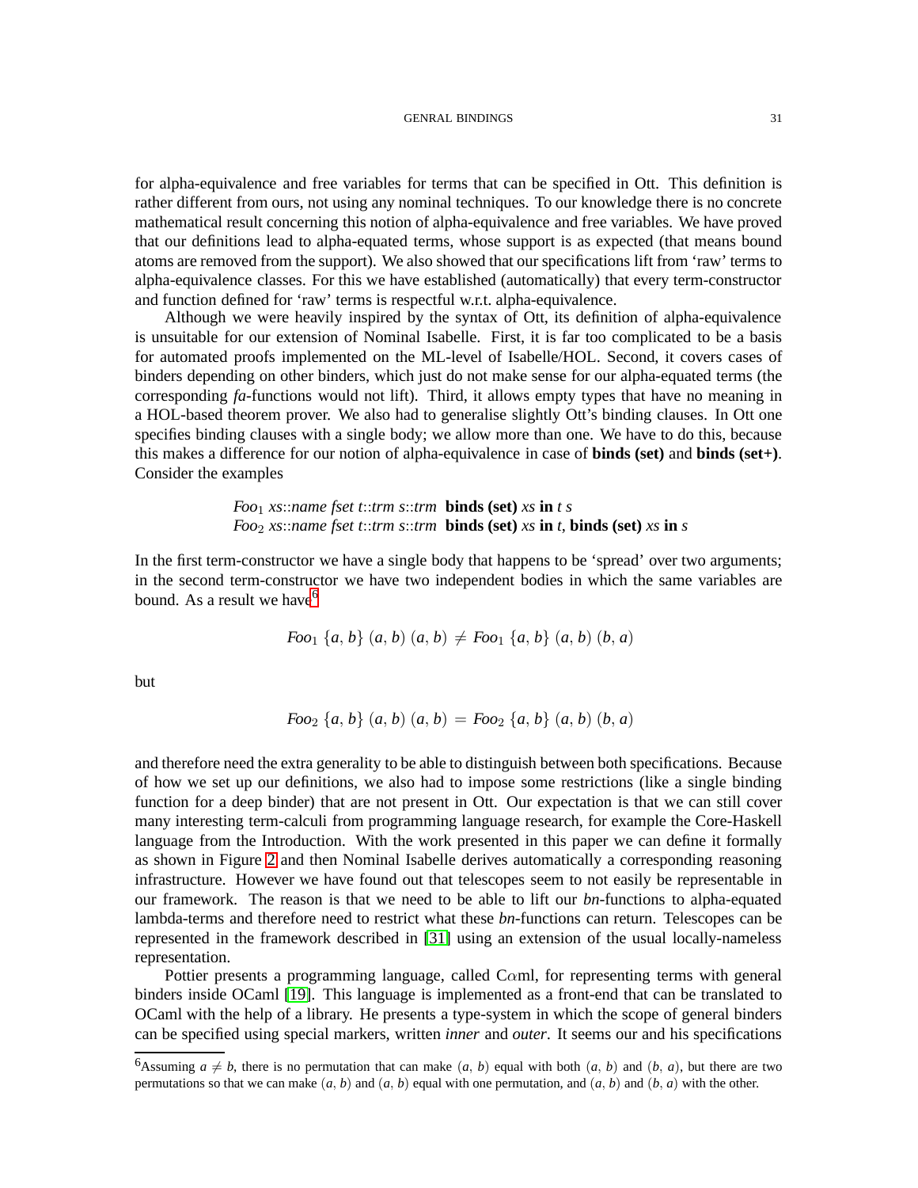for alpha-equivalence and free variables for terms that can be specified in Ott. This definition is rather different from ours, not using any nominal techniques. To our knowledge there is no concrete mathematical result concerning this notion of alpha-equivalence and free variables. We have proved that our definitions lead to alpha-equated terms, whose support is as expected (that means bound atoms are removed from the support). We also showed that our specifications lift from 'raw' terms to alpha-equivalence classes. For this we have established (automatically) that every term-constructor and function defined for 'raw' terms is respectful w.r.t. alpha-equivalence.

Although we were heavily inspired by the syntax of Ott, its definition of alpha-equivalence is unsuitable for our extension of Nominal Isabelle. First, it is far too complicated to be a basis for automated proofs implemented on the ML-level of Isabelle/HOL. Second, it covers cases of binders depending on other binders, which just do not make sense for our alpha-equated terms (the corresponding *fa*-functions would not lift). Third, it allows empty types that have no meaning in a HOL-based theorem prover. We also had to generalise slightly Ott's binding clauses. In Ott one specifies binding clauses with a single body; we allow more than one. We have to do this, because this makes a difference for our notion of alpha-equivalence in case of **binds (set)** and **binds (set+)**. Consider the examples

> $Foo_1$ *xs*::*name fset t*::*trm s*::*trm* **binds (set)** *xs* **in** *t s*
> $Foo_2$ *xs*::*name fset t*::*trm s*::*trm* **binds (set)** *xs* **in** *t*, **binds (set)** *xs* **in** *s*

In the first term-constructor we have a single body that happens to be 'spread' over two arguments; in the second term-constructor we have two independent bodies in which the same variables are bound. As a result we have[6]

$$Foo_1\ \{a,\, b\}\ (a,\, b)\ (a,\, b)\ \neq\ Foo_1\ \{a,\, b\}\ (a,\, b)\ (b,\, a)$$

but

$$Foo_2\ \{a,\, b\}\ (a,\, b)\ (a,\, b)\ =\ Foo_2\ \{a,\, b\}\ (a,\, b)\ (b,\, a)$$

and therefore need the extra generality to be able to distinguish between both specifications. Because of how we set up our definitions, we also had to impose some restrictions (like a single binding function for a deep binder) that are not present in Ott. Our expectation is that we can still cover many interesting term-calculi from programming language research, for example the Core-Haskell language from the Introduction. With the work presented in this paper we can define it formally as shown in Figure 2 and then Nominal Isabelle derives automatically a corresponding reasoning infrastructure. However we have found out that telescopes seem to not easily be representable in our framework. The reason is that we need to be able to lift our *bn*-functions to alpha-equated lambda-terms and therefore need to restrict what these *bn*-functions can return. Telescopes can be represented in the framework described in [31] using an extension of the usual locally-nameless representation.

Pottier presents a programming language, called C$\alpha$ml, for representing terms with general binders inside OCaml [19]. This language is implemented as a front-end that can be translated to OCaml with the help of a library. He presents a type-system in which the scope of general binders can be specified using special markers, written *inner* and *outer*. It seems our and his specifications

---

[6] Assuming $a \neq b$, there is no permutation that can make $(a,\, b)$ equal with both $(a,\, b)$ and $(b,\, a)$, but there are two permutations so that we can make $(a,\, b)$ and $(a,\, b)$ equal with one permutation, and $(a,\, b)$ and $(b,\, a)$ with the other.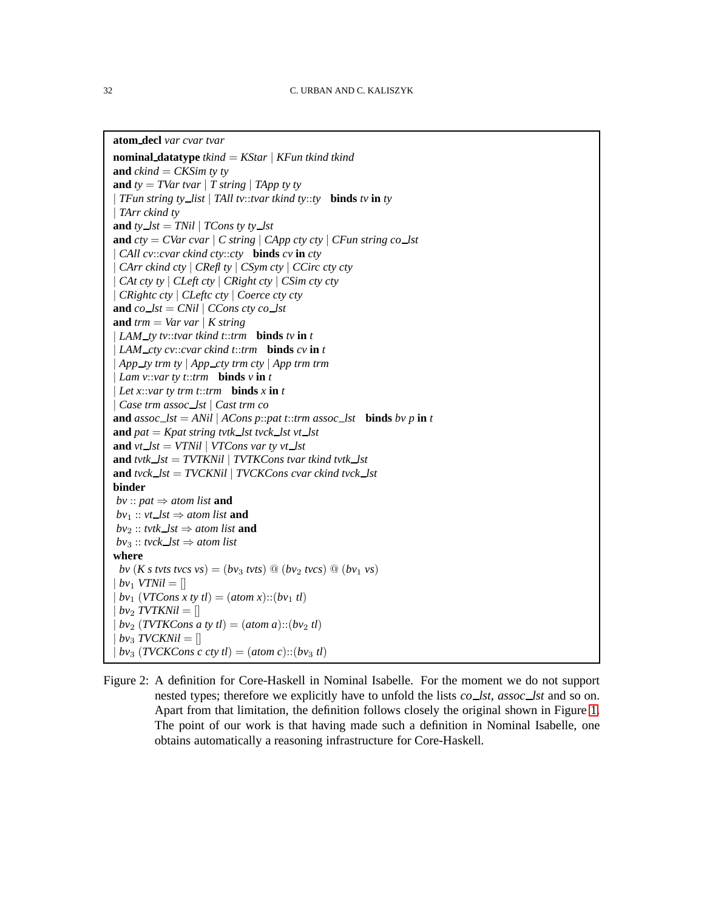```
atom_decl var cvar tvar
nominal_datatype tkind = KStar | KFun tkind tkind
and ckind = CKSim ty ty
and ty = TVar tvar | T string | TApp ty ty
| TFun string ty_list | TAll tv::tvar tkind ty::ty   binds tv in ty
| TArr ckind ty
and ty_lst = TNil | TCons ty ty_lst
and cty = CVar cvar | C string | CApp cty cty | CFun string co_lst
| CAll cv::cvar ckind cty::cty   binds cv in cty
| CArr ckind cty | CRefl ty | CSym cty | CCirc cty cty
| CAt cty ty | CLeft cty | CRight cty | CSim cty cty
| CRightc cty | CLeftc cty | Coerce cty cty
and co_lst = CNil | CCons cty co_lst
and trm = Var var | K string
| LAM_ty tv::tvar tkind t::trm   binds tv in t
| LAM_cty cv::cvar ckind t::trm   binds cv in t
| App_ty trm ty | App_cty trm cty | App trm trm
| Lam v::var ty t::trm   binds v in t
| Let x::var ty trm t::trm   binds x in t
| Case trm assoc_lst | Cast trm co
and assoc_lst = ANil | ACons p::pat t::trm assoc_lst   binds bv p in t
and pat = Kpat string tvtk_lst tvck_lst vt_lst
and vt_lst = VTNil | VTCons var ty vt_lst
and tvtk_lst = TVTKNil | TVTKCons tvar tkind tvtk_lst
and tvck_lst = TVCKNil | TVCKCons cvar ckind tvck_lst
binder
 bv :: pat ⇒ atom list and
 bv1 :: vt_lst ⇒ atom list and
 bv2 :: tvtk_lst ⇒ atom list and
 bv3 :: tvck_lst ⇒ atom list
where
  bv (K s tvts tvcs vs) = (bv3 tvts) @ (bv2 tvcs) @ (bv1 vs)
| bv1 VTNil = []
| bv1 (VTCons x ty tl) = (atom x)::(bv1 tl)
| bv2 TVTKNil = []
| bv2 (TVTKCons a ty tl) = (atom a)::(bv2 tl)
| bv3 TVCKNil = []
| bv3 (TVCKCons c cty tl) = (atom c)::(bv3 tl)
```

Figure 2: A definition for Core-Haskell in Nominal Isabelle. For the moment we do not support nested types; therefore we explicitly have to unfold the lists *co_lst*, *assoc_lst* and so on. Apart from that limitation, the definition follows closely the original shown in Figure 1. The point of our work is that having made such a definition in Nominal Isabelle, one obtains automatically a reasoning infrastructure for Core-Haskell.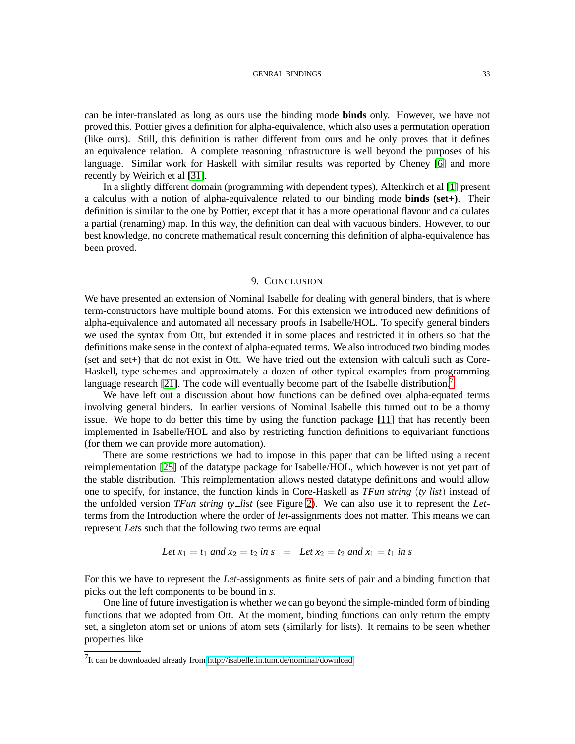can be inter-translated as long as ours use the binding mode **binds** only. However, we have not proved this. Pottier gives a definition for alpha-equivalence, which also uses a permutation operation (like ours). Still, this definition is rather different from ours and he only proves that it defines an equivalence relation. A complete reasoning infrastructure is well beyond the purposes of his language. Similar work for Haskell with similar results was reported by Cheney [6] and more recently by Weirich et al [31].

In a slightly different domain (programming with dependent types), Altenkirch et al [1] present a calculus with a notion of alpha-equivalence related to our binding mode **binds (set+)**. Their definition is similar to the one by Pottier, except that it has a more operational flavour and calculates a partial (renaming) map. In this way, the definition can deal with vacuous binders. However, to our best knowledge, no concrete mathematical result concerning this definition of alpha-equivalence has been proved.

## 9. Conclusion

We have presented an extension of Nominal Isabelle for dealing with general binders, that is where term-constructors have multiple bound atoms. For this extension we introduced new definitions of alpha-equivalence and automated all necessary proofs in Isabelle/HOL. To specify general binders we used the syntax from Ott, but extended it in some places and restricted it in others so that the definitions make sense in the context of alpha-equated terms. We also introduced two binding modes (set and set+) that do not exist in Ott. We have tried out the extension with calculi such as Core-Haskell, type-schemes and approximately a dozen of other typical examples from programming language research [21]. The code will eventually become part of the Isabelle distribution.[7]

We have left out a discussion about how functions can be defined over alpha-equated terms involving general binders. In earlier versions of Nominal Isabelle this turned out to be a thorny issue. We hope to do better this time by using the function package [11] that has recently been implemented in Isabelle/HOL and also by restricting function definitions to equivariant functions (for them we can provide more automation).

There are some restrictions we had to impose in this paper that can be lifted using a recent reimplementation [25] of the datatype package for Isabelle/HOL, which however is not yet part of the stable distribution. This reimplementation allows nested datatype definitions and would allow one to specify, for instance, the function kinds in Core-Haskell as *TFun string* (*ty list*) instead of the unfolded version *TFun string ty_list* (see Figure 2). We can also use it to represent the *Let*-terms from the Introduction where the order of *let*-assignments does not matter. This means we can represent *Let*s such that the following two terms are equal

$$\textit{Let } x_1 = t_1 \textit{ and } x_2 = t_2 \textit{ in } s \;\;=\;\; \textit{Let } x_2 = t_2 \textit{ and } x_1 = t_1 \textit{ in } s$$

For this we have to represent the *Let*-assignments as finite sets of pair and a binding function that picks out the left components to be bound in *s*.

One line of future investigation is whether we can go beyond the simple-minded form of binding functions that we adopted from Ott. At the moment, binding functions can only return the empty set, a singleton atom set or unions of atom sets (similarly for lists). It remains to be seen whether properties like

[7] It can be downloaded already from http://isabelle.in.tum.de/nominal/download.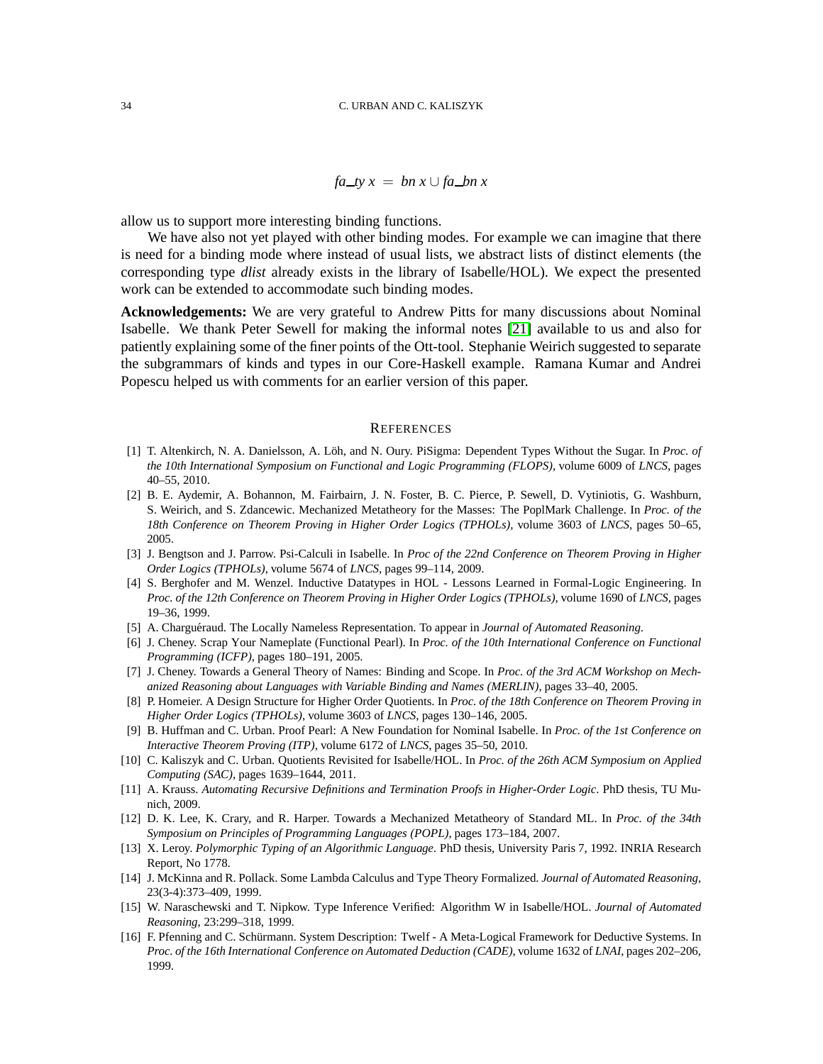$$fa\_ty\ x\ =\ bn\ x \cup fa\_bn\ x$$

allow us to support more interesting binding functions.

We have also not yet played with other binding modes. For example we can imagine that there is need for a binding mode where instead of usual lists, we abstract lists of distinct elements (the corresponding type *dlist* already exists in the library of Isabelle/HOL). We expect the presented work can be extended to accommodate such binding modes.

**Acknowledgements:** We are very grateful to Andrew Pitts for many discussions about Nominal Isabelle. We thank Peter Sewell for making the informal notes [21] available to us and also for patiently explaining some of the finer points of the Ott-tool. Stephanie Weirich suggested to separate the subgrammars of kinds and types in our Core-Haskell example. Ramana Kumar and Andrei Popescu helped us with comments for an earlier version of this paper.

## References

[1] T. Altenkirch, N. A. Danielsson, A. Löh, and N. Oury. PiSigma: Dependent Types Without the Sugar. In *Proc. of the 10th International Symposium on Functional and Logic Programming (FLOPS)*, volume 6009 of *LNCS*, pages 40–55, 2010.

[2] B. E. Aydemir, A. Bohannon, M. Fairbairn, J. N. Foster, B. C. Pierce, P. Sewell, D. Vytiniotis, G. Washburn, S. Weirich, and S. Zdancewic. Mechanized Metatheory for the Masses: The PoplMark Challenge. In *Proc. of the 18th Conference on Theorem Proving in Higher Order Logics (TPHOLs)*, volume 3603 of *LNCS*, pages 50–65, 2005.

[3] J. Bengtson and J. Parrow. Psi-Calculi in Isabelle. In *Proc of the 22nd Conference on Theorem Proving in Higher Order Logics (TPHOLs)*, volume 5674 of *LNCS*, pages 99–114, 2009.

[4] S. Berghofer and M. Wenzel. Inductive Datatypes in HOL - Lessons Learned in Formal-Logic Engineering. In *Proc. of the 12th Conference on Theorem Proving in Higher Order Logics (TPHOLs)*, volume 1690 of *LNCS*, pages 19–36, 1999.

[5] A. Charguéraud. The Locally Nameless Representation. To appear in *Journal of Automated Reasoning*.

[6] J. Cheney. Scrap Your Nameplate (Functional Pearl). In *Proc. of the 10th International Conference on Functional Programming (ICFP)*, pages 180–191, 2005.

[7] J. Cheney. Towards a General Theory of Names: Binding and Scope. In *Proc. of the 3rd ACM Workshop on Mechanized Reasoning about Languages with Variable Binding and Names (MERLIN)*, pages 33–40, 2005.

[8] P. Homeier. A Design Structure for Higher Order Quotients. In *Proc. of the 18th Conference on Theorem Proving in Higher Order Logics (TPHOLs)*, volume 3603 of *LNCS*, pages 130–146, 2005.

[9] B. Huffman and C. Urban. Proof Pearl: A New Foundation for Nominal Isabelle. In *Proc. of the 1st Conference on Interactive Theorem Proving (ITP)*, volume 6172 of *LNCS*, pages 35–50, 2010.

[10] C. Kaliszyk and C. Urban. Quotients Revisited for Isabelle/HOL. In *Proc. of the 26th ACM Symposium on Applied Computing (SAC)*, pages 1639–1644, 2011.

[11] A. Krauss. *Automating Recursive Definitions and Termination Proofs in Higher-Order Logic*. PhD thesis, TU Munich, 2009.

[12] D. K. Lee, K. Crary, and R. Harper. Towards a Mechanized Metatheory of Standard ML. In *Proc. of the 34th Symposium on Principles of Programming Languages (POPL)*, pages 173–184, 2007.

[13] X. Leroy. *Polymorphic Typing of an Algorithmic Language*. PhD thesis, University Paris 7, 1992. INRIA Research Report, No 1778.

[14] J. McKinna and R. Pollack. Some Lambda Calculus and Type Theory Formalized. *Journal of Automated Reasoning*, 23(3-4):373–409, 1999.

[15] W. Naraschewski and T. Nipkow. Type Inference Verified: Algorithm W in Isabelle/HOL. *Journal of Automated Reasoning*, 23:299–318, 1999.

[16] F. Pfenning and C. Schürmann. System Description: Twelf - A Meta-Logical Framework for Deductive Systems. In *Proc. of the 16th International Conference on Automated Deduction (CADE)*, volume 1632 of *LNAI*, pages 202–206, 1999.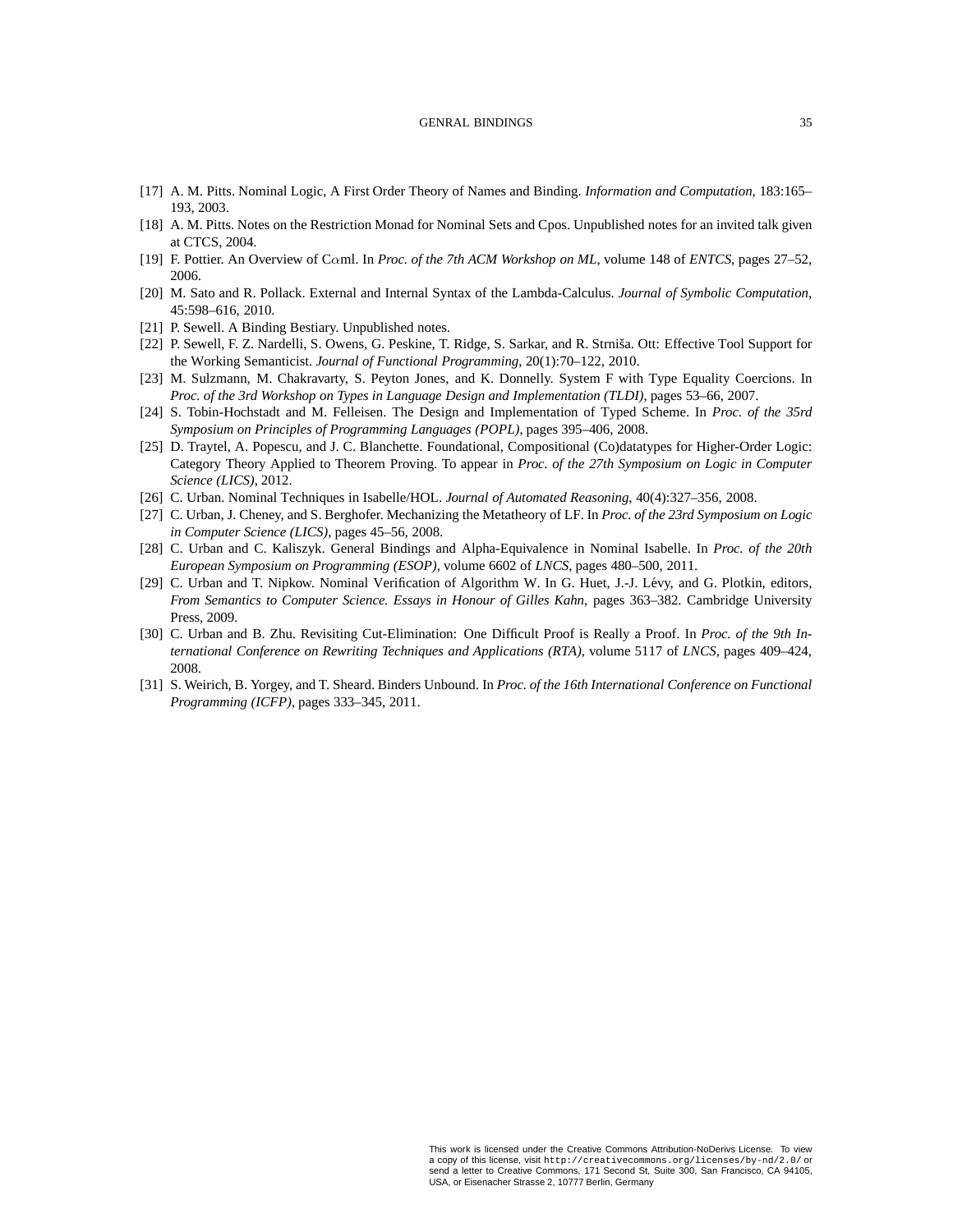[17] A. M. Pitts. Nominal Logic, A First Order Theory of Names and Binding. *Information and Computation*, 183:165–193, 2003.

[18] A. M. Pitts. Notes on the Restriction Monad for Nominal Sets and Cpos. Unpublished notes for an invited talk given at CTCS, 2004.

[19] F. Pottier. An Overview of C$\alpha$ml. In *Proc. of the 7th ACM Workshop on ML*, volume 148 of *ENTCS*, pages 27–52, 2006.

[20] M. Sato and R. Pollack. External and Internal Syntax of the Lambda-Calculus. *Journal of Symbolic Computation*, 45:598–616, 2010.

[21] P. Sewell. A Binding Bestiary. Unpublished notes.

[22] P. Sewell, F. Z. Nardelli, S. Owens, G. Peskine, T. Ridge, S. Sarkar, and R. Strniša. Ott: Effective Tool Support for the Working Semanticist. *Journal of Functional Programming*, 20(1):70–122, 2010.

[23] M. Sulzmann, M. Chakravarty, S. Peyton Jones, and K. Donnelly. System F with Type Equality Coercions. In *Proc. of the 3rd Workshop on Types in Language Design and Implementation (TLDI)*, pages 53–66, 2007.

[24] S. Tobin-Hochstadt and M. Felleisen. The Design and Implementation of Typed Scheme. In *Proc. of the 35rd Symposium on Principles of Programming Languages (POPL)*, pages 395–406, 2008.

[25] D. Traytel, A. Popescu, and J. C. Blanchette. Foundational, Compositional (Co)datatypes for Higher-Order Logic: Category Theory Applied to Theorem Proving. To appear in *Proc. of the 27th Symposium on Logic in Computer Science (LICS)*, 2012.

[26] C. Urban. Nominal Techniques in Isabelle/HOL. *Journal of Automated Reasoning*, 40(4):327–356, 2008.

[27] C. Urban, J. Cheney, and S. Berghofer. Mechanizing the Metatheory of LF. In *Proc. of the 23rd Symposium on Logic in Computer Science (LICS)*, pages 45–56, 2008.

[28] C. Urban and C. Kaliszyk. General Bindings and Alpha-Equivalence in Nominal Isabelle. In *Proc. of the 20th European Symposium on Programming (ESOP)*, volume 6602 of *LNCS*, pages 480–500, 2011.

[29] C. Urban and T. Nipkow. Nominal Verification of Algorithm W. In G. Huet, J.-J. Lévy, and G. Plotkin, editors, *From Semantics to Computer Science. Essays in Honour of Gilles Kahn*, pages 363–382. Cambridge University Press, 2009.

[30] C. Urban and B. Zhu. Revisiting Cut-Elimination: One Difficult Proof is Really a Proof. In *Proc. of the 9th International Conference on Rewriting Techniques and Applications (RTA)*, volume 5117 of *LNCS*, pages 409–424, 2008.

[31] S. Weirich, B. Yorgey, and T. Sheard. Binders Unbound. In *Proc. of the 16th International Conference on Functional Programming (ICFP)*, pages 333–345, 2011.

This work is licensed under the Creative Commons Attribution-NoDerivs License. To view a copy of this license, visit `http://creativecommons.org/licenses/by-nd/2.0/` or send a letter to Creative Commons, 171 Second St, Suite 300, San Francisco, CA 94105, USA, or Eisenacher Strasse 2, 10777 Berlin, Germany